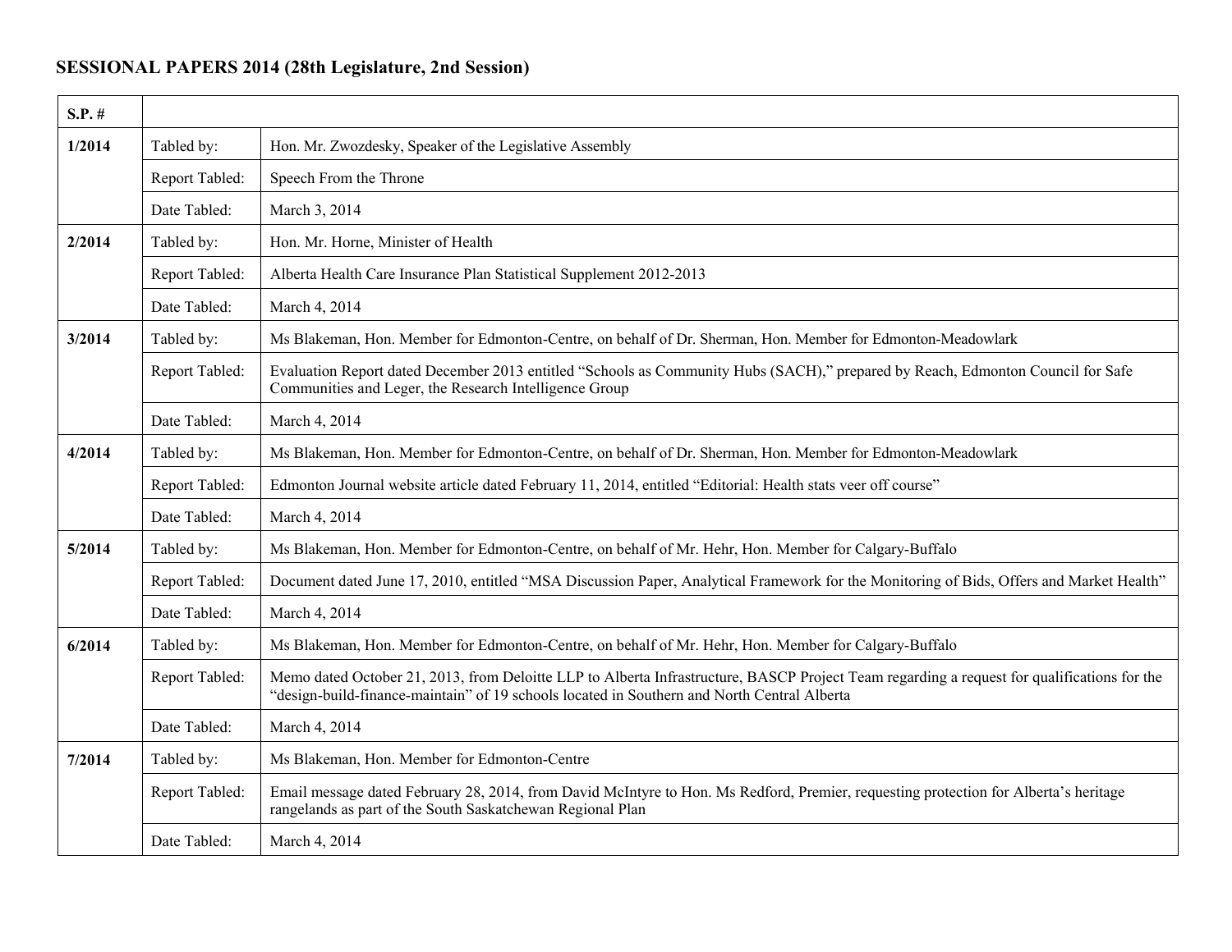# SESSIONAL PAPERS 2014 (28th Legislature, 2nd Session)

| S.P. # | | |
|---|---|---|
| **1/2014** | Tabled by: | Hon. Mr. Zwozdesky, Speaker of the Legislative Assembly |
| | Report Tabled: | Speech From the Throne |
| | Date Tabled: | March 3, 2014 |
| **2/2014** | Tabled by: | Hon. Mr. Horne, Minister of Health |
| | Report Tabled: | Alberta Health Care Insurance Plan Statistical Supplement 2012-2013 |
| | Date Tabled: | March 4, 2014 |
| **3/2014** | Tabled by: | Ms Blakeman, Hon. Member for Edmonton-Centre, on behalf of Dr. Sherman, Hon. Member for Edmonton-Meadowlark |
| | Report Tabled: | Evaluation Report dated December 2013 entitled "Schools as Community Hubs (SACH)," prepared by Reach, Edmonton Council for Safe Communities and Leger, the Research Intelligence Group |
| | Date Tabled: | March 4, 2014 |
| **4/2014** | Tabled by: | Ms Blakeman, Hon. Member for Edmonton-Centre, on behalf of Dr. Sherman, Hon. Member for Edmonton-Meadowlark |
| | Report Tabled: | Edmonton Journal website article dated February 11, 2014, entitled "Editorial: Health stats veer off course" |
| | Date Tabled: | March 4, 2014 |
| **5/2014** | Tabled by: | Ms Blakeman, Hon. Member for Edmonton-Centre, on behalf of Mr. Hehr, Hon. Member for Calgary-Buffalo |
| | Report Tabled: | Document dated June 17, 2010, entitled "MSA Discussion Paper, Analytical Framework for the Monitoring of Bids, Offers and Market Health" |
| | Date Tabled: | March 4, 2014 |
| **6/2014** | Tabled by: | Ms Blakeman, Hon. Member for Edmonton-Centre, on behalf of Mr. Hehr, Hon. Member for Calgary-Buffalo |
| | Report Tabled: | Memo dated October 21, 2013, from Deloitte LLP to Alberta Infrastructure, BASCP Project Team regarding a request for qualifications for the "design-build-finance-maintain" of 19 schools located in Southern and North Central Alberta |
| | Date Tabled: | March 4, 2014 |
| **7/2014** | Tabled by: | Ms Blakeman, Hon. Member for Edmonton-Centre |
| | Report Tabled: | Email message dated February 28, 2014, from David McIntyre to Hon. Ms Redford, Premier, requesting protection for Alberta's heritage rangelands as part of the South Saskatchewan Regional Plan |
| | Date Tabled: | March 4, 2014 |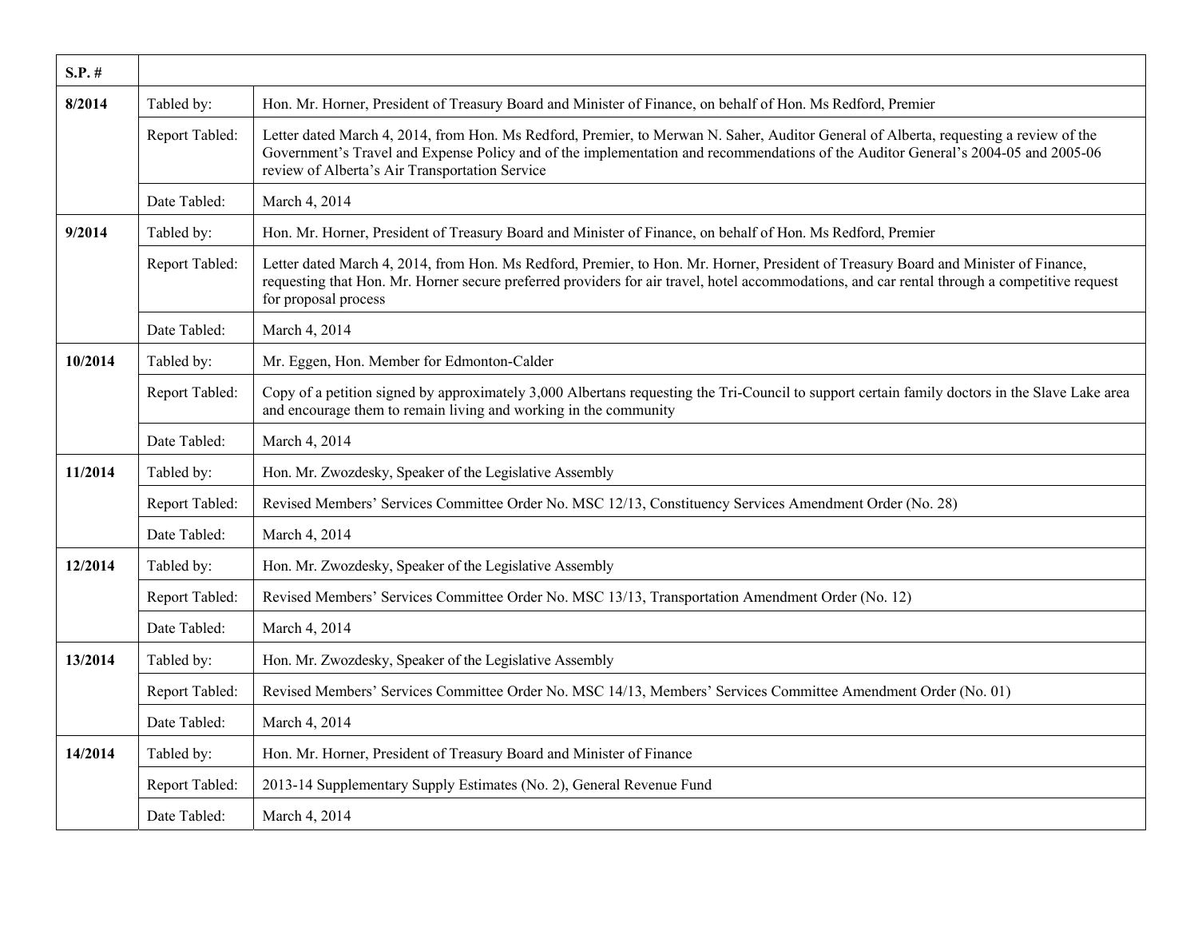| S.P. # | | |
|---|---|---|
| **8/2014** | Tabled by: | Hon. Mr. Horner, President of Treasury Board and Minister of Finance, on behalf of Hon. Ms Redford, Premier |
| | Report Tabled: | Letter dated March 4, 2014, from Hon. Ms Redford, Premier, to Merwan N. Saher, Auditor General of Alberta, requesting a review of the Government's Travel and Expense Policy and of the implementation and recommendations of the Auditor General's 2004-05 and 2005-06 review of Alberta's Air Transportation Service |
| | Date Tabled: | March 4, 2014 |
| **9/2014** | Tabled by: | Hon. Mr. Horner, President of Treasury Board and Minister of Finance, on behalf of Hon. Ms Redford, Premier |
| | Report Tabled: | Letter dated March 4, 2014, from Hon. Ms Redford, Premier, to Hon. Mr. Horner, President of Treasury Board and Minister of Finance, requesting that Hon. Mr. Horner secure preferred providers for air travel, hotel accommodations, and car rental through a competitive request for proposal process |
| | Date Tabled: | March 4, 2014 |
| **10/2014** | Tabled by: | Mr. Eggen, Hon. Member for Edmonton-Calder |
| | Report Tabled: | Copy of a petition signed by approximately 3,000 Albertans requesting the Tri-Council to support certain family doctors in the Slave Lake area and encourage them to remain living and working in the community |
| | Date Tabled: | March 4, 2014 |
| **11/2014** | Tabled by: | Hon. Mr. Zwozdesky, Speaker of the Legislative Assembly |
| | Report Tabled: | Revised Members' Services Committee Order No. MSC 12/13, Constituency Services Amendment Order (No. 28) |
| | Date Tabled: | March 4, 2014 |
| **12/2014** | Tabled by: | Hon. Mr. Zwozdesky, Speaker of the Legislative Assembly |
| | Report Tabled: | Revised Members' Services Committee Order No. MSC 13/13, Transportation Amendment Order (No. 12) |
| | Date Tabled: | March 4, 2014 |
| **13/2014** | Tabled by: | Hon. Mr. Zwozdesky, Speaker of the Legislative Assembly |
| | Report Tabled: | Revised Members' Services Committee Order No. MSC 14/13, Members' Services Committee Amendment Order (No. 01) |
| | Date Tabled: | March 4, 2014 |
| **14/2014** | Tabled by: | Hon. Mr. Horner, President of Treasury Board and Minister of Finance |
| | Report Tabled: | 2013-14 Supplementary Supply Estimates (No. 2), General Revenue Fund |
| | Date Tabled: | March 4, 2014 |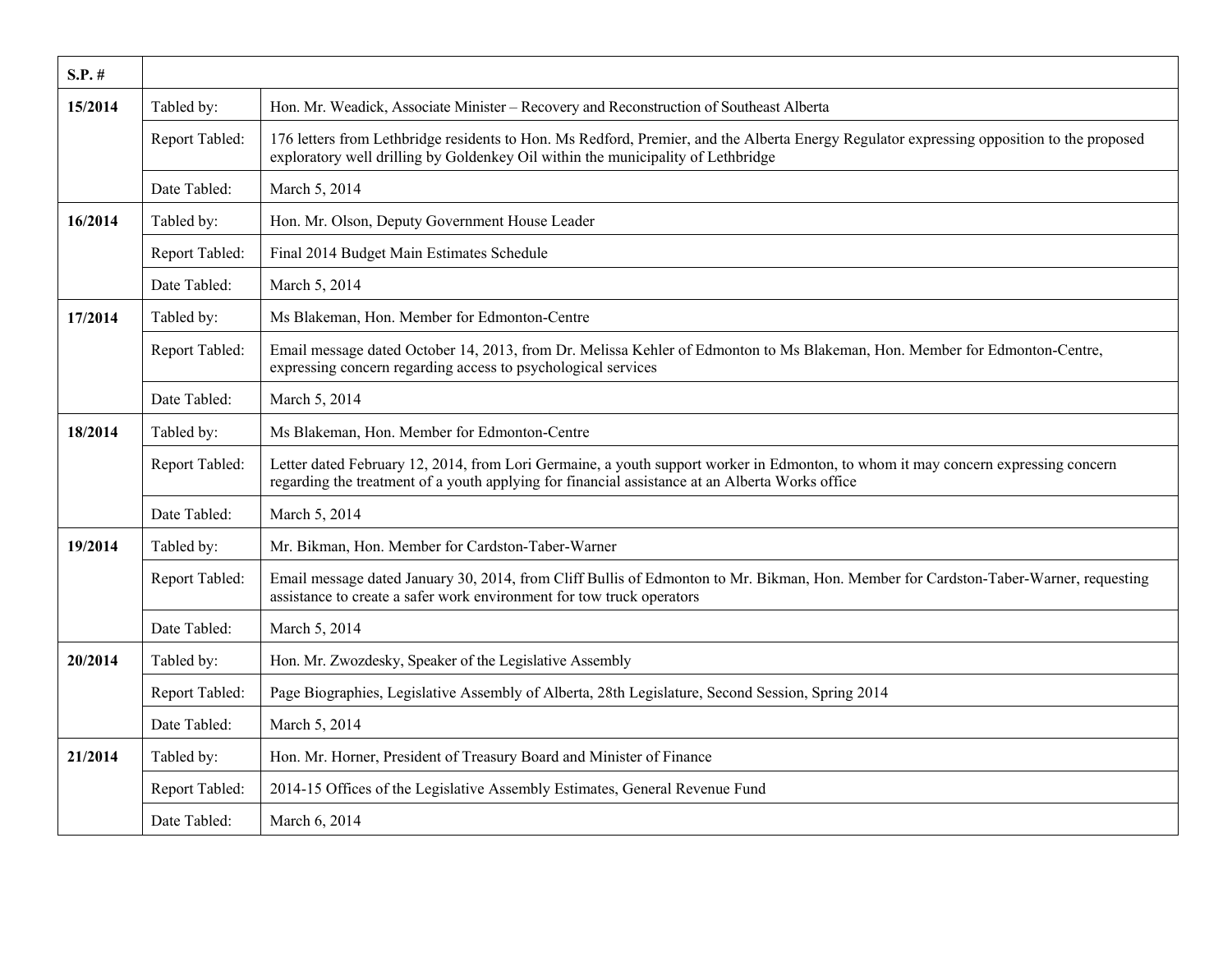| S.P. # | | |
|---|---|---|
| 15/2014 | Tabled by: | Hon. Mr. Weadick, Associate Minister – Recovery and Reconstruction of Southeast Alberta |
| | Report Tabled: | 176 letters from Lethbridge residents to Hon. Ms Redford, Premier, and the Alberta Energy Regulator expressing opposition to the proposed exploratory well drilling by Goldenkey Oil within the municipality of Lethbridge |
| | Date Tabled: | March 5, 2014 |
| 16/2014 | Tabled by: | Hon. Mr. Olson, Deputy Government House Leader |
| | Report Tabled: | Final 2014 Budget Main Estimates Schedule |
| | Date Tabled: | March 5, 2014 |
| 17/2014 | Tabled by: | Ms Blakeman, Hon. Member for Edmonton-Centre |
| | Report Tabled: | Email message dated October 14, 2013, from Dr. Melissa Kehler of Edmonton to Ms Blakeman, Hon. Member for Edmonton-Centre, expressing concern regarding access to psychological services |
| | Date Tabled: | March 5, 2014 |
| 18/2014 | Tabled by: | Ms Blakeman, Hon. Member for Edmonton-Centre |
| | Report Tabled: | Letter dated February 12, 2014, from Lori Germaine, a youth support worker in Edmonton, to whom it may concern expressing concern regarding the treatment of a youth applying for financial assistance at an Alberta Works office |
| | Date Tabled: | March 5, 2014 |
| 19/2014 | Tabled by: | Mr. Bikman, Hon. Member for Cardston-Taber-Warner |
| | Report Tabled: | Email message dated January 30, 2014, from Cliff Bullis of Edmonton to Mr. Bikman, Hon. Member for Cardston-Taber-Warner, requesting assistance to create a safer work environment for tow truck operators |
| | Date Tabled: | March 5, 2014 |
| 20/2014 | Tabled by: | Hon. Mr. Zwozdesky, Speaker of the Legislative Assembly |
| | Report Tabled: | Page Biographies, Legislative Assembly of Alberta, 28th Legislature, Second Session, Spring 2014 |
| | Date Tabled: | March 5, 2014 |
| 21/2014 | Tabled by: | Hon. Mr. Horner, President of Treasury Board and Minister of Finance |
| | Report Tabled: | 2014-15 Offices of the Legislative Assembly Estimates, General Revenue Fund |
| | Date Tabled: | March 6, 2014 |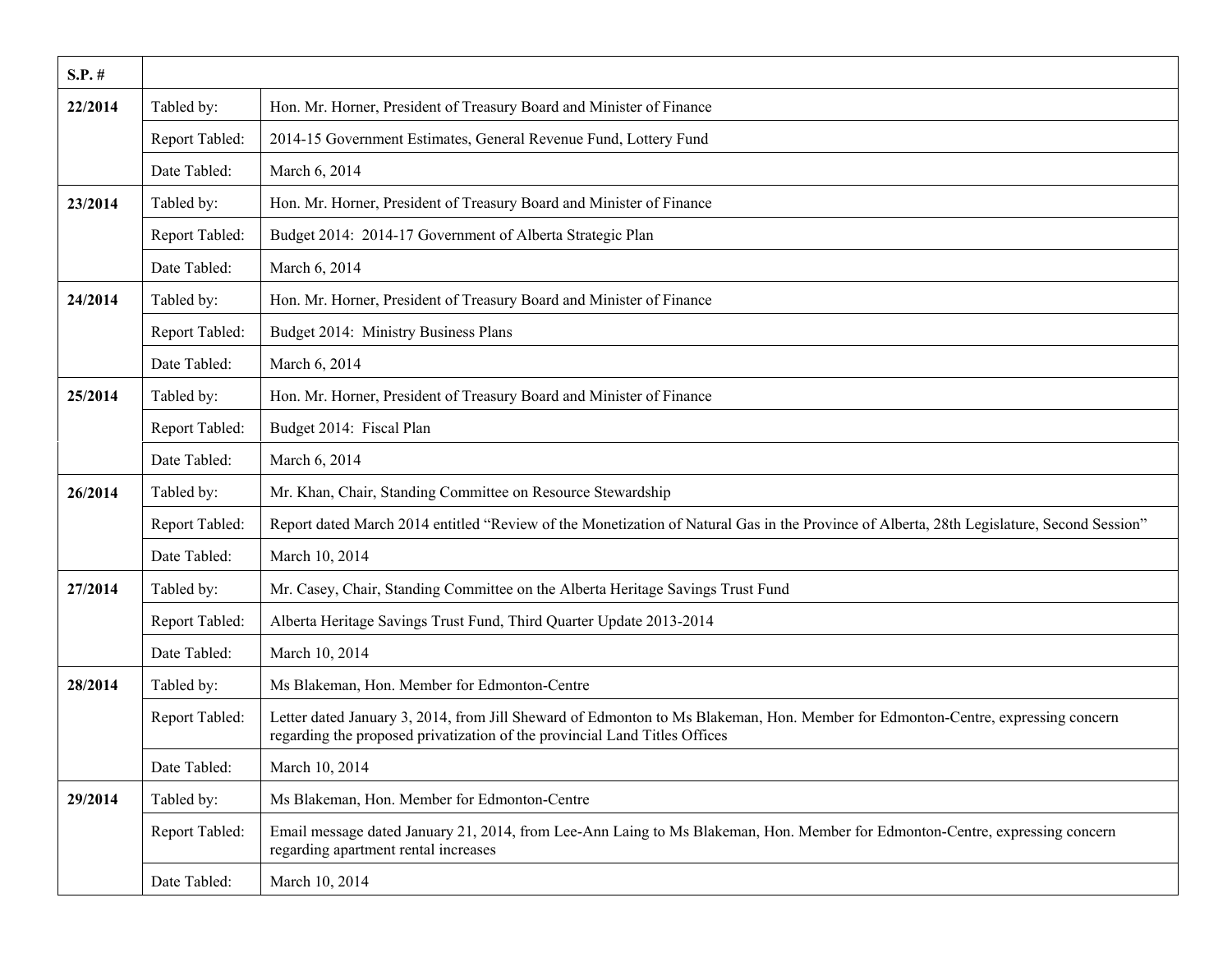| S.P. # | | |
|---|---|---|
| **22/2014** | Tabled by: | Hon. Mr. Horner, President of Treasury Board and Minister of Finance |
| | Report Tabled: | 2014-15 Government Estimates, General Revenue Fund, Lottery Fund |
| | Date Tabled: | March 6, 2014 |
| **23/2014** | Tabled by: | Hon. Mr. Horner, President of Treasury Board and Minister of Finance |
| | Report Tabled: | Budget 2014: 2014-17 Government of Alberta Strategic Plan |
| | Date Tabled: | March 6, 2014 |
| **24/2014** | Tabled by: | Hon. Mr. Horner, President of Treasury Board and Minister of Finance |
| | Report Tabled: | Budget 2014: Ministry Business Plans |
| | Date Tabled: | March 6, 2014 |
| **25/2014** | Tabled by: | Hon. Mr. Horner, President of Treasury Board and Minister of Finance |
| | Report Tabled: | Budget 2014: Fiscal Plan |
| | Date Tabled: | March 6, 2014 |
| **26/2014** | Tabled by: | Mr. Khan, Chair, Standing Committee on Resource Stewardship |
| | Report Tabled: | Report dated March 2014 entitled "Review of the Monetization of Natural Gas in the Province of Alberta, 28th Legislature, Second Session" |
| | Date Tabled: | March 10, 2014 |
| **27/2014** | Tabled by: | Mr. Casey, Chair, Standing Committee on the Alberta Heritage Savings Trust Fund |
| | Report Tabled: | Alberta Heritage Savings Trust Fund, Third Quarter Update 2013-2014 |
| | Date Tabled: | March 10, 2014 |
| **28/2014** | Tabled by: | Ms Blakeman, Hon. Member for Edmonton-Centre |
| | Report Tabled: | Letter dated January 3, 2014, from Jill Sheward of Edmonton to Ms Blakeman, Hon. Member for Edmonton-Centre, expressing concern regarding the proposed privatization of the provincial Land Titles Offices |
| | Date Tabled: | March 10, 2014 |
| **29/2014** | Tabled by: | Ms Blakeman, Hon. Member for Edmonton-Centre |
| | Report Tabled: | Email message dated January 21, 2014, from Lee-Ann Laing to Ms Blakeman, Hon. Member for Edmonton-Centre, expressing concern regarding apartment rental increases |
| | Date Tabled: | March 10, 2014 |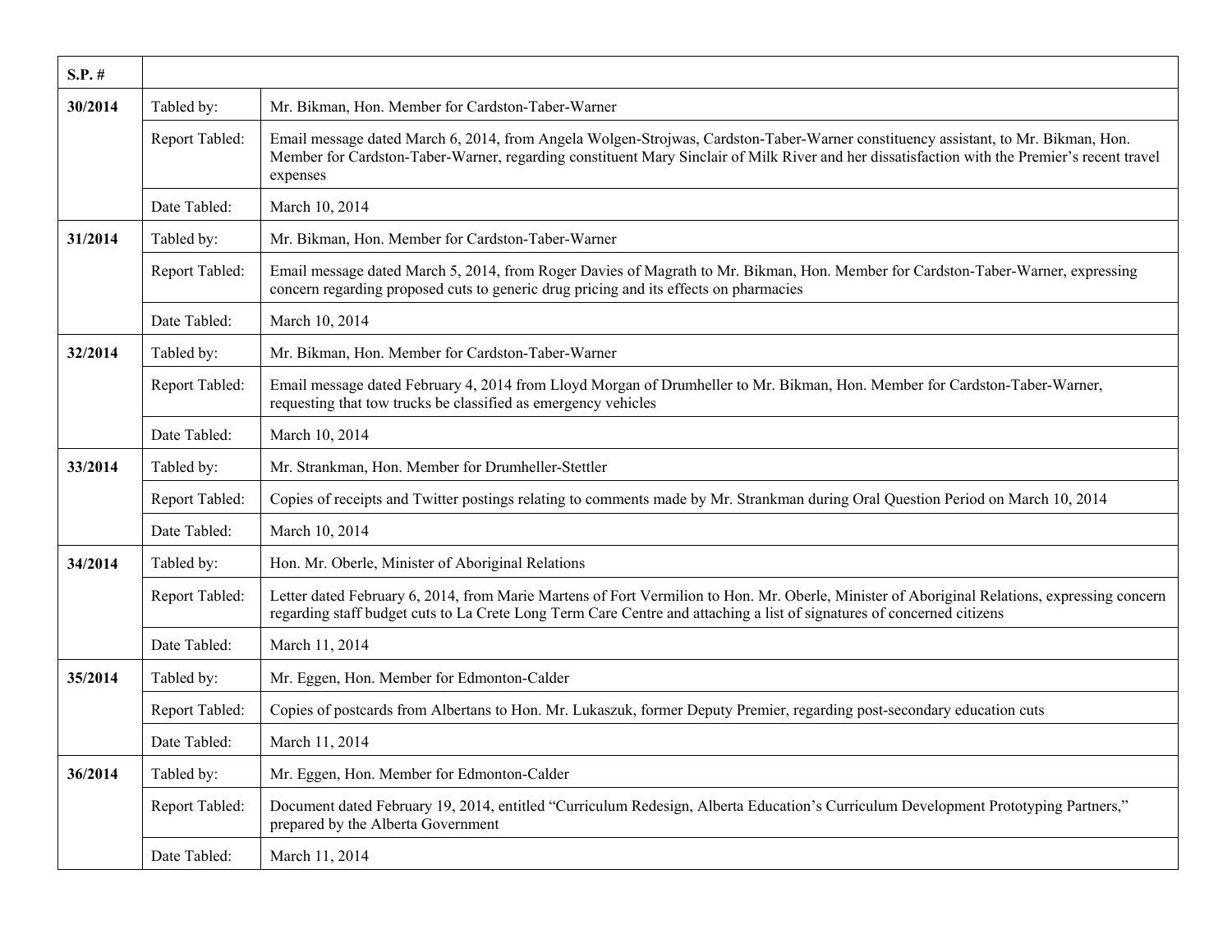| S.P. # | | |
|---|---|---|
| **30/2014** | Tabled by: | Mr. Bikman, Hon. Member for Cardston-Taber-Warner |
| | Report Tabled: | Email message dated March 6, 2014, from Angela Wolgen-Strojwas, Cardston-Taber-Warner constituency assistant, to Mr. Bikman, Hon. Member for Cardston-Taber-Warner, regarding constituent Mary Sinclair of Milk River and her dissatisfaction with the Premier's recent travel expenses |
| | Date Tabled: | March 10, 2014 |
| **31/2014** | Tabled by: | Mr. Bikman, Hon. Member for Cardston-Taber-Warner |
| | Report Tabled: | Email message dated March 5, 2014, from Roger Davies of Magrath to Mr. Bikman, Hon. Member for Cardston-Taber-Warner, expressing concern regarding proposed cuts to generic drug pricing and its effects on pharmacies |
| | Date Tabled: | March 10, 2014 |
| **32/2014** | Tabled by: | Mr. Bikman, Hon. Member for Cardston-Taber-Warner |
| | Report Tabled: | Email message dated February 4, 2014 from Lloyd Morgan of Drumheller to Mr. Bikman, Hon. Member for Cardston-Taber-Warner, requesting that tow trucks be classified as emergency vehicles |
| | Date Tabled: | March 10, 2014 |
| **33/2014** | Tabled by: | Mr. Strankman, Hon. Member for Drumheller-Stettler |
| | Report Tabled: | Copies of receipts and Twitter postings relating to comments made by Mr. Strankman during Oral Question Period on March 10, 2014 |
| | Date Tabled: | March 10, 2014 |
| **34/2014** | Tabled by: | Hon. Mr. Oberle, Minister of Aboriginal Relations |
| | Report Tabled: | Letter dated February 6, 2014, from Marie Martens of Fort Vermilion to Hon. Mr. Oberle, Minister of Aboriginal Relations, expressing concern regarding staff budget cuts to La Crete Long Term Care Centre and attaching a list of signatures of concerned citizens |
| | Date Tabled: | March 11, 2014 |
| **35/2014** | Tabled by: | Mr. Eggen, Hon. Member for Edmonton-Calder |
| | Report Tabled: | Copies of postcards from Albertans to Hon. Mr. Lukaszuk, former Deputy Premier, regarding post-secondary education cuts |
| | Date Tabled: | March 11, 2014 |
| **36/2014** | Tabled by: | Mr. Eggen, Hon. Member for Edmonton-Calder |
| | Report Tabled: | Document dated February 19, 2014, entitled "Curriculum Redesign, Alberta Education's Curriculum Development Prototyping Partners," prepared by the Alberta Government |
| | Date Tabled: | March 11, 2014 |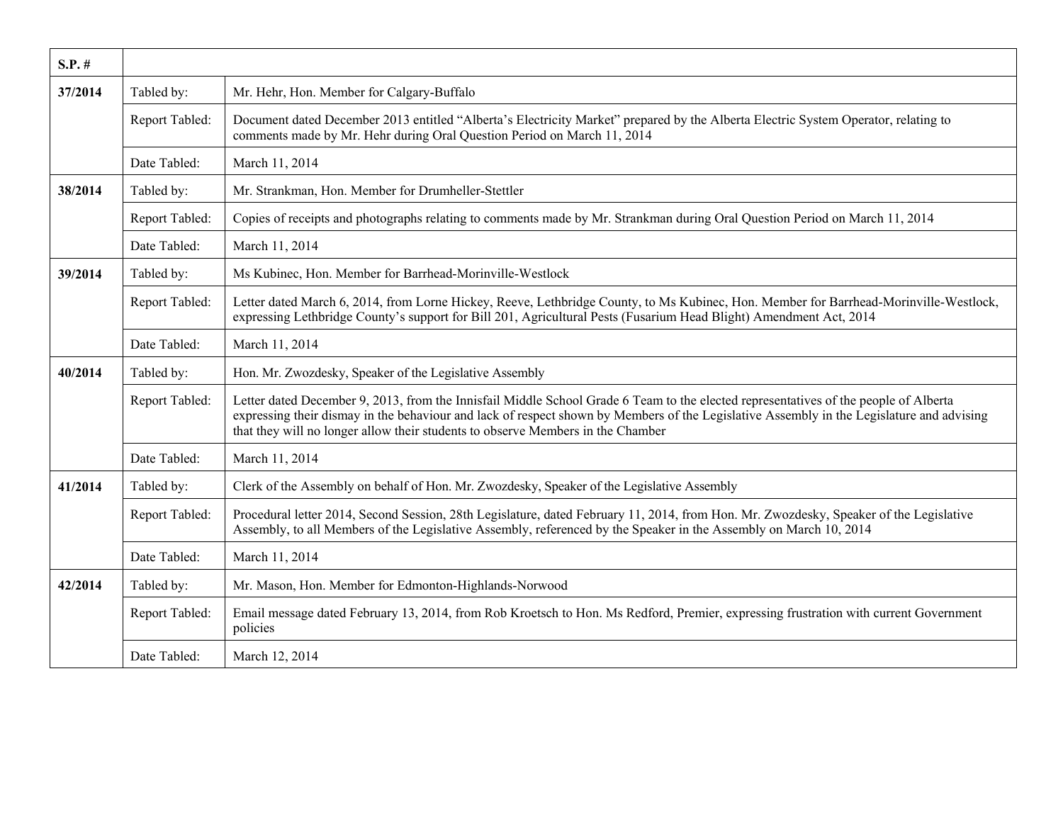| S.P. # | | |
|---|---|---|
| **37/2014** | Tabled by: | Mr. Hehr, Hon. Member for Calgary-Buffalo |
| | Report Tabled: | Document dated December 2013 entitled "Alberta's Electricity Market" prepared by the Alberta Electric System Operator, relating to comments made by Mr. Hehr during Oral Question Period on March 11, 2014 |
| | Date Tabled: | March 11, 2014 |
| **38/2014** | Tabled by: | Mr. Strankman, Hon. Member for Drumheller-Stettler |
| | Report Tabled: | Copies of receipts and photographs relating to comments made by Mr. Strankman during Oral Question Period on March 11, 2014 |
| | Date Tabled: | March 11, 2014 |
| **39/2014** | Tabled by: | Ms Kubinec, Hon. Member for Barrhead-Morinville-Westlock |
| | Report Tabled: | Letter dated March 6, 2014, from Lorne Hickey, Reeve, Lethbridge County, to Ms Kubinec, Hon. Member for Barrhead-Morinville-Westlock, expressing Lethbridge County's support for Bill 201, Agricultural Pests (Fusarium Head Blight) Amendment Act, 2014 |
| | Date Tabled: | March 11, 2014 |
| **40/2014** | Tabled by: | Hon. Mr. Zwozdesky, Speaker of the Legislative Assembly |
| | Report Tabled: | Letter dated December 9, 2013, from the Innisfail Middle School Grade 6 Team to the elected representatives of the people of Alberta expressing their dismay in the behaviour and lack of respect shown by Members of the Legislative Assembly in the Legislature and advising that they will no longer allow their students to observe Members in the Chamber |
| | Date Tabled: | March 11, 2014 |
| **41/2014** | Tabled by: | Clerk of the Assembly on behalf of Hon. Mr. Zwozdesky, Speaker of the Legislative Assembly |
| | Report Tabled: | Procedural letter 2014, Second Session, 28th Legislature, dated February 11, 2014, from Hon. Mr. Zwozdesky, Speaker of the Legislative Assembly, to all Members of the Legislative Assembly, referenced by the Speaker in the Assembly on March 10, 2014 |
| | Date Tabled: | March 11, 2014 |
| **42/2014** | Tabled by: | Mr. Mason, Hon. Member for Edmonton-Highlands-Norwood |
| | Report Tabled: | Email message dated February 13, 2014, from Rob Kroetsch to Hon. Ms Redford, Premier, expressing frustration with current Government policies |
| | Date Tabled: | March 12, 2014 |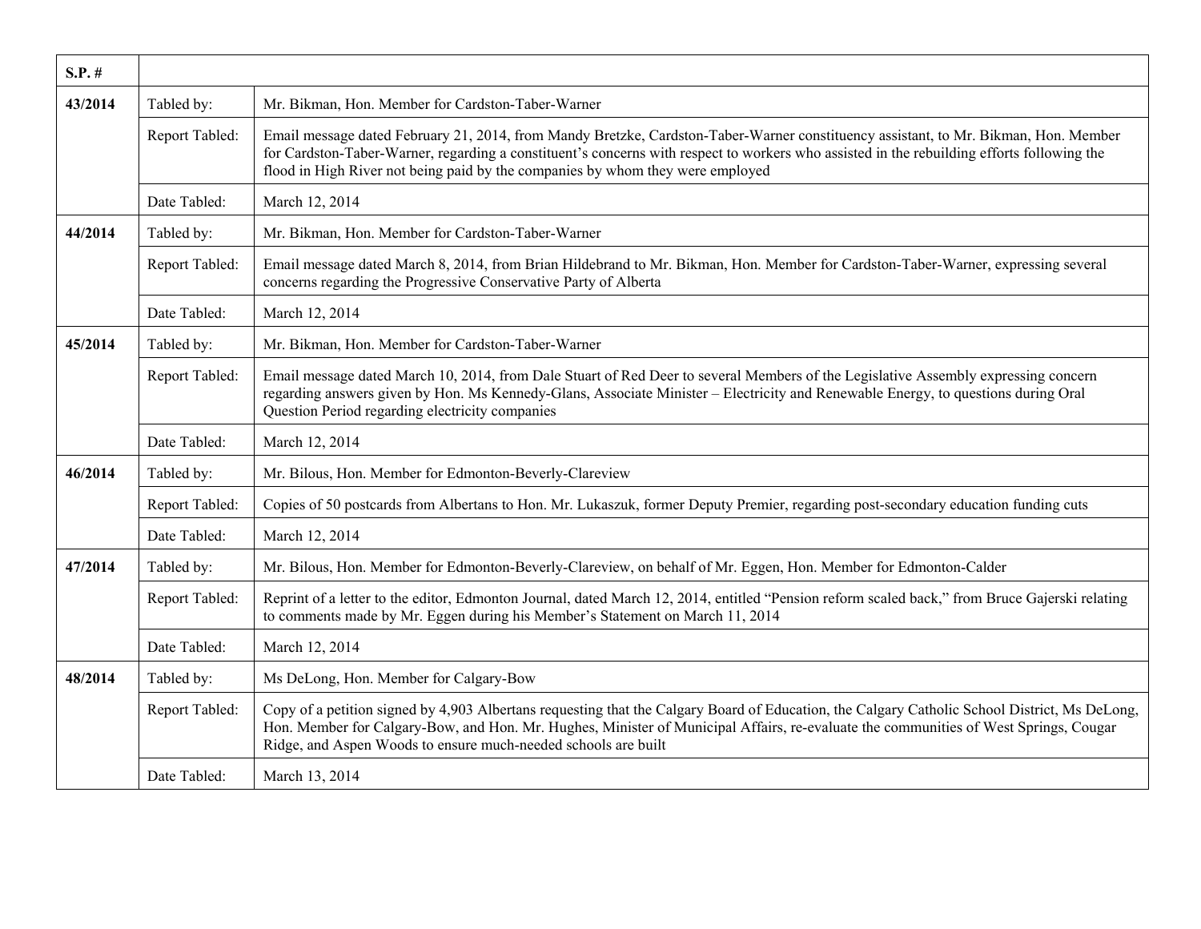| S.P. # | | |
|---|---|---|
| **43/2014** | Tabled by: | Mr. Bikman, Hon. Member for Cardston-Taber-Warner |
| | Report Tabled: | Email message dated February 21, 2014, from Mandy Bretzke, Cardston-Taber-Warner constituency assistant, to Mr. Bikman, Hon. Member for Cardston-Taber-Warner, regarding a constituent's concerns with respect to workers who assisted in the rebuilding efforts following the flood in High River not being paid by the companies by whom they were employed |
| | Date Tabled: | March 12, 2014 |
| **44/2014** | Tabled by: | Mr. Bikman, Hon. Member for Cardston-Taber-Warner |
| | Report Tabled: | Email message dated March 8, 2014, from Brian Hildebrand to Mr. Bikman, Hon. Member for Cardston-Taber-Warner, expressing several concerns regarding the Progressive Conservative Party of Alberta |
| | Date Tabled: | March 12, 2014 |
| **45/2014** | Tabled by: | Mr. Bikman, Hon. Member for Cardston-Taber-Warner |
| | Report Tabled: | Email message dated March 10, 2014, from Dale Stuart of Red Deer to several Members of the Legislative Assembly expressing concern regarding answers given by Hon. Ms Kennedy-Glans, Associate Minister – Electricity and Renewable Energy, to questions during Oral Question Period regarding electricity companies |
| | Date Tabled: | March 12, 2014 |
| **46/2014** | Tabled by: | Mr. Bilous, Hon. Member for Edmonton-Beverly-Clareview |
| | Report Tabled: | Copies of 50 postcards from Albertans to Hon. Mr. Lukaszuk, former Deputy Premier, regarding post-secondary education funding cuts |
| | Date Tabled: | March 12, 2014 |
| **47/2014** | Tabled by: | Mr. Bilous, Hon. Member for Edmonton-Beverly-Clareview, on behalf of Mr. Eggen, Hon. Member for Edmonton-Calder |
| | Report Tabled: | Reprint of a letter to the editor, Edmonton Journal, dated March 12, 2014, entitled "Pension reform scaled back," from Bruce Gajerski relating to comments made by Mr. Eggen during his Member's Statement on March 11, 2014 |
| | Date Tabled: | March 12, 2014 |
| **48/2014** | Tabled by: | Ms DeLong, Hon. Member for Calgary-Bow |
| | Report Tabled: | Copy of a petition signed by 4,903 Albertans requesting that the Calgary Board of Education, the Calgary Catholic School District, Ms DeLong, Hon. Member for Calgary-Bow, and Hon. Mr. Hughes, Minister of Municipal Affairs, re-evaluate the communities of West Springs, Cougar Ridge, and Aspen Woods to ensure much-needed schools are built |
| | Date Tabled: | March 13, 2014 |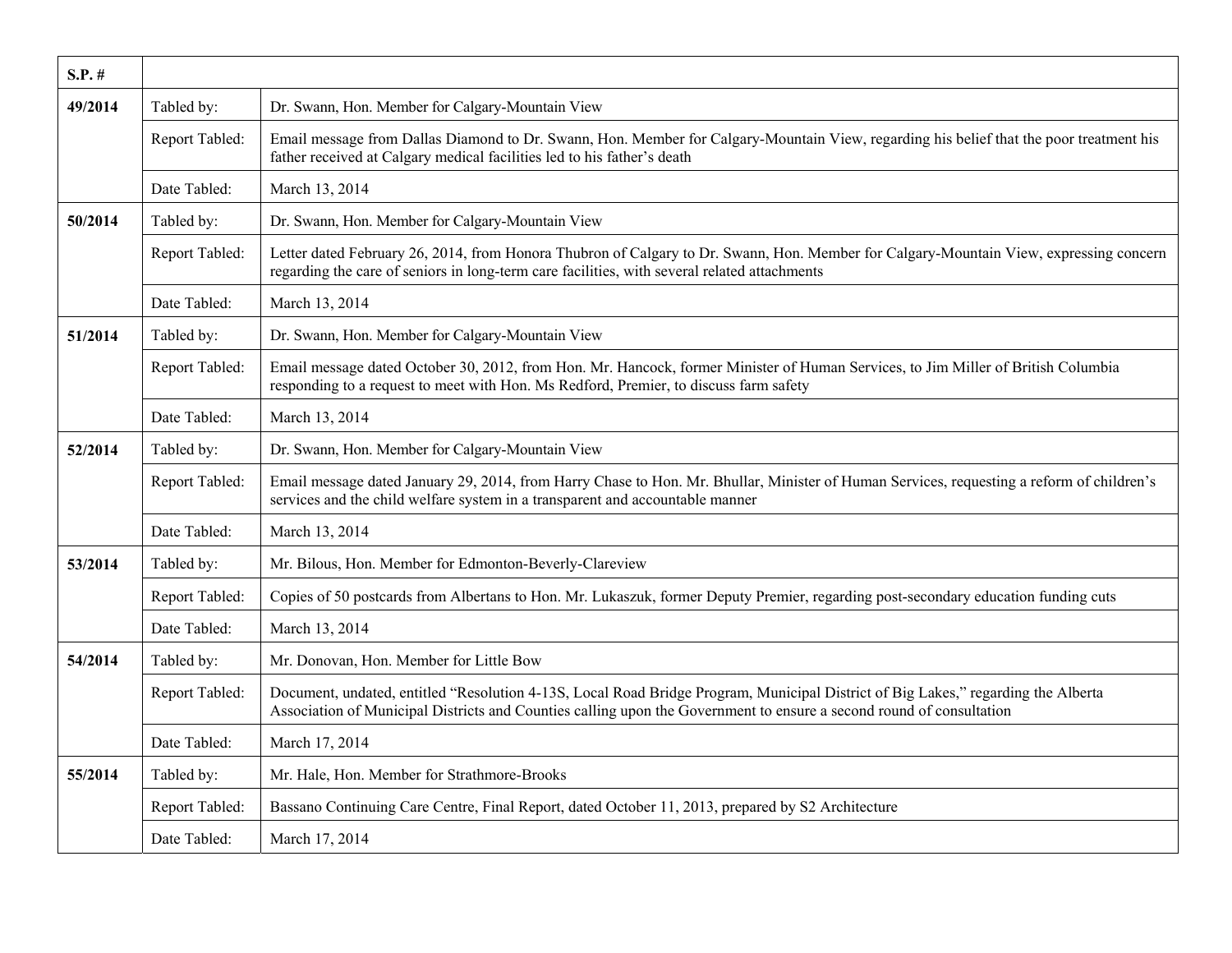| S.P. # | | |
|---|---|---|
| 49/2014 | Tabled by: | Dr. Swann, Hon. Member for Calgary-Mountain View |
| | Report Tabled: | Email message from Dallas Diamond to Dr. Swann, Hon. Member for Calgary-Mountain View, regarding his belief that the poor treatment his father received at Calgary medical facilities led to his father's death |
| | Date Tabled: | March 13, 2014 |
| 50/2014 | Tabled by: | Dr. Swann, Hon. Member for Calgary-Mountain View |
| | Report Tabled: | Letter dated February 26, 2014, from Honora Thubron of Calgary to Dr. Swann, Hon. Member for Calgary-Mountain View, expressing concern regarding the care of seniors in long-term care facilities, with several related attachments |
| | Date Tabled: | March 13, 2014 |
| 51/2014 | Tabled by: | Dr. Swann, Hon. Member for Calgary-Mountain View |
| | Report Tabled: | Email message dated October 30, 2012, from Hon. Mr. Hancock, former Minister of Human Services, to Jim Miller of British Columbia responding to a request to meet with Hon. Ms Redford, Premier, to discuss farm safety |
| | Date Tabled: | March 13, 2014 |
| 52/2014 | Tabled by: | Dr. Swann, Hon. Member for Calgary-Mountain View |
| | Report Tabled: | Email message dated January 29, 2014, from Harry Chase to Hon. Mr. Bhullar, Minister of Human Services, requesting a reform of children's services and the child welfare system in a transparent and accountable manner |
| | Date Tabled: | March 13, 2014 |
| 53/2014 | Tabled by: | Mr. Bilous, Hon. Member for Edmonton-Beverly-Clareview |
| | Report Tabled: | Copies of 50 postcards from Albertans to Hon. Mr. Lukaszuk, former Deputy Premier, regarding post-secondary education funding cuts |
| | Date Tabled: | March 13, 2014 |
| 54/2014 | Tabled by: | Mr. Donovan, Hon. Member for Little Bow |
| | Report Tabled: | Document, undated, entitled "Resolution 4-13S, Local Road Bridge Program, Municipal District of Big Lakes," regarding the Alberta Association of Municipal Districts and Counties calling upon the Government to ensure a second round of consultation |
| | Date Tabled: | March 17, 2014 |
| 55/2014 | Tabled by: | Mr. Hale, Hon. Member for Strathmore-Brooks |
| | Report Tabled: | Bassano Continuing Care Centre, Final Report, dated October 11, 2013, prepared by S2 Architecture |
| | Date Tabled: | March 17, 2014 |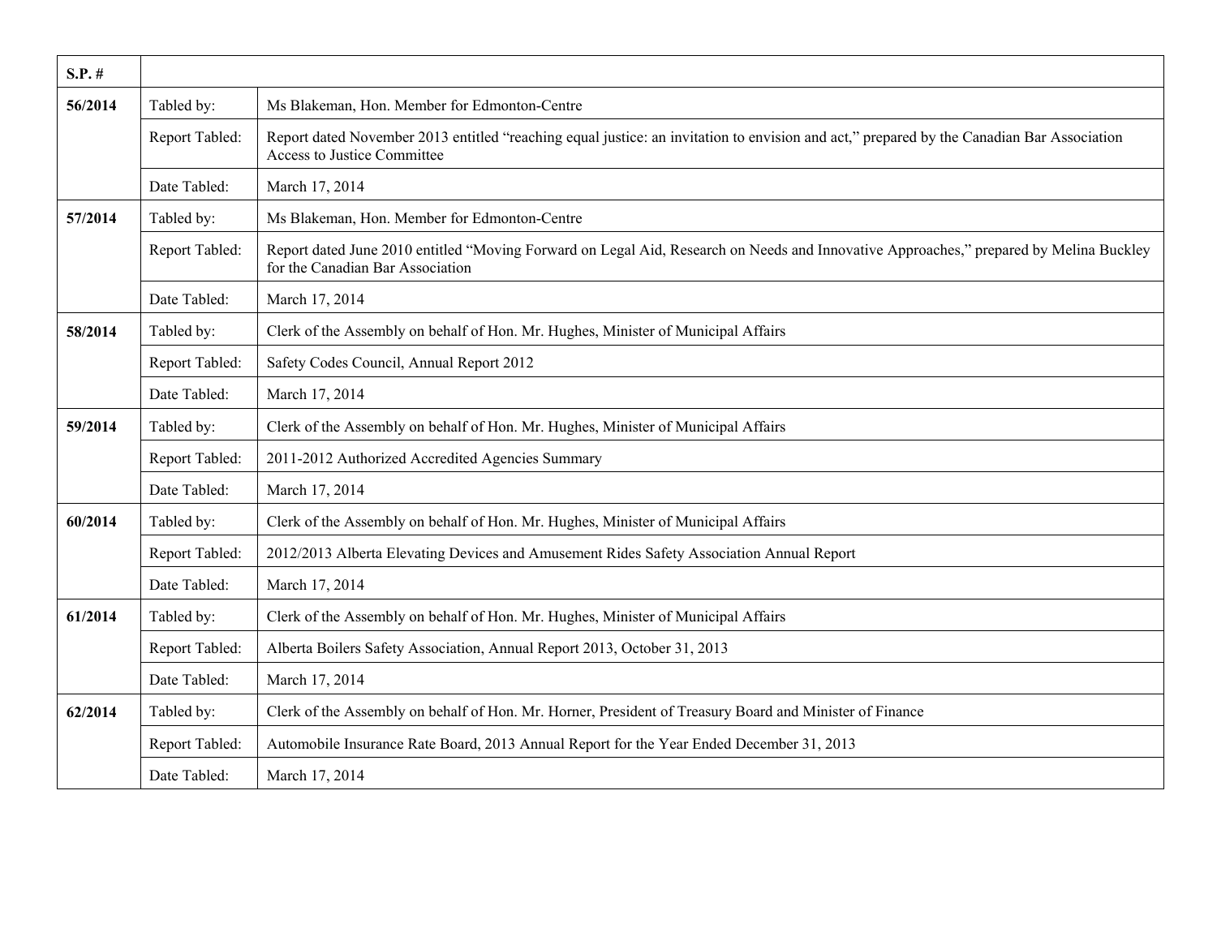| S.P. # | | |
|---|---|---|
| **56/2014** | Tabled by: | Ms Blakeman, Hon. Member for Edmonton-Centre |
| | Report Tabled: | Report dated November 2013 entitled “reaching equal justice: an invitation to envision and act,” prepared by the Canadian Bar Association Access to Justice Committee |
| | Date Tabled: | March 17, 2014 |
| **57/2014** | Tabled by: | Ms Blakeman, Hon. Member for Edmonton-Centre |
| | Report Tabled: | Report dated June 2010 entitled “Moving Forward on Legal Aid, Research on Needs and Innovative Approaches,” prepared by Melina Buckley for the Canadian Bar Association |
| | Date Tabled: | March 17, 2014 |
| **58/2014** | Tabled by: | Clerk of the Assembly on behalf of Hon. Mr. Hughes, Minister of Municipal Affairs |
| | Report Tabled: | Safety Codes Council, Annual Report 2012 |
| | Date Tabled: | March 17, 2014 |
| **59/2014** | Tabled by: | Clerk of the Assembly on behalf of Hon. Mr. Hughes, Minister of Municipal Affairs |
| | Report Tabled: | 2011-2012 Authorized Accredited Agencies Summary |
| | Date Tabled: | March 17, 2014 |
| **60/2014** | Tabled by: | Clerk of the Assembly on behalf of Hon. Mr. Hughes, Minister of Municipal Affairs |
| | Report Tabled: | 2012/2013 Alberta Elevating Devices and Amusement Rides Safety Association Annual Report |
| | Date Tabled: | March 17, 2014 |
| **61/2014** | Tabled by: | Clerk of the Assembly on behalf of Hon. Mr. Hughes, Minister of Municipal Affairs |
| | Report Tabled: | Alberta Boilers Safety Association, Annual Report 2013, October 31, 2013 |
| | Date Tabled: | March 17, 2014 |
| **62/2014** | Tabled by: | Clerk of the Assembly on behalf of Hon. Mr. Horner, President of Treasury Board and Minister of Finance |
| | Report Tabled: | Automobile Insurance Rate Board, 2013 Annual Report for the Year Ended December 31, 2013 |
| | Date Tabled: | March 17, 2014 |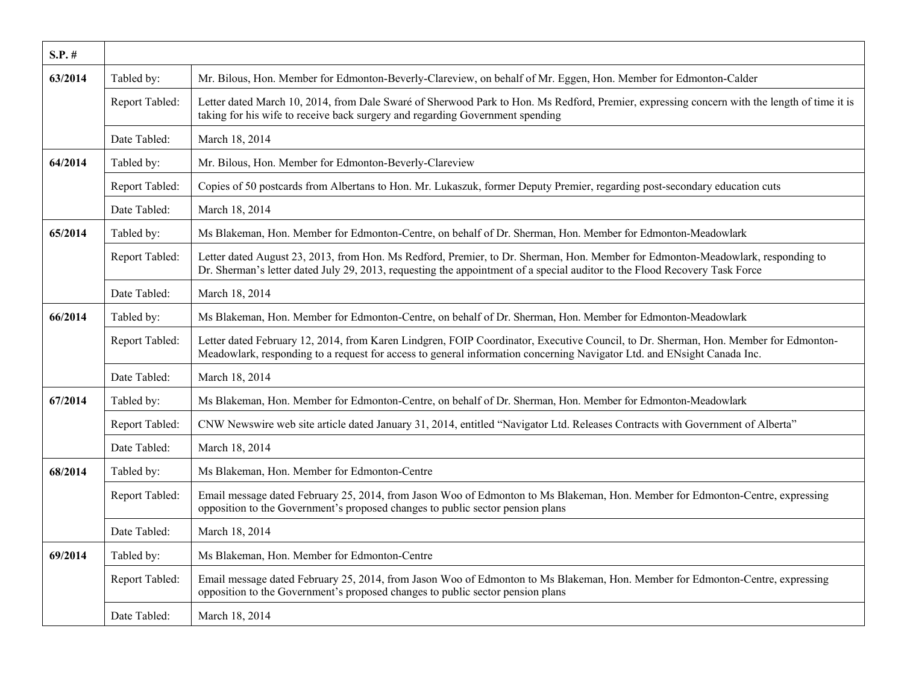| S.P. # | | |
|---|---|---|
| 63/2014 | Tabled by: | Mr. Bilous, Hon. Member for Edmonton-Beverly-Clareview, on behalf of Mr. Eggen, Hon. Member for Edmonton-Calder |
| | Report Tabled: | Letter dated March 10, 2014, from Dale Swaré of Sherwood Park to Hon. Ms Redford, Premier, expressing concern with the length of time it is taking for his wife to receive back surgery and regarding Government spending |
| | Date Tabled: | March 18, 2014 |
| 64/2014 | Tabled by: | Mr. Bilous, Hon. Member for Edmonton-Beverly-Clareview |
| | Report Tabled: | Copies of 50 postcards from Albertans to Hon. Mr. Lukaszuk, former Deputy Premier, regarding post-secondary education cuts |
| | Date Tabled: | March 18, 2014 |
| 65/2014 | Tabled by: | Ms Blakeman, Hon. Member for Edmonton-Centre, on behalf of Dr. Sherman, Hon. Member for Edmonton-Meadowlark |
| | Report Tabled: | Letter dated August 23, 2013, from Hon. Ms Redford, Premier, to Dr. Sherman, Hon. Member for Edmonton-Meadowlark, responding to Dr. Sherman's letter dated July 29, 2013, requesting the appointment of a special auditor to the Flood Recovery Task Force |
| | Date Tabled: | March 18, 2014 |
| 66/2014 | Tabled by: | Ms Blakeman, Hon. Member for Edmonton-Centre, on behalf of Dr. Sherman, Hon. Member for Edmonton-Meadowlark |
| | Report Tabled: | Letter dated February 12, 2014, from Karen Lindgren, FOIP Coordinator, Executive Council, to Dr. Sherman, Hon. Member for Edmonton-Meadowlark, responding to a request for access to general information concerning Navigator Ltd. and ENsight Canada Inc. |
| | Date Tabled: | March 18, 2014 |
| 67/2014 | Tabled by: | Ms Blakeman, Hon. Member for Edmonton-Centre, on behalf of Dr. Sherman, Hon. Member for Edmonton-Meadowlark |
| | Report Tabled: | CNW Newswire web site article dated January 31, 2014, entitled "Navigator Ltd. Releases Contracts with Government of Alberta" |
| | Date Tabled: | March 18, 2014 |
| 68/2014 | Tabled by: | Ms Blakeman, Hon. Member for Edmonton-Centre |
| | Report Tabled: | Email message dated February 25, 2014, from Jason Woo of Edmonton to Ms Blakeman, Hon. Member for Edmonton-Centre, expressing opposition to the Government's proposed changes to public sector pension plans |
| | Date Tabled: | March 18, 2014 |
| 69/2014 | Tabled by: | Ms Blakeman, Hon. Member for Edmonton-Centre |
| | Report Tabled: | Email message dated February 25, 2014, from Jason Woo of Edmonton to Ms Blakeman, Hon. Member for Edmonton-Centre, expressing opposition to the Government's proposed changes to public sector pension plans |
| | Date Tabled: | March 18, 2014 |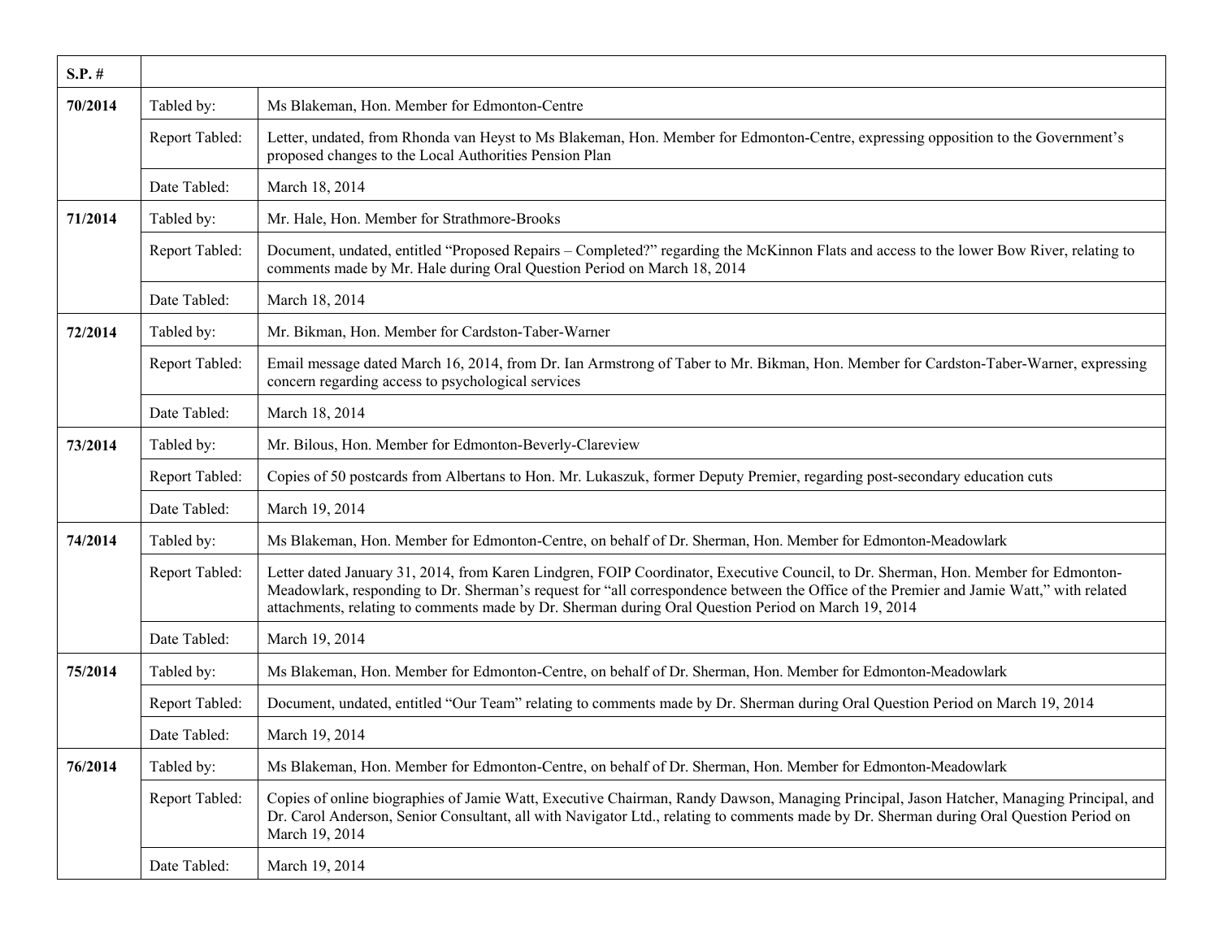| S.P. # | | |
|---|---|---|
| **70/2014** | Tabled by: | Ms Blakeman, Hon. Member for Edmonton-Centre |
| | Report Tabled: | Letter, undated, from Rhonda van Heyst to Ms Blakeman, Hon. Member for Edmonton-Centre, expressing opposition to the Government's proposed changes to the Local Authorities Pension Plan |
| | Date Tabled: | March 18, 2014 |
| **71/2014** | Tabled by: | Mr. Hale, Hon. Member for Strathmore-Brooks |
| | Report Tabled: | Document, undated, entitled "Proposed Repairs – Completed?" regarding the McKinnon Flats and access to the lower Bow River, relating to comments made by Mr. Hale during Oral Question Period on March 18, 2014 |
| | Date Tabled: | March 18, 2014 |
| **72/2014** | Tabled by: | Mr. Bikman, Hon. Member for Cardston-Taber-Warner |
| | Report Tabled: | Email message dated March 16, 2014, from Dr. Ian Armstrong of Taber to Mr. Bikman, Hon. Member for Cardston-Taber-Warner, expressing concern regarding access to psychological services |
| | Date Tabled: | March 18, 2014 |
| **73/2014** | Tabled by: | Mr. Bilous, Hon. Member for Edmonton-Beverly-Clareview |
| | Report Tabled: | Copies of 50 postcards from Albertans to Hon. Mr. Lukaszuk, former Deputy Premier, regarding post-secondary education cuts |
| | Date Tabled: | March 19, 2014 |
| **74/2014** | Tabled by: | Ms Blakeman, Hon. Member for Edmonton-Centre, on behalf of Dr. Sherman, Hon. Member for Edmonton-Meadowlark |
| | Report Tabled: | Letter dated January 31, 2014, from Karen Lindgren, FOIP Coordinator, Executive Council, to Dr. Sherman, Hon. Member for Edmonton-Meadowlark, responding to Dr. Sherman's request for "all correspondence between the Office of the Premier and Jamie Watt," with related attachments, relating to comments made by Dr. Sherman during Oral Question Period on March 19, 2014 |
| | Date Tabled: | March 19, 2014 |
| **75/2014** | Tabled by: | Ms Blakeman, Hon. Member for Edmonton-Centre, on behalf of Dr. Sherman, Hon. Member for Edmonton-Meadowlark |
| | Report Tabled: | Document, undated, entitled "Our Team" relating to comments made by Dr. Sherman during Oral Question Period on March 19, 2014 |
| | Date Tabled: | March 19, 2014 |
| **76/2014** | Tabled by: | Ms Blakeman, Hon. Member for Edmonton-Centre, on behalf of Dr. Sherman, Hon. Member for Edmonton-Meadowlark |
| | Report Tabled: | Copies of online biographies of Jamie Watt, Executive Chairman, Randy Dawson, Managing Principal, Jason Hatcher, Managing Principal, and Dr. Carol Anderson, Senior Consultant, all with Navigator Ltd., relating to comments made by Dr. Sherman during Oral Question Period on March 19, 2014 |
| | Date Tabled: | March 19, 2014 |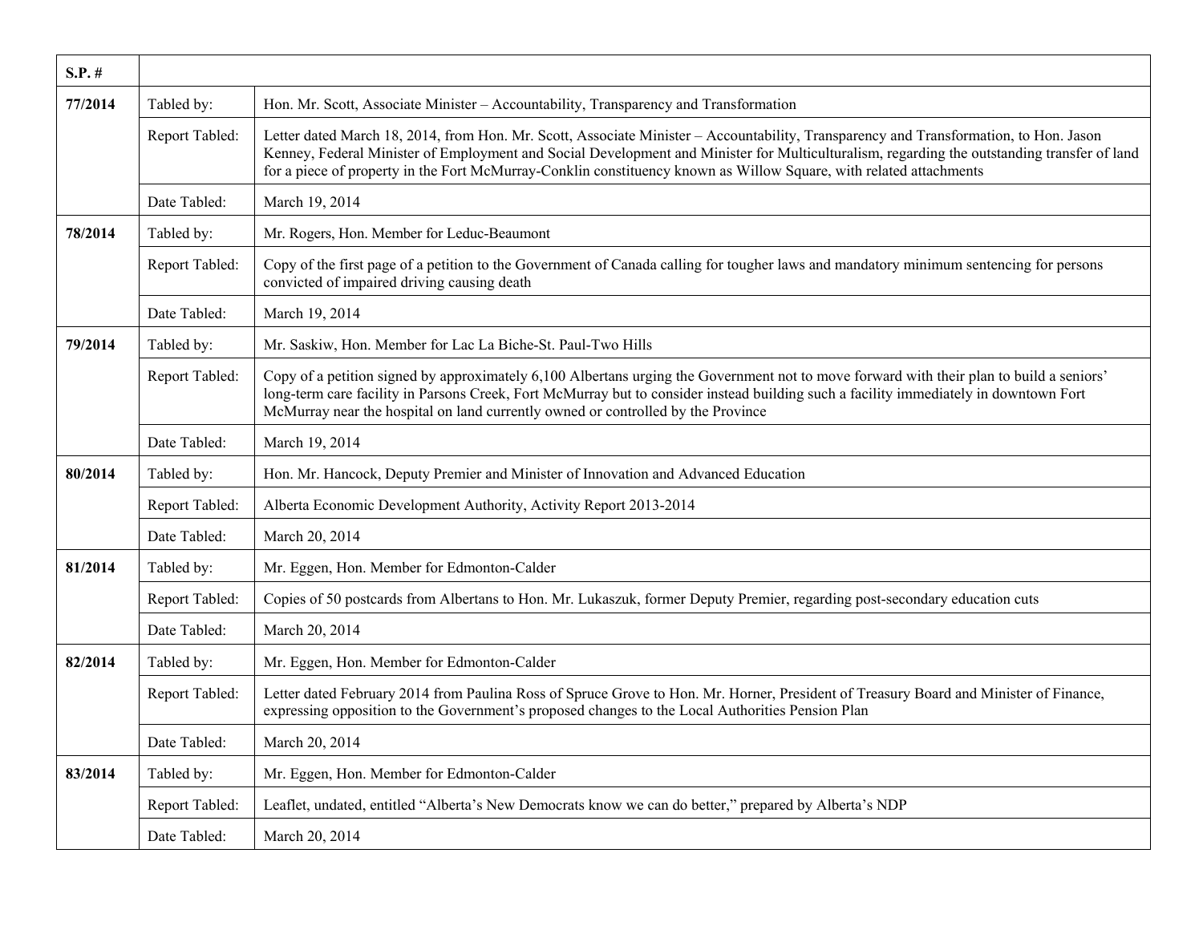| S.P. # | | |
|---|---|---|
| **77/2014** | Tabled by: | Hon. Mr. Scott, Associate Minister – Accountability, Transparency and Transformation |
| | Report Tabled: | Letter dated March 18, 2014, from Hon. Mr. Scott, Associate Minister – Accountability, Transparency and Transformation, to Hon. Jason Kenney, Federal Minister of Employment and Social Development and Minister for Multiculturalism, regarding the outstanding transfer of land for a piece of property in the Fort McMurray-Conklin constituency known as Willow Square, with related attachments |
| | Date Tabled: | March 19, 2014 |
| **78/2014** | Tabled by: | Mr. Rogers, Hon. Member for Leduc-Beaumont |
| | Report Tabled: | Copy of the first page of a petition to the Government of Canada calling for tougher laws and mandatory minimum sentencing for persons convicted of impaired driving causing death |
| | Date Tabled: | March 19, 2014 |
| **79/2014** | Tabled by: | Mr. Saskiw, Hon. Member for Lac La Biche-St. Paul-Two Hills |
| | Report Tabled: | Copy of a petition signed by approximately 6,100 Albertans urging the Government not to move forward with their plan to build a seniors' long-term care facility in Parsons Creek, Fort McMurray but to consider instead building such a facility immediately in downtown Fort McMurray near the hospital on land currently owned or controlled by the Province |
| | Date Tabled: | March 19, 2014 |
| **80/2014** | Tabled by: | Hon. Mr. Hancock, Deputy Premier and Minister of Innovation and Advanced Education |
| | Report Tabled: | Alberta Economic Development Authority, Activity Report 2013-2014 |
| | Date Tabled: | March 20, 2014 |
| **81/2014** | Tabled by: | Mr. Eggen, Hon. Member for Edmonton-Calder |
| | Report Tabled: | Copies of 50 postcards from Albertans to Hon. Mr. Lukaszuk, former Deputy Premier, regarding post-secondary education cuts |
| | Date Tabled: | March 20, 2014 |
| **82/2014** | Tabled by: | Mr. Eggen, Hon. Member for Edmonton-Calder |
| | Report Tabled: | Letter dated February 2014 from Paulina Ross of Spruce Grove to Hon. Mr. Horner, President of Treasury Board and Minister of Finance, expressing opposition to the Government's proposed changes to the Local Authorities Pension Plan |
| | Date Tabled: | March 20, 2014 |
| **83/2014** | Tabled by: | Mr. Eggen, Hon. Member for Edmonton-Calder |
| | Report Tabled: | Leaflet, undated, entitled "Alberta's New Democrats know we can do better," prepared by Alberta's NDP |
| | Date Tabled: | March 20, 2014 |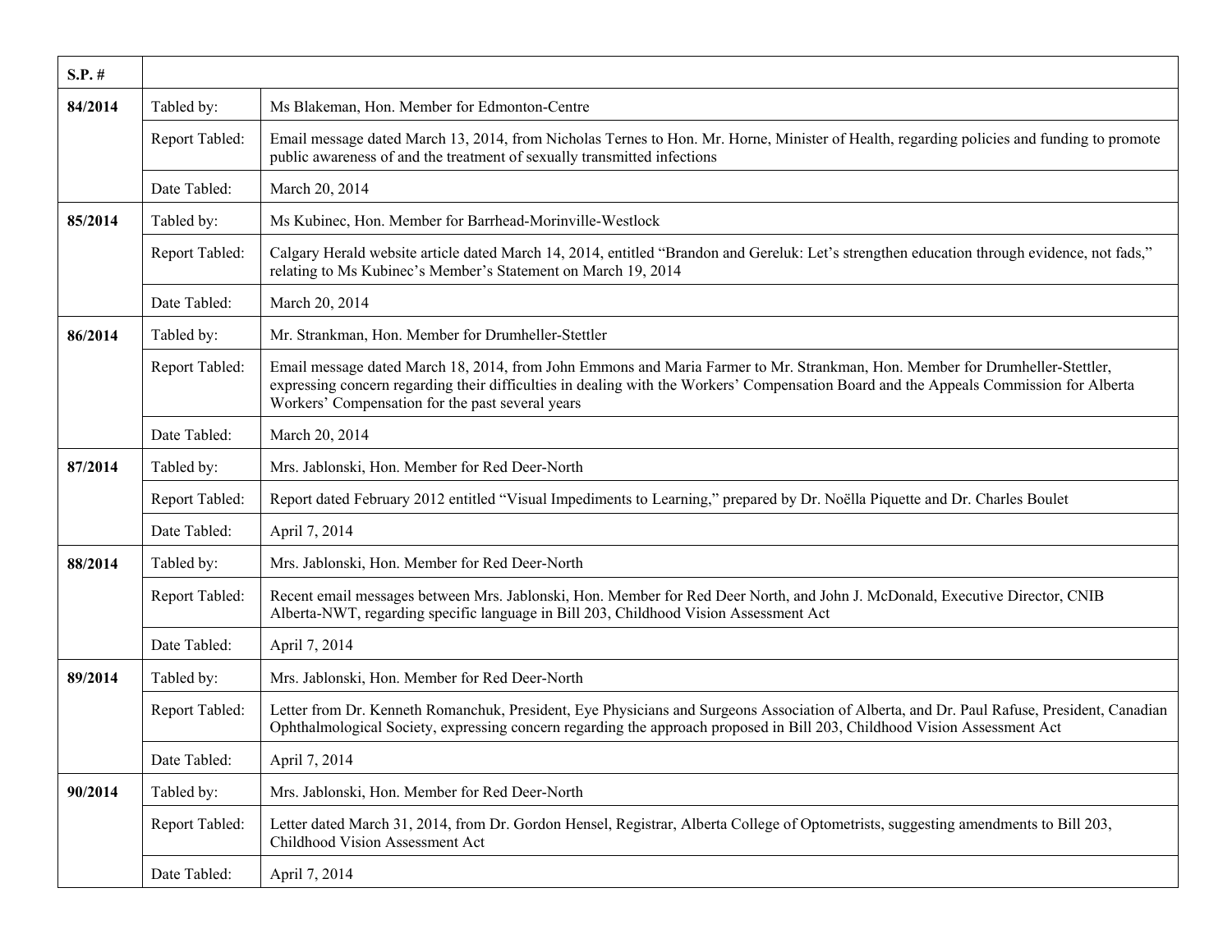| S.P. # | | |
| --- | --- | --- |
| **84/2014** | Tabled by: | Ms Blakeman, Hon. Member for Edmonton-Centre |
| | Report Tabled: | Email message dated March 13, 2014, from Nicholas Ternes to Hon. Mr. Horne, Minister of Health, regarding policies and funding to promote public awareness of and the treatment of sexually transmitted infections |
| | Date Tabled: | March 20, 2014 |
| **85/2014** | Tabled by: | Ms Kubinec, Hon. Member for Barrhead-Morinville-Westlock |
| | Report Tabled: | Calgary Herald website article dated March 14, 2014, entitled "Brandon and Gereluk: Let's strengthen education through evidence, not fads," relating to Ms Kubinec's Member's Statement on March 19, 2014 |
| | Date Tabled: | March 20, 2014 |
| **86/2014** | Tabled by: | Mr. Strankman, Hon. Member for Drumheller-Stettler |
| | Report Tabled: | Email message dated March 18, 2014, from John Emmons and Maria Farmer to Mr. Strankman, Hon. Member for Drumheller-Stettler, expressing concern regarding their difficulties in dealing with the Workers' Compensation Board and the Appeals Commission for Alberta Workers' Compensation for the past several years |
| | Date Tabled: | March 20, 2014 |
| **87/2014** | Tabled by: | Mrs. Jablonski, Hon. Member for Red Deer-North |
| | Report Tabled: | Report dated February 2012 entitled "Visual Impediments to Learning," prepared by Dr. Noëlla Piquette and Dr. Charles Boulet |
| | Date Tabled: | April 7, 2014 |
| **88/2014** | Tabled by: | Mrs. Jablonski, Hon. Member for Red Deer-North |
| | Report Tabled: | Recent email messages between Mrs. Jablonski, Hon. Member for Red Deer North, and John J. McDonald, Executive Director, CNIB Alberta-NWT, regarding specific language in Bill 203, Childhood Vision Assessment Act |
| | Date Tabled: | April 7, 2014 |
| **89/2014** | Tabled by: | Mrs. Jablonski, Hon. Member for Red Deer-North |
| | Report Tabled: | Letter from Dr. Kenneth Romanchuk, President, Eye Physicians and Surgeons Association of Alberta, and Dr. Paul Rafuse, President, Canadian Ophthalmological Society, expressing concern regarding the approach proposed in Bill 203, Childhood Vision Assessment Act |
| | Date Tabled: | April 7, 2014 |
| **90/2014** | Tabled by: | Mrs. Jablonski, Hon. Member for Red Deer-North |
| | Report Tabled: | Letter dated March 31, 2014, from Dr. Gordon Hensel, Registrar, Alberta College of Optometrists, suggesting amendments to Bill 203, Childhood Vision Assessment Act |
| | Date Tabled: | April 7, 2014 |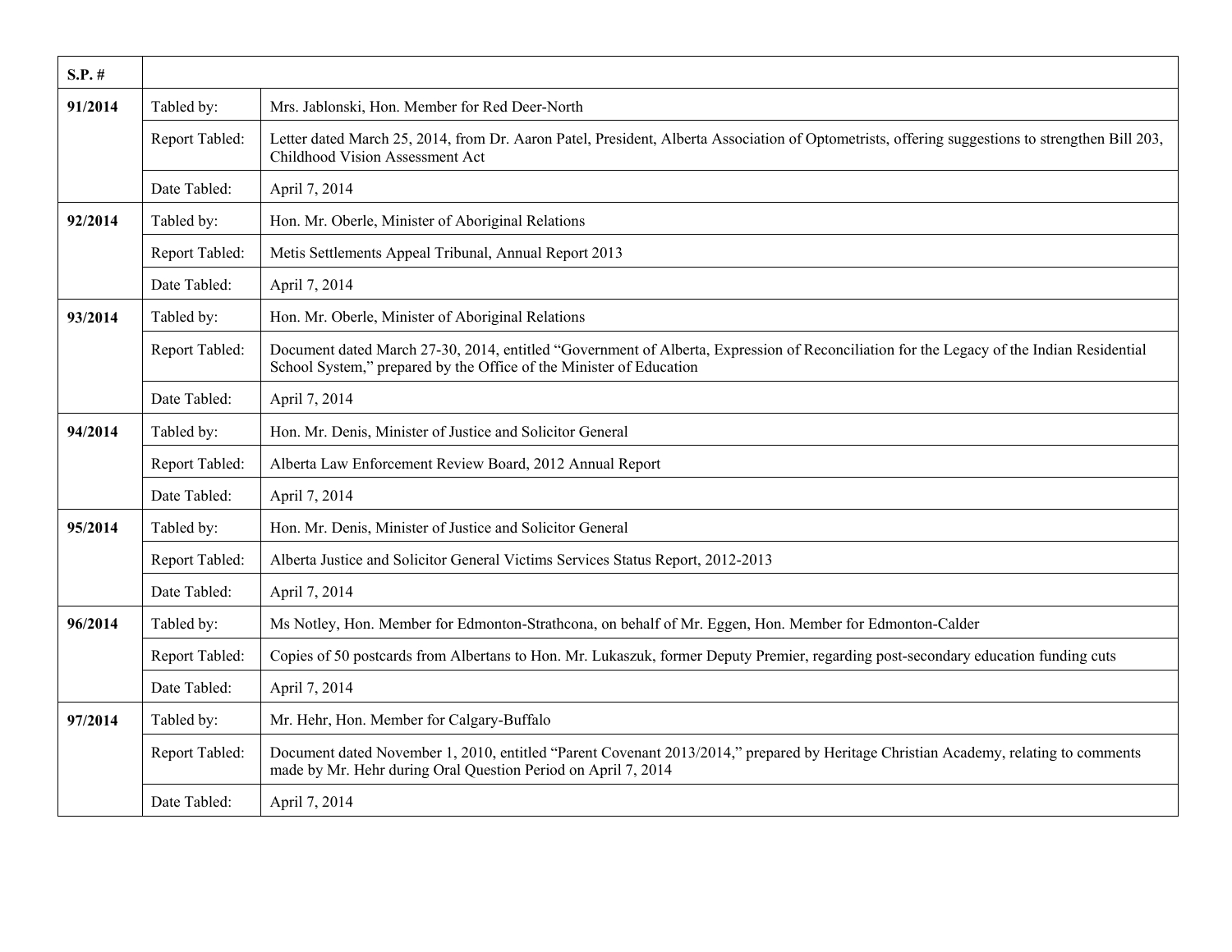| S.P. # | | |
|---|---|---|
| **91/2014** | Tabled by: | Mrs. Jablonski, Hon. Member for Red Deer-North |
| | Report Tabled: | Letter dated March 25, 2014, from Dr. Aaron Patel, President, Alberta Association of Optometrists, offering suggestions to strengthen Bill 203, Childhood Vision Assessment Act |
| | Date Tabled: | April 7, 2014 |
| **92/2014** | Tabled by: | Hon. Mr. Oberle, Minister of Aboriginal Relations |
| | Report Tabled: | Metis Settlements Appeal Tribunal, Annual Report 2013 |
| | Date Tabled: | April 7, 2014 |
| **93/2014** | Tabled by: | Hon. Mr. Oberle, Minister of Aboriginal Relations |
| | Report Tabled: | Document dated March 27-30, 2014, entitled "Government of Alberta, Expression of Reconciliation for the Legacy of the Indian Residential School System," prepared by the Office of the Minister of Education |
| | Date Tabled: | April 7, 2014 |
| **94/2014** | Tabled by: | Hon. Mr. Denis, Minister of Justice and Solicitor General |
| | Report Tabled: | Alberta Law Enforcement Review Board, 2012 Annual Report |
| | Date Tabled: | April 7, 2014 |
| **95/2014** | Tabled by: | Hon. Mr. Denis, Minister of Justice and Solicitor General |
| | Report Tabled: | Alberta Justice and Solicitor General Victims Services Status Report, 2012-2013 |
| | Date Tabled: | April 7, 2014 |
| **96/2014** | Tabled by: | Ms Notley, Hon. Member for Edmonton-Strathcona, on behalf of Mr. Eggen, Hon. Member for Edmonton-Calder |
| | Report Tabled: | Copies of 50 postcards from Albertans to Hon. Mr. Lukaszuk, former Deputy Premier, regarding post-secondary education funding cuts |
| | Date Tabled: | April 7, 2014 |
| **97/2014** | Tabled by: | Mr. Hehr, Hon. Member for Calgary-Buffalo |
| | Report Tabled: | Document dated November 1, 2010, entitled "Parent Covenant 2013/2014," prepared by Heritage Christian Academy, relating to comments made by Mr. Hehr during Oral Question Period on April 7, 2014 |
| | Date Tabled: | April 7, 2014 |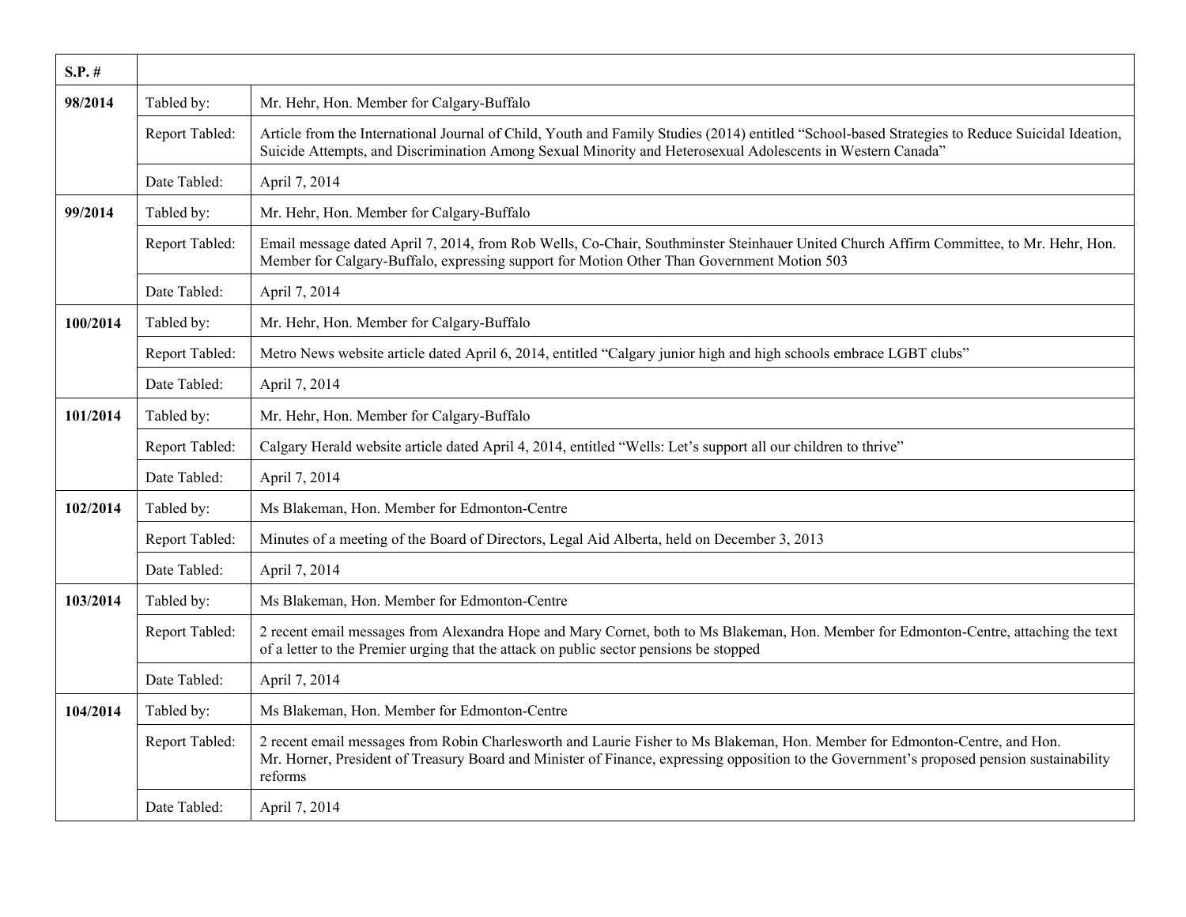| S.P. # | | |
|---|---|---|
| **98/2014** | Tabled by: | Mr. Hehr, Hon. Member for Calgary-Buffalo |
| | Report Tabled: | Article from the International Journal of Child, Youth and Family Studies (2014) entitled "School-based Strategies to Reduce Suicidal Ideation, Suicide Attempts, and Discrimination Among Sexual Minority and Heterosexual Adolescents in Western Canada" |
| | Date Tabled: | April 7, 2014 |
| **99/2014** | Tabled by: | Mr. Hehr, Hon. Member for Calgary-Buffalo |
| | Report Tabled: | Email message dated April 7, 2014, from Rob Wells, Co-Chair, Southminster Steinhauer United Church Affirm Committee, to Mr. Hehr, Hon. Member for Calgary-Buffalo, expressing support for Motion Other Than Government Motion 503 |
| | Date Tabled: | April 7, 2014 |
| **100/2014** | Tabled by: | Mr. Hehr, Hon. Member for Calgary-Buffalo |
| | Report Tabled: | Metro News website article dated April 6, 2014, entitled "Calgary junior high and high schools embrace LGBT clubs" |
| | Date Tabled: | April 7, 2014 |
| **101/2014** | Tabled by: | Mr. Hehr, Hon. Member for Calgary-Buffalo |
| | Report Tabled: | Calgary Herald website article dated April 4, 2014, entitled "Wells: Let's support all our children to thrive" |
| | Date Tabled: | April 7, 2014 |
| **102/2014** | Tabled by: | Ms Blakeman, Hon. Member for Edmonton-Centre |
| | Report Tabled: | Minutes of a meeting of the Board of Directors, Legal Aid Alberta, held on December 3, 2013 |
| | Date Tabled: | April 7, 2014 |
| **103/2014** | Tabled by: | Ms Blakeman, Hon. Member for Edmonton-Centre |
| | Report Tabled: | 2 recent email messages from Alexandra Hope and Mary Cornet, both to Ms Blakeman, Hon. Member for Edmonton-Centre, attaching the text of a letter to the Premier urging that the attack on public sector pensions be stopped |
| | Date Tabled: | April 7, 2014 |
| **104/2014** | Tabled by: | Ms Blakeman, Hon. Member for Edmonton-Centre |
| | Report Tabled: | 2 recent email messages from Robin Charlesworth and Laurie Fisher to Ms Blakeman, Hon. Member for Edmonton-Centre, and Hon. Mr. Horner, President of Treasury Board and Minister of Finance, expressing opposition to the Government's proposed pension sustainability reforms |
| | Date Tabled: | April 7, 2014 |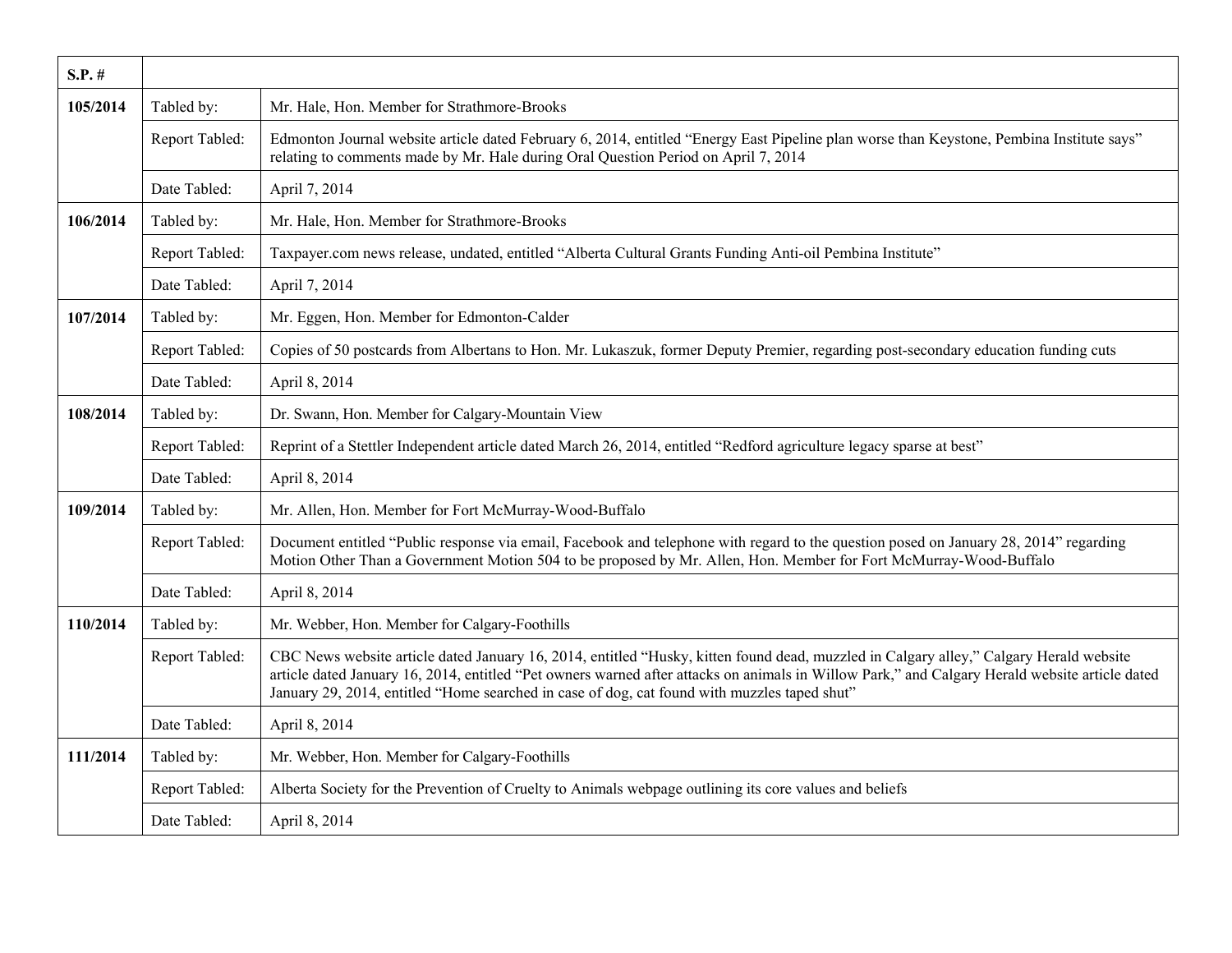| S.P. # | | |
|---|---|---|
| 105/2014 | Tabled by: | Mr. Hale, Hon. Member for Strathmore-Brooks |
| | Report Tabled: | Edmonton Journal website article dated February 6, 2014, entitled "Energy East Pipeline plan worse than Keystone, Pembina Institute says" relating to comments made by Mr. Hale during Oral Question Period on April 7, 2014 |
| | Date Tabled: | April 7, 2014 |
| 106/2014 | Tabled by: | Mr. Hale, Hon. Member for Strathmore-Brooks |
| | Report Tabled: | Taxpayer.com news release, undated, entitled "Alberta Cultural Grants Funding Anti-oil Pembina Institute" |
| | Date Tabled: | April 7, 2014 |
| 107/2014 | Tabled by: | Mr. Eggen, Hon. Member for Edmonton-Calder |
| | Report Tabled: | Copies of 50 postcards from Albertans to Hon. Mr. Lukaszuk, former Deputy Premier, regarding post-secondary education funding cuts |
| | Date Tabled: | April 8, 2014 |
| 108/2014 | Tabled by: | Dr. Swann, Hon. Member for Calgary-Mountain View |
| | Report Tabled: | Reprint of a Stettler Independent article dated March 26, 2014, entitled "Redford agriculture legacy sparse at best" |
| | Date Tabled: | April 8, 2014 |
| 109/2014 | Tabled by: | Mr. Allen, Hon. Member for Fort McMurray-Wood-Buffalo |
| | Report Tabled: | Document entitled "Public response via email, Facebook and telephone with regard to the question posed on January 28, 2014" regarding Motion Other Than a Government Motion 504 to be proposed by Mr. Allen, Hon. Member for Fort McMurray-Wood-Buffalo |
| | Date Tabled: | April 8, 2014 |
| 110/2014 | Tabled by: | Mr. Webber, Hon. Member for Calgary-Foothills |
| | Report Tabled: | CBC News website article dated January 16, 2014, entitled "Husky, kitten found dead, muzzled in Calgary alley," Calgary Herald website article dated January 16, 2014, entitled "Pet owners warned after attacks on animals in Willow Park," and Calgary Herald website article dated January 29, 2014, entitled "Home searched in case of dog, cat found with muzzles taped shut" |
| | Date Tabled: | April 8, 2014 |
| 111/2014 | Tabled by: | Mr. Webber, Hon. Member for Calgary-Foothills |
| | Report Tabled: | Alberta Society for the Prevention of Cruelty to Animals webpage outlining its core values and beliefs |
| | Date Tabled: | April 8, 2014 |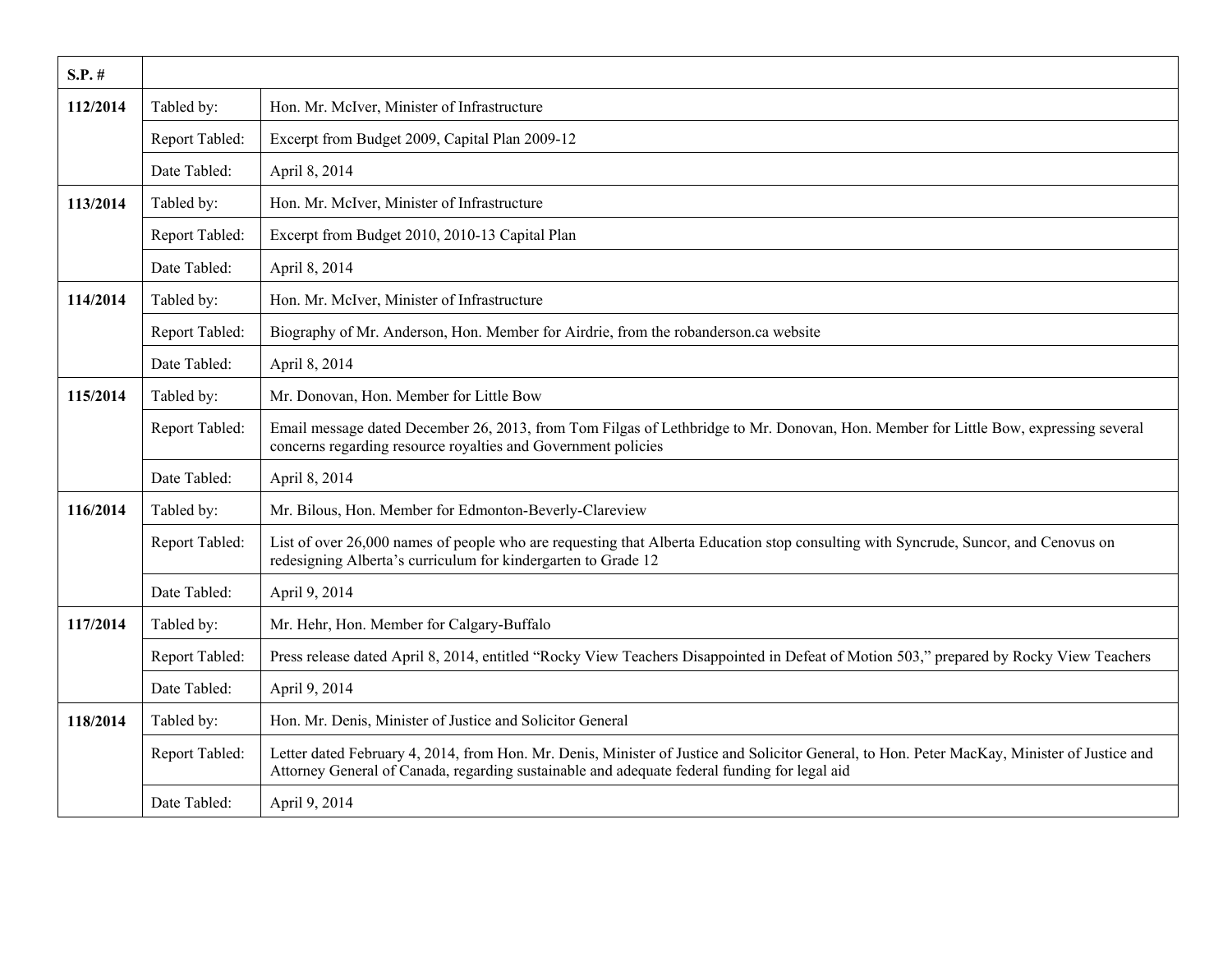| S.P. # | | |
|---|---|---|
| **112/2014** | Tabled by: | Hon. Mr. McIver, Minister of Infrastructure |
| | Report Tabled: | Excerpt from Budget 2009, Capital Plan 2009-12 |
| | Date Tabled: | April 8, 2014 |
| **113/2014** | Tabled by: | Hon. Mr. McIver, Minister of Infrastructure |
| | Report Tabled: | Excerpt from Budget 2010, 2010-13 Capital Plan |
| | Date Tabled: | April 8, 2014 |
| **114/2014** | Tabled by: | Hon. Mr. McIver, Minister of Infrastructure |
| | Report Tabled: | Biography of Mr. Anderson, Hon. Member for Airdrie, from the robanderson.ca website |
| | Date Tabled: | April 8, 2014 |
| **115/2014** | Tabled by: | Mr. Donovan, Hon. Member for Little Bow |
| | Report Tabled: | Email message dated December 26, 2013, from Tom Filgas of Lethbridge to Mr. Donovan, Hon. Member for Little Bow, expressing several concerns regarding resource royalties and Government policies |
| | Date Tabled: | April 8, 2014 |
| **116/2014** | Tabled by: | Mr. Bilous, Hon. Member for Edmonton-Beverly-Clareview |
| | Report Tabled: | List of over 26,000 names of people who are requesting that Alberta Education stop consulting with Syncrude, Suncor, and Cenovus on redesigning Alberta's curriculum for kindergarten to Grade 12 |
| | Date Tabled: | April 9, 2014 |
| **117/2014** | Tabled by: | Mr. Hehr, Hon. Member for Calgary-Buffalo |
| | Report Tabled: | Press release dated April 8, 2014, entitled "Rocky View Teachers Disappointed in Defeat of Motion 503," prepared by Rocky View Teachers |
| | Date Tabled: | April 9, 2014 |
| **118/2014** | Tabled by: | Hon. Mr. Denis, Minister of Justice and Solicitor General |
| | Report Tabled: | Letter dated February 4, 2014, from Hon. Mr. Denis, Minister of Justice and Solicitor General, to Hon. Peter MacKay, Minister of Justice and Attorney General of Canada, regarding sustainable and adequate federal funding for legal aid |
| | Date Tabled: | April 9, 2014 |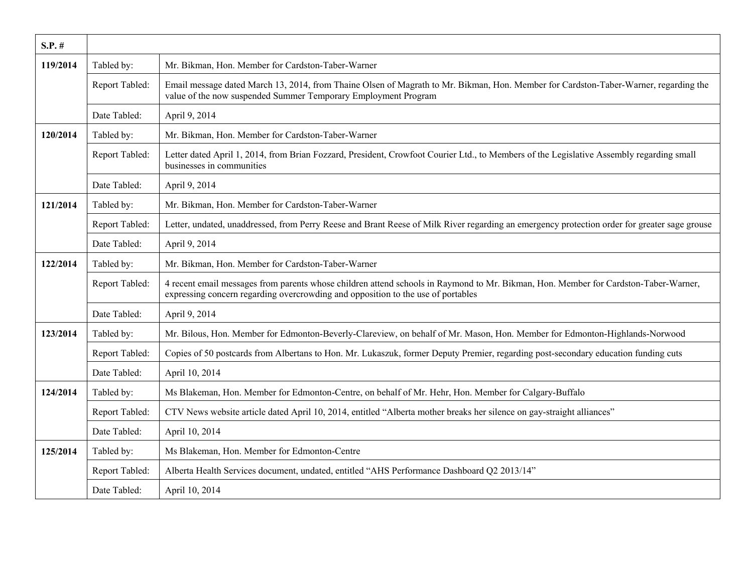| S.P. # | | |
|---|---|---|
| 119/2014 | Tabled by: | Mr. Bikman, Hon. Member for Cardston-Taber-Warner |
| | Report Tabled: | Email message dated March 13, 2014, from Thaine Olsen of Magrath to Mr. Bikman, Hon. Member for Cardston-Taber-Warner, regarding the value of the now suspended Summer Temporary Employment Program |
| | Date Tabled: | April 9, 2014 |
| 120/2014 | Tabled by: | Mr. Bikman, Hon. Member for Cardston-Taber-Warner |
| | Report Tabled: | Letter dated April 1, 2014, from Brian Fozzard, President, Crowfoot Courier Ltd., to Members of the Legislative Assembly regarding small businesses in communities |
| | Date Tabled: | April 9, 2014 |
| 121/2014 | Tabled by: | Mr. Bikman, Hon. Member for Cardston-Taber-Warner |
| | Report Tabled: | Letter, undated, unaddressed, from Perry Reese and Brant Reese of Milk River regarding an emergency protection order for greater sage grouse |
| | Date Tabled: | April 9, 2014 |
| 122/2014 | Tabled by: | Mr. Bikman, Hon. Member for Cardston-Taber-Warner |
| | Report Tabled: | 4 recent email messages from parents whose children attend schools in Raymond to Mr. Bikman, Hon. Member for Cardston-Taber-Warner, expressing concern regarding overcrowding and opposition to the use of portables |
| | Date Tabled: | April 9, 2014 |
| 123/2014 | Tabled by: | Mr. Bilous, Hon. Member for Edmonton-Beverly-Clareview, on behalf of Mr. Mason, Hon. Member for Edmonton-Highlands-Norwood |
| | Report Tabled: | Copies of 50 postcards from Albertans to Hon. Mr. Lukaszuk, former Deputy Premier, regarding post-secondary education funding cuts |
| | Date Tabled: | April 10, 2014 |
| 124/2014 | Tabled by: | Ms Blakeman, Hon. Member for Edmonton-Centre, on behalf of Mr. Hehr, Hon. Member for Calgary-Buffalo |
| | Report Tabled: | CTV News website article dated April 10, 2014, entitled "Alberta mother breaks her silence on gay-straight alliances" |
| | Date Tabled: | April 10, 2014 |
| 125/2014 | Tabled by: | Ms Blakeman, Hon. Member for Edmonton-Centre |
| | Report Tabled: | Alberta Health Services document, undated, entitled "AHS Performance Dashboard Q2 2013/14" |
| | Date Tabled: | April 10, 2014 |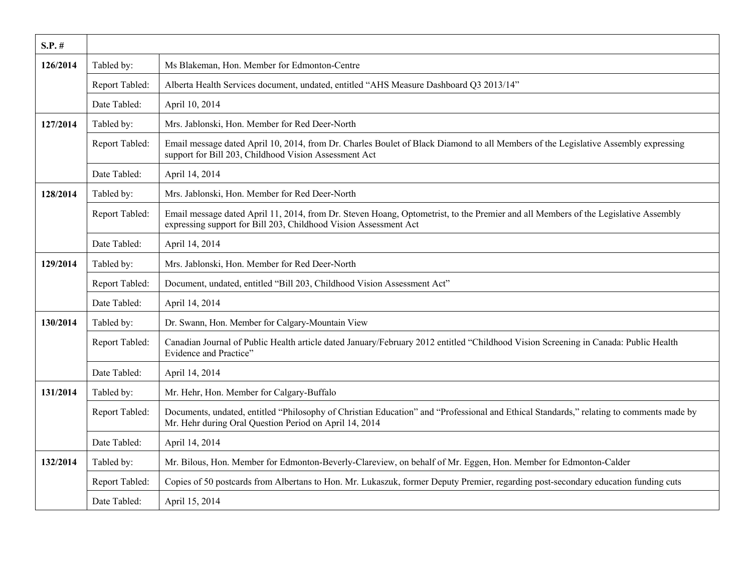| S.P. # | | |
|---|---|---|
| 126/2014 | Tabled by: | Ms Blakeman, Hon. Member for Edmonton-Centre |
| | Report Tabled: | Alberta Health Services document, undated, entitled “AHS Measure Dashboard Q3 2013/14” |
| | Date Tabled: | April 10, 2014 |
| 127/2014 | Tabled by: | Mrs. Jablonski, Hon. Member for Red Deer-North |
| | Report Tabled: | Email message dated April 10, 2014, from Dr. Charles Boulet of Black Diamond to all Members of the Legislative Assembly expressing support for Bill 203, Childhood Vision Assessment Act |
| | Date Tabled: | April 14, 2014 |
| 128/2014 | Tabled by: | Mrs. Jablonski, Hon. Member for Red Deer-North |
| | Report Tabled: | Email message dated April 11, 2014, from Dr. Steven Hoang, Optometrist, to the Premier and all Members of the Legislative Assembly expressing support for Bill 203, Childhood Vision Assessment Act |
| | Date Tabled: | April 14, 2014 |
| 129/2014 | Tabled by: | Mrs. Jablonski, Hon. Member for Red Deer-North |
| | Report Tabled: | Document, undated, entitled “Bill 203, Childhood Vision Assessment Act” |
| | Date Tabled: | April 14, 2014 |
| 130/2014 | Tabled by: | Dr. Swann, Hon. Member for Calgary-Mountain View |
| | Report Tabled: | Canadian Journal of Public Health article dated January/February 2012 entitled “Childhood Vision Screening in Canada: Public Health Evidence and Practice” |
| | Date Tabled: | April 14, 2014 |
| 131/2014 | Tabled by: | Mr. Hehr, Hon. Member for Calgary-Buffalo |
| | Report Tabled: | Documents, undated, entitled “Philosophy of Christian Education” and “Professional and Ethical Standards,” relating to comments made by Mr. Hehr during Oral Question Period on April 14, 2014 |
| | Date Tabled: | April 14, 2014 |
| 132/2014 | Tabled by: | Mr. Bilous, Hon. Member for Edmonton-Beverly-Clareview, on behalf of Mr. Eggen, Hon. Member for Edmonton-Calder |
| | Report Tabled: | Copies of 50 postcards from Albertans to Hon. Mr. Lukaszuk, former Deputy Premier, regarding post-secondary education funding cuts |
| | Date Tabled: | April 15, 2014 |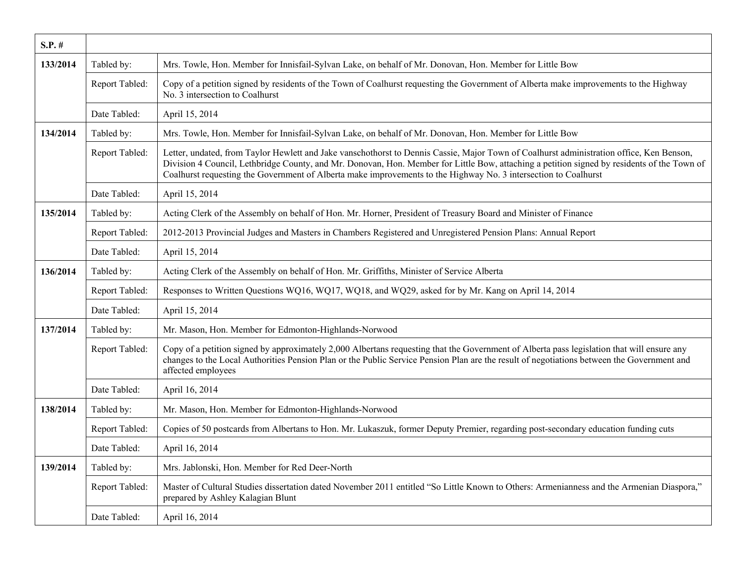| S.P. # | | |
|---|---|---|
| 133/2014 | Tabled by: | Mrs. Towle, Hon. Member for Innisfail-Sylvan Lake, on behalf of Mr. Donovan, Hon. Member for Little Bow |
| | Report Tabled: | Copy of a petition signed by residents of the Town of Coalhurst requesting the Government of Alberta make improvements to the Highway No. 3 intersection to Coalhurst |
| | Date Tabled: | April 15, 2014 |
| 134/2014 | Tabled by: | Mrs. Towle, Hon. Member for Innisfail-Sylvan Lake, on behalf of Mr. Donovan, Hon. Member for Little Bow |
| | Report Tabled: | Letter, undated, from Taylor Hewlett and Jake vanschothorst to Dennis Cassie, Major Town of Coalhurst administration office, Ken Benson, Division 4 Council, Lethbridge County, and Mr. Donovan, Hon. Member for Little Bow, attaching a petition signed by residents of the Town of Coalhurst requesting the Government of Alberta make improvements to the Highway No. 3 intersection to Coalhurst |
| | Date Tabled: | April 15, 2014 |
| 135/2014 | Tabled by: | Acting Clerk of the Assembly on behalf of Hon. Mr. Horner, President of Treasury Board and Minister of Finance |
| | Report Tabled: | 2012-2013 Provincial Judges and Masters in Chambers Registered and Unregistered Pension Plans: Annual Report |
| | Date Tabled: | April 15, 2014 |
| 136/2014 | Tabled by: | Acting Clerk of the Assembly on behalf of Hon. Mr. Griffiths, Minister of Service Alberta |
| | Report Tabled: | Responses to Written Questions WQ16, WQ17, WQ18, and WQ29, asked for by Mr. Kang on April 14, 2014 |
| | Date Tabled: | April 15, 2014 |
| 137/2014 | Tabled by: | Mr. Mason, Hon. Member for Edmonton-Highlands-Norwood |
| | Report Tabled: | Copy of a petition signed by approximately 2,000 Albertans requesting that the Government of Alberta pass legislation that will ensure any changes to the Local Authorities Pension Plan or the Public Service Pension Plan are the result of negotiations between the Government and affected employees |
| | Date Tabled: | April 16, 2014 |
| 138/2014 | Tabled by: | Mr. Mason, Hon. Member for Edmonton-Highlands-Norwood |
| | Report Tabled: | Copies of 50 postcards from Albertans to Hon. Mr. Lukaszuk, former Deputy Premier, regarding post-secondary education funding cuts |
| | Date Tabled: | April 16, 2014 |
| 139/2014 | Tabled by: | Mrs. Jablonski, Hon. Member for Red Deer-North |
| | Report Tabled: | Master of Cultural Studies dissertation dated November 2011 entitled "So Little Known to Others: Armenianness and the Armenian Diaspora," prepared by Ashley Kalagian Blunt |
| | Date Tabled: | April 16, 2014 |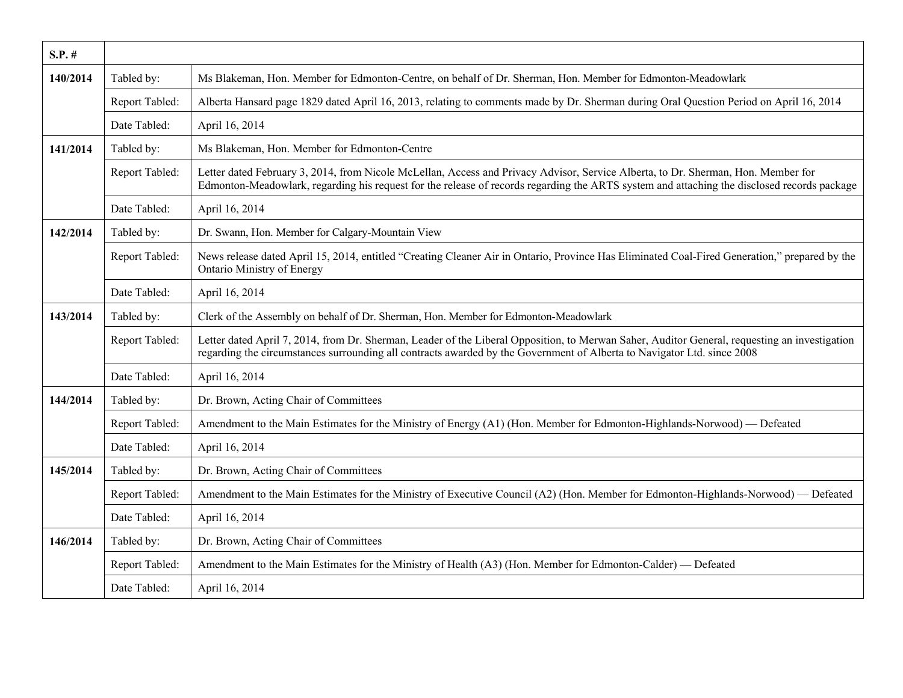| S.P. # | | |
|---|---|---|
| **140/2014** | Tabled by: | Ms Blakeman, Hon. Member for Edmonton-Centre, on behalf of Dr. Sherman, Hon. Member for Edmonton-Meadowlark |
| | Report Tabled: | Alberta Hansard page 1829 dated April 16, 2013, relating to comments made by Dr. Sherman during Oral Question Period on April 16, 2014 |
| | Date Tabled: | April 16, 2014 |
| **141/2014** | Tabled by: | Ms Blakeman, Hon. Member for Edmonton-Centre |
| | Report Tabled: | Letter dated February 3, 2014, from Nicole McLellan, Access and Privacy Advisor, Service Alberta, to Dr. Sherman, Hon. Member for Edmonton-Meadowlark, regarding his request for the release of records regarding the ARTS system and attaching the disclosed records package |
| | Date Tabled: | April 16, 2014 |
| **142/2014** | Tabled by: | Dr. Swann, Hon. Member for Calgary-Mountain View |
| | Report Tabled: | News release dated April 15, 2014, entitled "Creating Cleaner Air in Ontario, Province Has Eliminated Coal-Fired Generation," prepared by the Ontario Ministry of Energy |
| | Date Tabled: | April 16, 2014 |
| **143/2014** | Tabled by: | Clerk of the Assembly on behalf of Dr. Sherman, Hon. Member for Edmonton-Meadowlark |
| | Report Tabled: | Letter dated April 7, 2014, from Dr. Sherman, Leader of the Liberal Opposition, to Merwan Saher, Auditor General, requesting an investigation regarding the circumstances surrounding all contracts awarded by the Government of Alberta to Navigator Ltd. since 2008 |
| | Date Tabled: | April 16, 2014 |
| **144/2014** | Tabled by: | Dr. Brown, Acting Chair of Committees |
| | Report Tabled: | Amendment to the Main Estimates for the Ministry of Energy (A1) (Hon. Member for Edmonton-Highlands-Norwood) — Defeated |
| | Date Tabled: | April 16, 2014 |
| **145/2014** | Tabled by: | Dr. Brown, Acting Chair of Committees |
| | Report Tabled: | Amendment to the Main Estimates for the Ministry of Executive Council (A2) (Hon. Member for Edmonton-Highlands-Norwood) — Defeated |
| | Date Tabled: | April 16, 2014 |
| **146/2014** | Tabled by: | Dr. Brown, Acting Chair of Committees |
| | Report Tabled: | Amendment to the Main Estimates for the Ministry of Health (A3) (Hon. Member for Edmonton-Calder) — Defeated |
| | Date Tabled: | April 16, 2014 |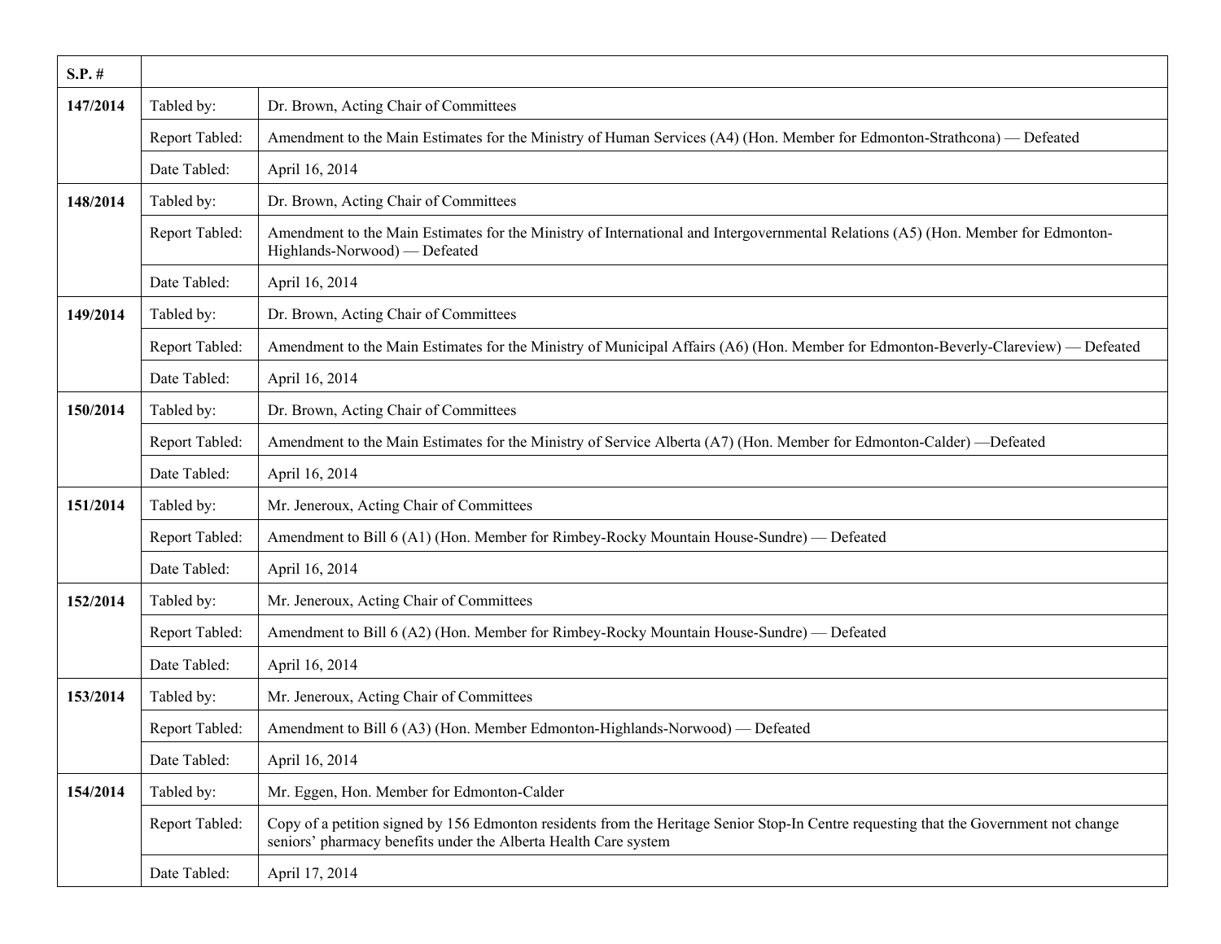| S.P. # | | |
|---|---|---|
| **147/2014** | Tabled by: | Dr. Brown, Acting Chair of Committees |
| | Report Tabled: | Amendment to the Main Estimates for the Ministry of Human Services (A4) (Hon. Member for Edmonton-Strathcona) — Defeated |
| | Date Tabled: | April 16, 2014 |
| **148/2014** | Tabled by: | Dr. Brown, Acting Chair of Committees |
| | Report Tabled: | Amendment to the Main Estimates for the Ministry of International and Intergovernmental Relations (A5) (Hon. Member for Edmonton-Highlands-Norwood) — Defeated |
| | Date Tabled: | April 16, 2014 |
| **149/2014** | Tabled by: | Dr. Brown, Acting Chair of Committees |
| | Report Tabled: | Amendment to the Main Estimates for the Ministry of Municipal Affairs (A6) (Hon. Member for Edmonton-Beverly-Clareview) — Defeated |
| | Date Tabled: | April 16, 2014 |
| **150/2014** | Tabled by: | Dr. Brown, Acting Chair of Committees |
| | Report Tabled: | Amendment to the Main Estimates for the Ministry of Service Alberta (A7) (Hon. Member for Edmonton-Calder) —Defeated |
| | Date Tabled: | April 16, 2014 |
| **151/2014** | Tabled by: | Mr. Jeneroux, Acting Chair of Committees |
| | Report Tabled: | Amendment to Bill 6 (A1) (Hon. Member for Rimbey-Rocky Mountain House-Sundre) — Defeated |
| | Date Tabled: | April 16, 2014 |
| **152/2014** | Tabled by: | Mr. Jeneroux, Acting Chair of Committees |
| | Report Tabled: | Amendment to Bill 6 (A2) (Hon. Member for Rimbey-Rocky Mountain House-Sundre) — Defeated |
| | Date Tabled: | April 16, 2014 |
| **153/2014** | Tabled by: | Mr. Jeneroux, Acting Chair of Committees |
| | Report Tabled: | Amendment to Bill 6 (A3) (Hon. Member Edmonton-Highlands-Norwood) — Defeated |
| | Date Tabled: | April 16, 2014 |
| **154/2014** | Tabled by: | Mr. Eggen, Hon. Member for Edmonton-Calder |
| | Report Tabled: | Copy of a petition signed by 156 Edmonton residents from the Heritage Senior Stop-In Centre requesting that the Government not change seniors' pharmacy benefits under the Alberta Health Care system |
| | Date Tabled: | April 17, 2014 |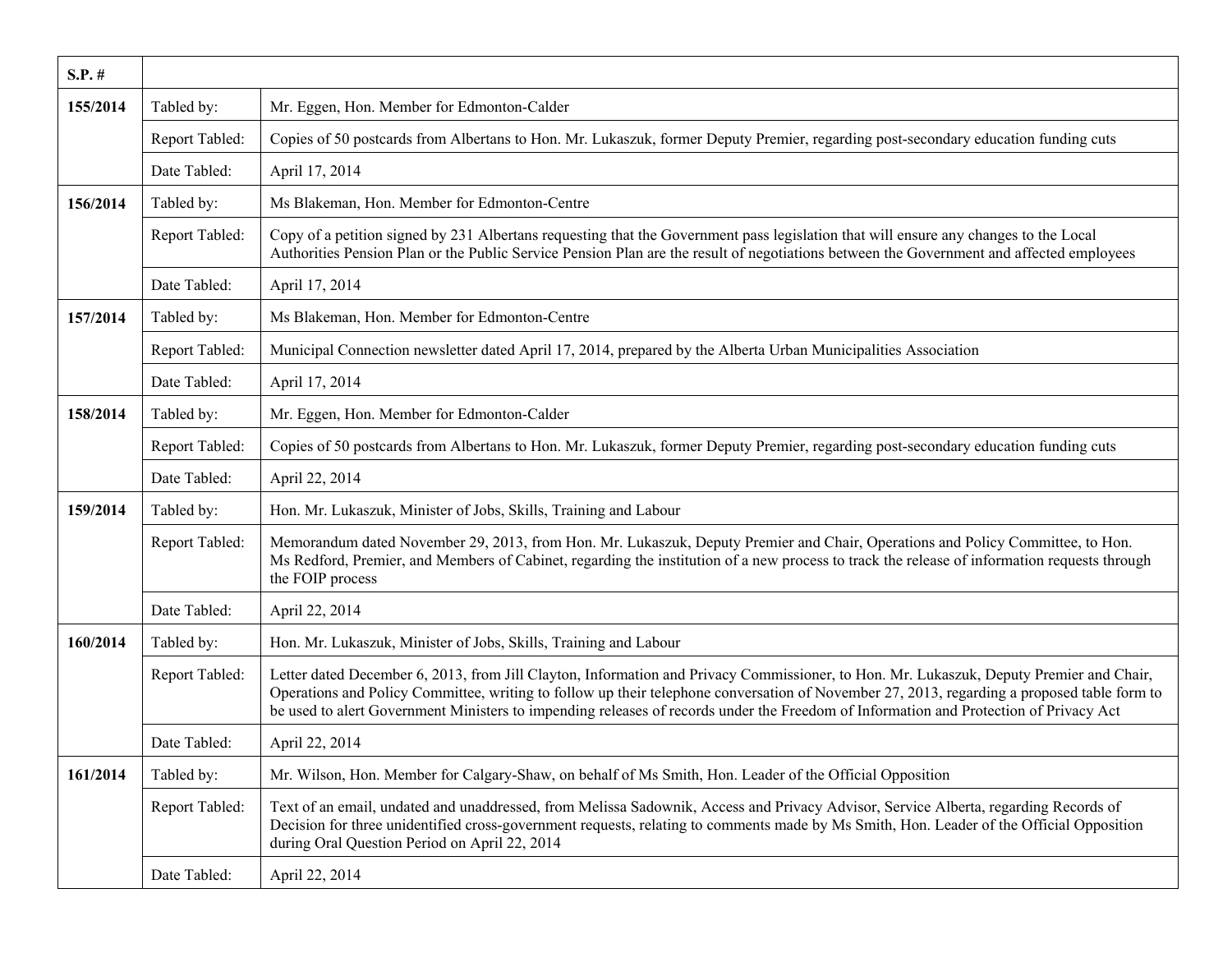| S.P. # | | |
|---|---|---|
| 155/2014 | Tabled by: | Mr. Eggen, Hon. Member for Edmonton-Calder |
| | Report Tabled: | Copies of 50 postcards from Albertans to Hon. Mr. Lukaszuk, former Deputy Premier, regarding post-secondary education funding cuts |
| | Date Tabled: | April 17, 2014 |
| 156/2014 | Tabled by: | Ms Blakeman, Hon. Member for Edmonton-Centre |
| | Report Tabled: | Copy of a petition signed by 231 Albertans requesting that the Government pass legislation that will ensure any changes to the Local Authorities Pension Plan or the Public Service Pension Plan are the result of negotiations between the Government and affected employees |
| | Date Tabled: | April 17, 2014 |
| 157/2014 | Tabled by: | Ms Blakeman, Hon. Member for Edmonton-Centre |
| | Report Tabled: | Municipal Connection newsletter dated April 17, 2014, prepared by the Alberta Urban Municipalities Association |
| | Date Tabled: | April 17, 2014 |
| 158/2014 | Tabled by: | Mr. Eggen, Hon. Member for Edmonton-Calder |
| | Report Tabled: | Copies of 50 postcards from Albertans to Hon. Mr. Lukaszuk, former Deputy Premier, regarding post-secondary education funding cuts |
| | Date Tabled: | April 22, 2014 |
| 159/2014 | Tabled by: | Hon. Mr. Lukaszuk, Minister of Jobs, Skills, Training and Labour |
| | Report Tabled: | Memorandum dated November 29, 2013, from Hon. Mr. Lukaszuk, Deputy Premier and Chair, Operations and Policy Committee, to Hon. Ms Redford, Premier, and Members of Cabinet, regarding the institution of a new process to track the release of information requests through the FOIP process |
| | Date Tabled: | April 22, 2014 |
| 160/2014 | Tabled by: | Hon. Mr. Lukaszuk, Minister of Jobs, Skills, Training and Labour |
| | Report Tabled: | Letter dated December 6, 2013, from Jill Clayton, Information and Privacy Commissioner, to Hon. Mr. Lukaszuk, Deputy Premier and Chair, Operations and Policy Committee, writing to follow up their telephone conversation of November 27, 2013, regarding a proposed table form to be used to alert Government Ministers to impending releases of records under the Freedom of Information and Protection of Privacy Act |
| | Date Tabled: | April 22, 2014 |
| 161/2014 | Tabled by: | Mr. Wilson, Hon. Member for Calgary-Shaw, on behalf of Ms Smith, Hon. Leader of the Official Opposition |
| | Report Tabled: | Text of an email, undated and unaddressed, from Melissa Sadownik, Access and Privacy Advisor, Service Alberta, regarding Records of Decision for three unidentified cross-government requests, relating to comments made by Ms Smith, Hon. Leader of the Official Opposition during Oral Question Period on April 22, 2014 |
| | Date Tabled: | April 22, 2014 |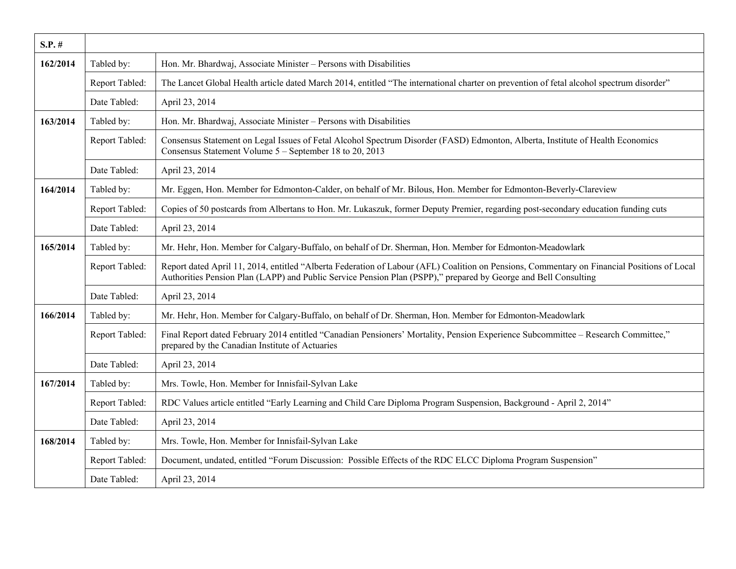| S.P. # | | |
|---|---|---|
| **162/2014** | Tabled by: | Hon. Mr. Bhardwaj, Associate Minister – Persons with Disabilities |
| | Report Tabled: | The Lancet Global Health article dated March 2014, entitled "The international charter on prevention of fetal alcohol spectrum disorder" |
| | Date Tabled: | April 23, 2014 |
| **163/2014** | Tabled by: | Hon. Mr. Bhardwaj, Associate Minister – Persons with Disabilities |
| | Report Tabled: | Consensus Statement on Legal Issues of Fetal Alcohol Spectrum Disorder (FASD) Edmonton, Alberta, Institute of Health Economics Consensus Statement Volume 5 – September 18 to 20, 2013 |
| | Date Tabled: | April 23, 2014 |
| **164/2014** | Tabled by: | Mr. Eggen, Hon. Member for Edmonton-Calder, on behalf of Mr. Bilous, Hon. Member for Edmonton-Beverly-Clareview |
| | Report Tabled: | Copies of 50 postcards from Albertans to Hon. Mr. Lukaszuk, former Deputy Premier, regarding post-secondary education funding cuts |
| | Date Tabled: | April 23, 2014 |
| **165/2014** | Tabled by: | Mr. Hehr, Hon. Member for Calgary-Buffalo, on behalf of Dr. Sherman, Hon. Member for Edmonton-Meadowlark |
| | Report Tabled: | Report dated April 11, 2014, entitled "Alberta Federation of Labour (AFL) Coalition on Pensions, Commentary on Financial Positions of Local Authorities Pension Plan (LAPP) and Public Service Pension Plan (PSPP)," prepared by George and Bell Consulting |
| | Date Tabled: | April 23, 2014 |
| **166/2014** | Tabled by: | Mr. Hehr, Hon. Member for Calgary-Buffalo, on behalf of Dr. Sherman, Hon. Member for Edmonton-Meadowlark |
| | Report Tabled: | Final Report dated February 2014 entitled "Canadian Pensioners' Mortality, Pension Experience Subcommittee – Research Committee," prepared by the Canadian Institute of Actuaries |
| | Date Tabled: | April 23, 2014 |
| **167/2014** | Tabled by: | Mrs. Towle, Hon. Member for Innisfail-Sylvan Lake |
| | Report Tabled: | RDC Values article entitled "Early Learning and Child Care Diploma Program Suspension, Background - April 2, 2014" |
| | Date Tabled: | April 23, 2014 |
| **168/2014** | Tabled by: | Mrs. Towle, Hon. Member for Innisfail-Sylvan Lake |
| | Report Tabled: | Document, undated, entitled "Forum Discussion: Possible Effects of the RDC ELCC Diploma Program Suspension" |
| | Date Tabled: | April 23, 2014 |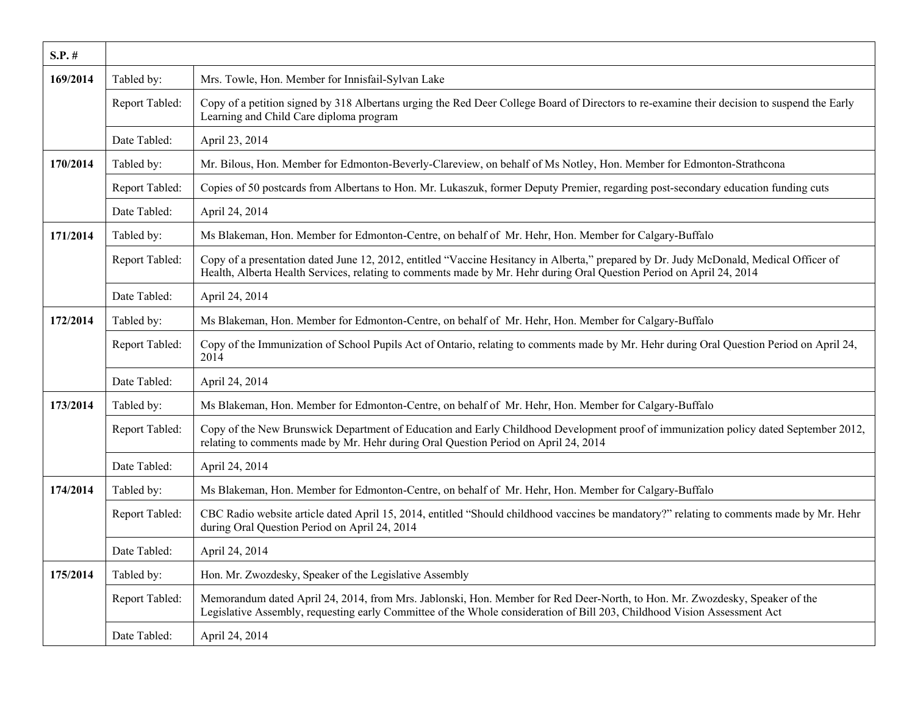| S.P. # | | |
|---|---|---|
| 169/2014 | Tabled by: | Mrs. Towle, Hon. Member for Innisfail-Sylvan Lake |
| | Report Tabled: | Copy of a petition signed by 318 Albertans urging the Red Deer College Board of Directors to re-examine their decision to suspend the Early Learning and Child Care diploma program |
| | Date Tabled: | April 23, 2014 |
| 170/2014 | Tabled by: | Mr. Bilous, Hon. Member for Edmonton-Beverly-Clareview, on behalf of Ms Notley, Hon. Member for Edmonton-Strathcona |
| | Report Tabled: | Copies of 50 postcards from Albertans to Hon. Mr. Lukaszuk, former Deputy Premier, regarding post-secondary education funding cuts |
| | Date Tabled: | April 24, 2014 |
| 171/2014 | Tabled by: | Ms Blakeman, Hon. Member for Edmonton-Centre, on behalf of Mr. Hehr, Hon. Member for Calgary-Buffalo |
| | Report Tabled: | Copy of a presentation dated June 12, 2012, entitled "Vaccine Hesitancy in Alberta," prepared by Dr. Judy McDonald, Medical Officer of Health, Alberta Health Services, relating to comments made by Mr. Hehr during Oral Question Period on April 24, 2014 |
| | Date Tabled: | April 24, 2014 |
| 172/2014 | Tabled by: | Ms Blakeman, Hon. Member for Edmonton-Centre, on behalf of Mr. Hehr, Hon. Member for Calgary-Buffalo |
| | Report Tabled: | Copy of the Immunization of School Pupils Act of Ontario, relating to comments made by Mr. Hehr during Oral Question Period on April 24, 2014 |
| | Date Tabled: | April 24, 2014 |
| 173/2014 | Tabled by: | Ms Blakeman, Hon. Member for Edmonton-Centre, on behalf of Mr. Hehr, Hon. Member for Calgary-Buffalo |
| | Report Tabled: | Copy of the New Brunswick Department of Education and Early Childhood Development proof of immunization policy dated September 2012, relating to comments made by Mr. Hehr during Oral Question Period on April 24, 2014 |
| | Date Tabled: | April 24, 2014 |
| 174/2014 | Tabled by: | Ms Blakeman, Hon. Member for Edmonton-Centre, on behalf of Mr. Hehr, Hon. Member for Calgary-Buffalo |
| | Report Tabled: | CBC Radio website article dated April 15, 2014, entitled "Should childhood vaccines be mandatory?" relating to comments made by Mr. Hehr during Oral Question Period on April 24, 2014 |
| | Date Tabled: | April 24, 2014 |
| 175/2014 | Tabled by: | Hon. Mr. Zwozdesky, Speaker of the Legislative Assembly |
| | Report Tabled: | Memorandum dated April 24, 2014, from Mrs. Jablonski, Hon. Member for Red Deer-North, to Hon. Mr. Zwozdesky, Speaker of the Legislative Assembly, requesting early Committee of the Whole consideration of Bill 203, Childhood Vision Assessment Act |
| | Date Tabled: | April 24, 2014 |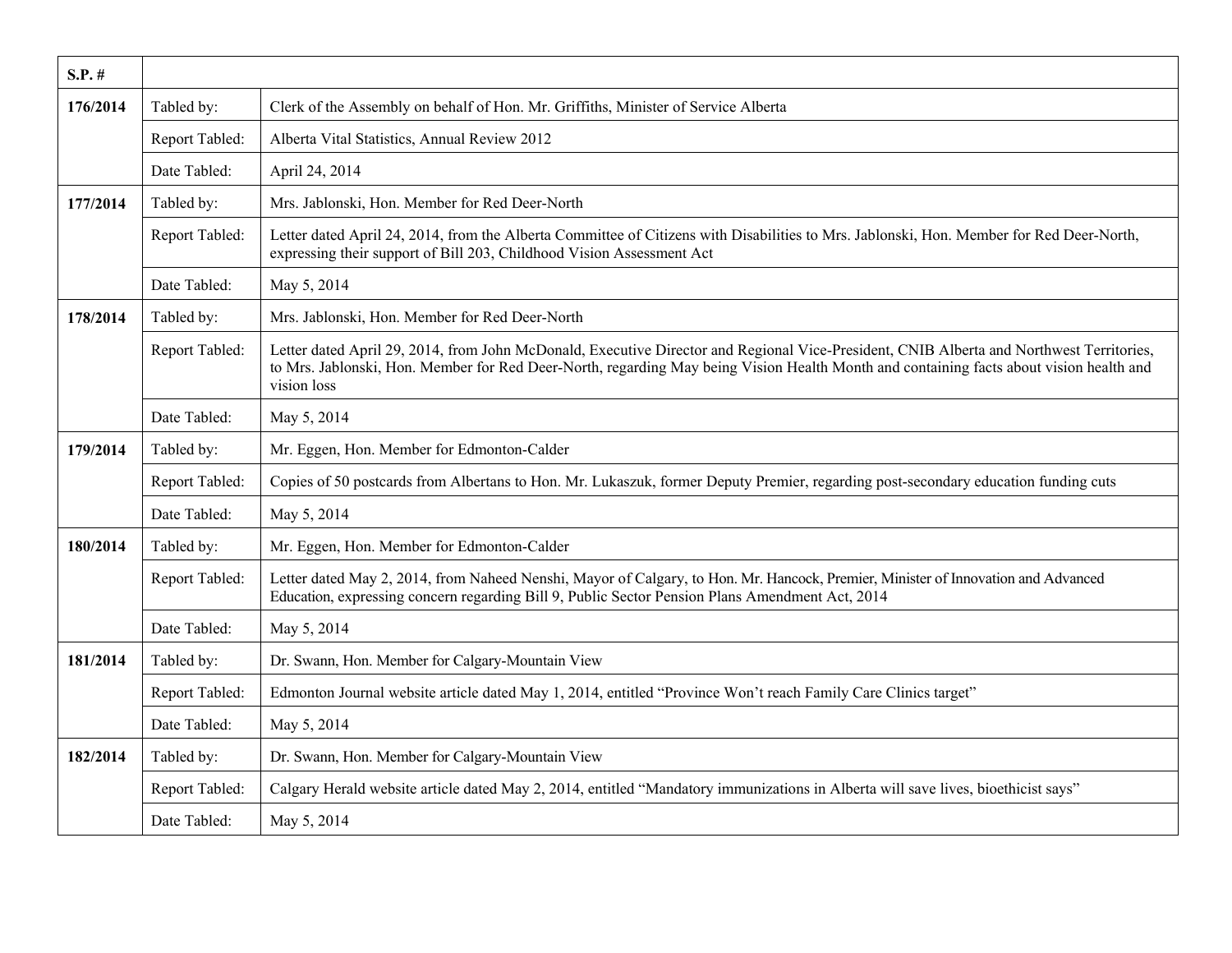| S.P. # | | |
|---|---|---|
| **176/2014** | Tabled by: | Clerk of the Assembly on behalf of Hon. Mr. Griffiths, Minister of Service Alberta |
| | Report Tabled: | Alberta Vital Statistics, Annual Review 2012 |
| | Date Tabled: | April 24, 2014 |
| **177/2014** | Tabled by: | Mrs. Jablonski, Hon. Member for Red Deer-North |
| | Report Tabled: | Letter dated April 24, 2014, from the Alberta Committee of Citizens with Disabilities to Mrs. Jablonski, Hon. Member for Red Deer-North, expressing their support of Bill 203, Childhood Vision Assessment Act |
| | Date Tabled: | May 5, 2014 |
| **178/2014** | Tabled by: | Mrs. Jablonski, Hon. Member for Red Deer-North |
| | Report Tabled: | Letter dated April 29, 2014, from John McDonald, Executive Director and Regional Vice-President, CNIB Alberta and Northwest Territories, to Mrs. Jablonski, Hon. Member for Red Deer-North, regarding May being Vision Health Month and containing facts about vision health and vision loss |
| | Date Tabled: | May 5, 2014 |
| **179/2014** | Tabled by: | Mr. Eggen, Hon. Member for Edmonton-Calder |
| | Report Tabled: | Copies of 50 postcards from Albertans to Hon. Mr. Lukaszuk, former Deputy Premier, regarding post-secondary education funding cuts |
| | Date Tabled: | May 5, 2014 |
| **180/2014** | Tabled by: | Mr. Eggen, Hon. Member for Edmonton-Calder |
| | Report Tabled: | Letter dated May 2, 2014, from Naheed Nenshi, Mayor of Calgary, to Hon. Mr. Hancock, Premier, Minister of Innovation and Advanced Education, expressing concern regarding Bill 9, Public Sector Pension Plans Amendment Act, 2014 |
| | Date Tabled: | May 5, 2014 |
| **181/2014** | Tabled by: | Dr. Swann, Hon. Member for Calgary-Mountain View |
| | Report Tabled: | Edmonton Journal website article dated May 1, 2014, entitled "Province Won't reach Family Care Clinics target" |
| | Date Tabled: | May 5, 2014 |
| **182/2014** | Tabled by: | Dr. Swann, Hon. Member for Calgary-Mountain View |
| | Report Tabled: | Calgary Herald website article dated May 2, 2014, entitled "Mandatory immunizations in Alberta will save lives, bioethicist says" |
| | Date Tabled: | May 5, 2014 |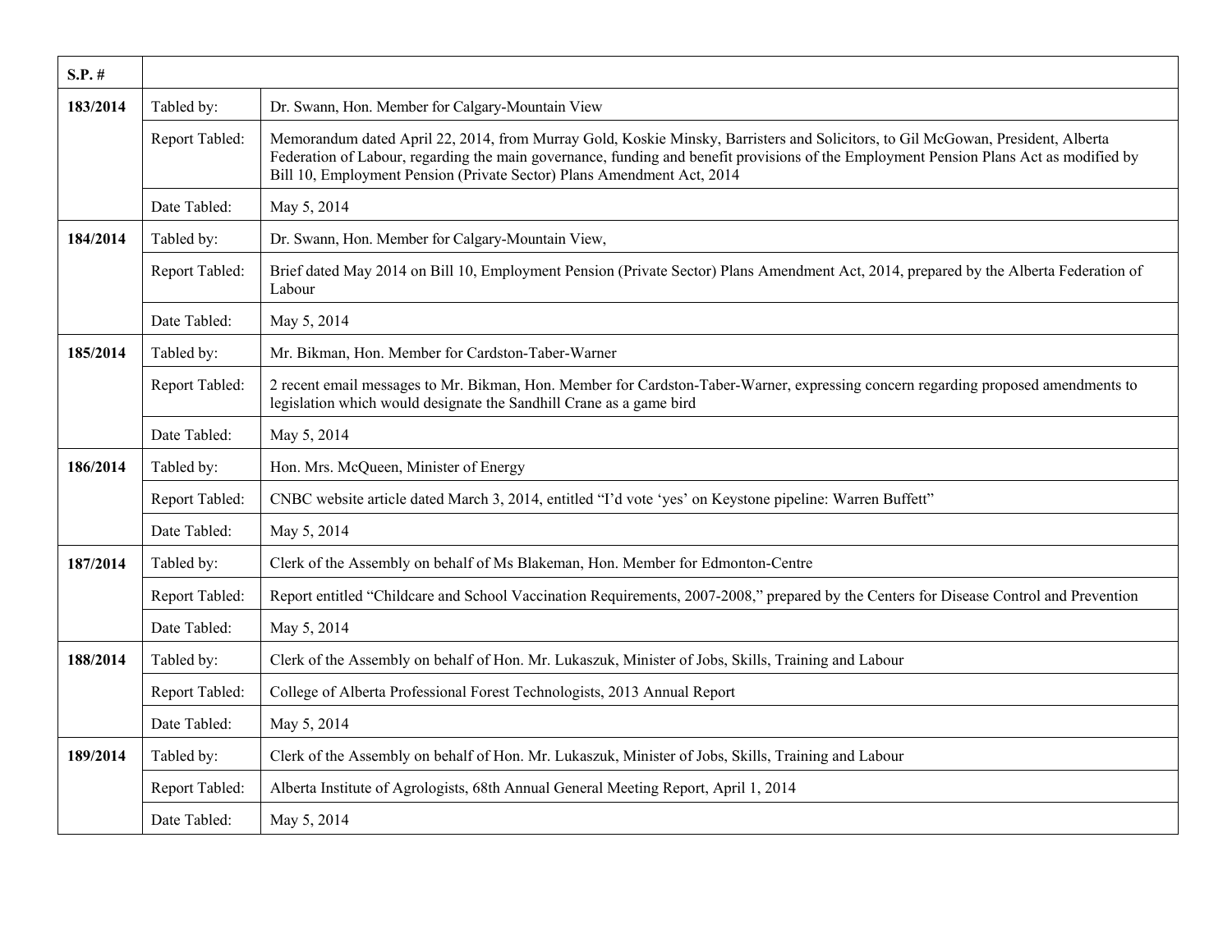| S.P. # | | |
|---|---|---|
| **183/2014** | Tabled by: | Dr. Swann, Hon. Member for Calgary-Mountain View |
| | Report Tabled: | Memorandum dated April 22, 2014, from Murray Gold, Koskie Minsky, Barristers and Solicitors, to Gil McGowan, President, Alberta Federation of Labour, regarding the main governance, funding and benefit provisions of the Employment Pension Plans Act as modified by Bill 10, Employment Pension (Private Sector) Plans Amendment Act, 2014 |
| | Date Tabled: | May 5, 2014 |
| **184/2014** | Tabled by: | Dr. Swann, Hon. Member for Calgary-Mountain View, |
| | Report Tabled: | Brief dated May 2014 on Bill 10, Employment Pension (Private Sector) Plans Amendment Act, 2014, prepared by the Alberta Federation of Labour |
| | Date Tabled: | May 5, 2014 |
| **185/2014** | Tabled by: | Mr. Bikman, Hon. Member for Cardston-Taber-Warner |
| | Report Tabled: | 2 recent email messages to Mr. Bikman, Hon. Member for Cardston-Taber-Warner, expressing concern regarding proposed amendments to legislation which would designate the Sandhill Crane as a game bird |
| | Date Tabled: | May 5, 2014 |
| **186/2014** | Tabled by: | Hon. Mrs. McQueen, Minister of Energy |
| | Report Tabled: | CNBC website article dated March 3, 2014, entitled "I'd vote 'yes' on Keystone pipeline: Warren Buffett" |
| | Date Tabled: | May 5, 2014 |
| **187/2014** | Tabled by: | Clerk of the Assembly on behalf of Ms Blakeman, Hon. Member for Edmonton-Centre |
| | Report Tabled: | Report entitled "Childcare and School Vaccination Requirements, 2007-2008," prepared by the Centers for Disease Control and Prevention |
| | Date Tabled: | May 5, 2014 |
| **188/2014** | Tabled by: | Clerk of the Assembly on behalf of Hon. Mr. Lukaszuk, Minister of Jobs, Skills, Training and Labour |
| | Report Tabled: | College of Alberta Professional Forest Technologists, 2013 Annual Report |
| | Date Tabled: | May 5, 2014 |
| **189/2014** | Tabled by: | Clerk of the Assembly on behalf of Hon. Mr. Lukaszuk, Minister of Jobs, Skills, Training and Labour |
| | Report Tabled: | Alberta Institute of Agrologists, 68th Annual General Meeting Report, April 1, 2014 |
| | Date Tabled: | May 5, 2014 |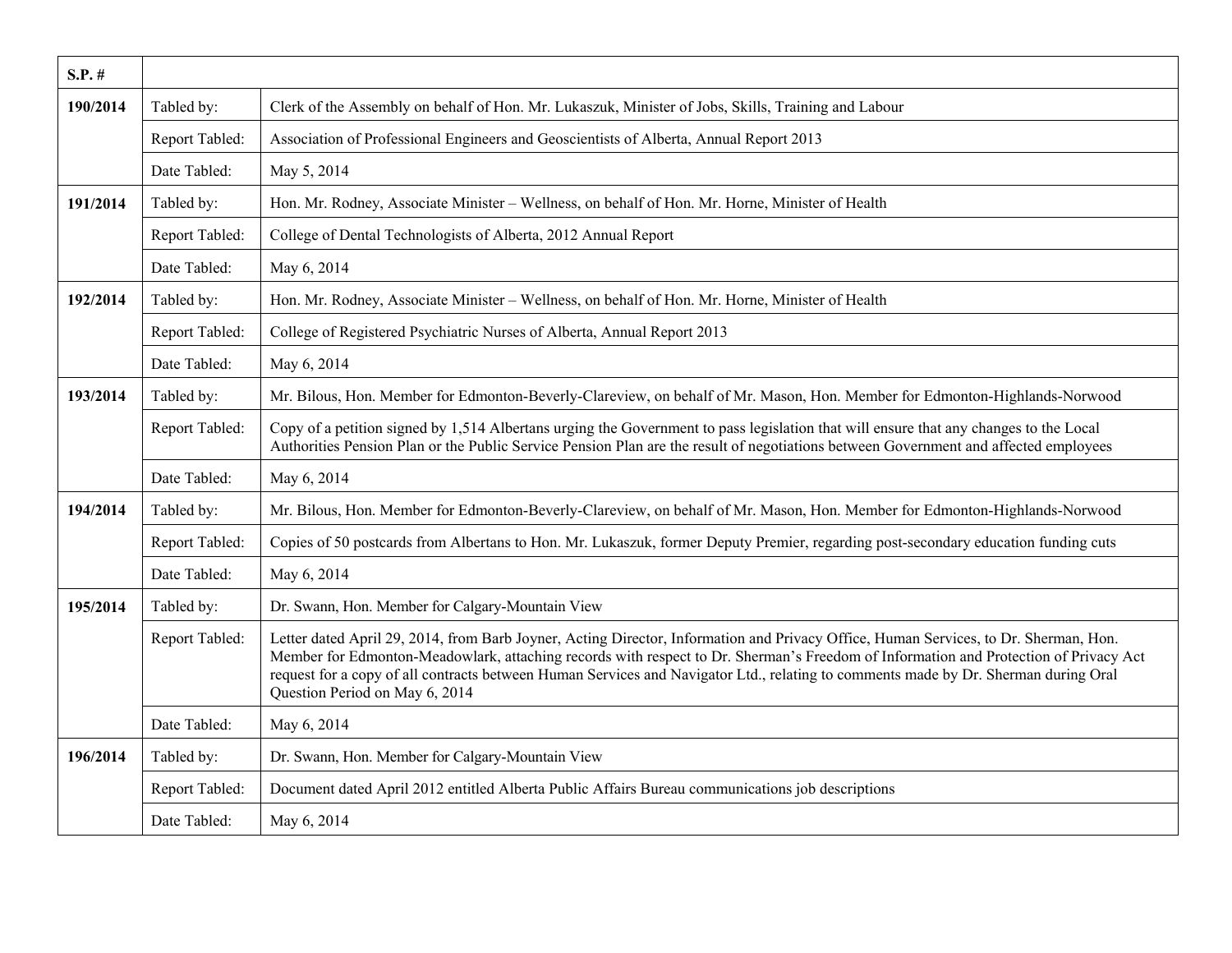| S.P. # | | |
|---|---|---|
| **190/2014** | Tabled by: | Clerk of the Assembly on behalf of Hon. Mr. Lukaszuk, Minister of Jobs, Skills, Training and Labour |
| | Report Tabled: | Association of Professional Engineers and Geoscientists of Alberta, Annual Report 2013 |
| | Date Tabled: | May 5, 2014 |
| **191/2014** | Tabled by: | Hon. Mr. Rodney, Associate Minister – Wellness, on behalf of Hon. Mr. Horne, Minister of Health |
| | Report Tabled: | College of Dental Technologists of Alberta, 2012 Annual Report |
| | Date Tabled: | May 6, 2014 |
| **192/2014** | Tabled by: | Hon. Mr. Rodney, Associate Minister – Wellness, on behalf of Hon. Mr. Horne, Minister of Health |
| | Report Tabled: | College of Registered Psychiatric Nurses of Alberta, Annual Report 2013 |
| | Date Tabled: | May 6, 2014 |
| **193/2014** | Tabled by: | Mr. Bilous, Hon. Member for Edmonton-Beverly-Clareview, on behalf of Mr. Mason, Hon. Member for Edmonton-Highlands-Norwood |
| | Report Tabled: | Copy of a petition signed by 1,514 Albertans urging the Government to pass legislation that will ensure that any changes to the Local Authorities Pension Plan or the Public Service Pension Plan are the result of negotiations between Government and affected employees |
| | Date Tabled: | May 6, 2014 |
| **194/2014** | Tabled by: | Mr. Bilous, Hon. Member for Edmonton-Beverly-Clareview, on behalf of Mr. Mason, Hon. Member for Edmonton-Highlands-Norwood |
| | Report Tabled: | Copies of 50 postcards from Albertans to Hon. Mr. Lukaszuk, former Deputy Premier, regarding post-secondary education funding cuts |
| | Date Tabled: | May 6, 2014 |
| **195/2014** | Tabled by: | Dr. Swann, Hon. Member for Calgary-Mountain View |
| | Report Tabled: | Letter dated April 29, 2014, from Barb Joyner, Acting Director, Information and Privacy Office, Human Services, to Dr. Sherman, Hon. Member for Edmonton-Meadowlark, attaching records with respect to Dr. Sherman's Freedom of Information and Protection of Privacy Act request for a copy of all contracts between Human Services and Navigator Ltd., relating to comments made by Dr. Sherman during Oral Question Period on May 6, 2014 |
| | Date Tabled: | May 6, 2014 |
| **196/2014** | Tabled by: | Dr. Swann, Hon. Member for Calgary-Mountain View |
| | Report Tabled: | Document dated April 2012 entitled Alberta Public Affairs Bureau communications job descriptions |
| | Date Tabled: | May 6, 2014 |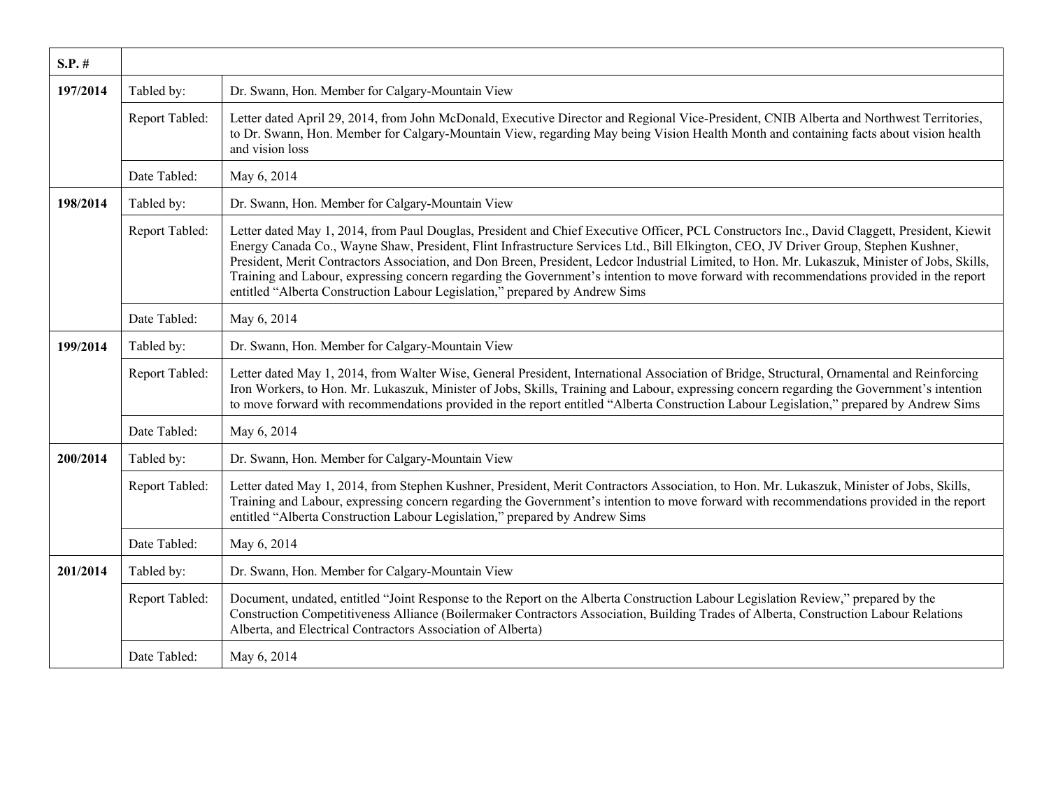| S.P. # | | |
|---|---|---|
| **197/2014** | Tabled by: | Dr. Swann, Hon. Member for Calgary-Mountain View |
| | Report Tabled: | Letter dated April 29, 2014, from John McDonald, Executive Director and Regional Vice-President, CNIB Alberta and Northwest Territories, to Dr. Swann, Hon. Member for Calgary-Mountain View, regarding May being Vision Health Month and containing facts about vision health and vision loss |
| | Date Tabled: | May 6, 2014 |
| **198/2014** | Tabled by: | Dr. Swann, Hon. Member for Calgary-Mountain View |
| | Report Tabled: | Letter dated May 1, 2014, from Paul Douglas, President and Chief Executive Officer, PCL Constructors Inc., David Claggett, President, Kiewit Energy Canada Co., Wayne Shaw, President, Flint Infrastructure Services Ltd., Bill Elkington, CEO, JV Driver Group, Stephen Kushner, President, Merit Contractors Association, and Don Breen, President, Ledcor Industrial Limited, to Hon. Mr. Lukaszuk, Minister of Jobs, Skills, Training and Labour, expressing concern regarding the Government's intention to move forward with recommendations provided in the report entitled "Alberta Construction Labour Legislation," prepared by Andrew Sims |
| | Date Tabled: | May 6, 2014 |
| **199/2014** | Tabled by: | Dr. Swann, Hon. Member for Calgary-Mountain View |
| | Report Tabled: | Letter dated May 1, 2014, from Walter Wise, General President, International Association of Bridge, Structural, Ornamental and Reinforcing Iron Workers, to Hon. Mr. Lukaszuk, Minister of Jobs, Skills, Training and Labour, expressing concern regarding the Government's intention to move forward with recommendations provided in the report entitled "Alberta Construction Labour Legislation," prepared by Andrew Sims |
| | Date Tabled: | May 6, 2014 |
| **200/2014** | Tabled by: | Dr. Swann, Hon. Member for Calgary-Mountain View |
| | Report Tabled: | Letter dated May 1, 2014, from Stephen Kushner, President, Merit Contractors Association, to Hon. Mr. Lukaszuk, Minister of Jobs, Skills, Training and Labour, expressing concern regarding the Government's intention to move forward with recommendations provided in the report entitled "Alberta Construction Labour Legislation," prepared by Andrew Sims |
| | Date Tabled: | May 6, 2014 |
| **201/2014** | Tabled by: | Dr. Swann, Hon. Member for Calgary-Mountain View |
| | Report Tabled: | Document, undated, entitled "Joint Response to the Report on the Alberta Construction Labour Legislation Review," prepared by the Construction Competitiveness Alliance (Boilermaker Contractors Association, Building Trades of Alberta, Construction Labour Relations Alberta, and Electrical Contractors Association of Alberta) |
| | Date Tabled: | May 6, 2014 |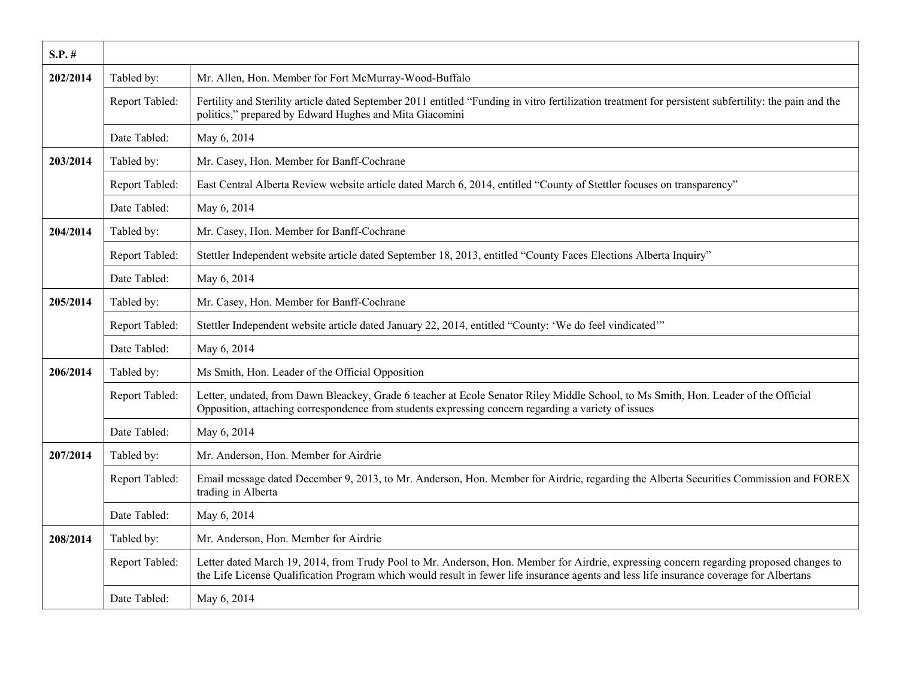| S.P. # | | |
|---|---|---|
| 202/2014 | Tabled by: | Mr. Allen, Hon. Member for Fort McMurray-Wood-Buffalo |
| | Report Tabled: | Fertility and Sterility article dated September 2011 entitled "Funding in vitro fertilization treatment for persistent subfertility: the pain and the politics," prepared by Edward Hughes and Mita Giacomini |
| | Date Tabled: | May 6, 2014 |
| 203/2014 | Tabled by: | Mr. Casey, Hon. Member for Banff-Cochrane |
| | Report Tabled: | East Central Alberta Review website article dated March 6, 2014, entitled "County of Stettler focuses on transparency" |
| | Date Tabled: | May 6, 2014 |
| 204/2014 | Tabled by: | Mr. Casey, Hon. Member for Banff-Cochrane |
| | Report Tabled: | Stettler Independent website article dated September 18, 2013, entitled "County Faces Elections Alberta Inquiry" |
| | Date Tabled: | May 6, 2014 |
| 205/2014 | Tabled by: | Mr. Casey, Hon. Member for Banff-Cochrane |
| | Report Tabled: | Stettler Independent website article dated January 22, 2014, entitled "County: 'We do feel vindicated'" |
| | Date Tabled: | May 6, 2014 |
| 206/2014 | Tabled by: | Ms Smith, Hon. Leader of the Official Opposition |
| | Report Tabled: | Letter, undated, from Dawn Bleackey, Grade 6 teacher at Ecole Senator Riley Middle School, to Ms Smith, Hon. Leader of the Official Opposition, attaching correspondence from students expressing concern regarding a variety of issues |
| | Date Tabled: | May 6, 2014 |
| 207/2014 | Tabled by: | Mr. Anderson, Hon. Member for Airdrie |
| | Report Tabled: | Email message dated December 9, 2013, to Mr. Anderson, Hon. Member for Airdrie, regarding the Alberta Securities Commission and FOREX trading in Alberta |
| | Date Tabled: | May 6, 2014 |
| 208/2014 | Tabled by: | Mr. Anderson, Hon. Member for Airdrie |
| | Report Tabled: | Letter dated March 19, 2014, from Trudy Pool to Mr. Anderson, Hon. Member for Airdrie, expressing concern regarding proposed changes to the Life License Qualification Program which would result in fewer life insurance agents and less life insurance coverage for Albertans |
| | Date Tabled: | May 6, 2014 |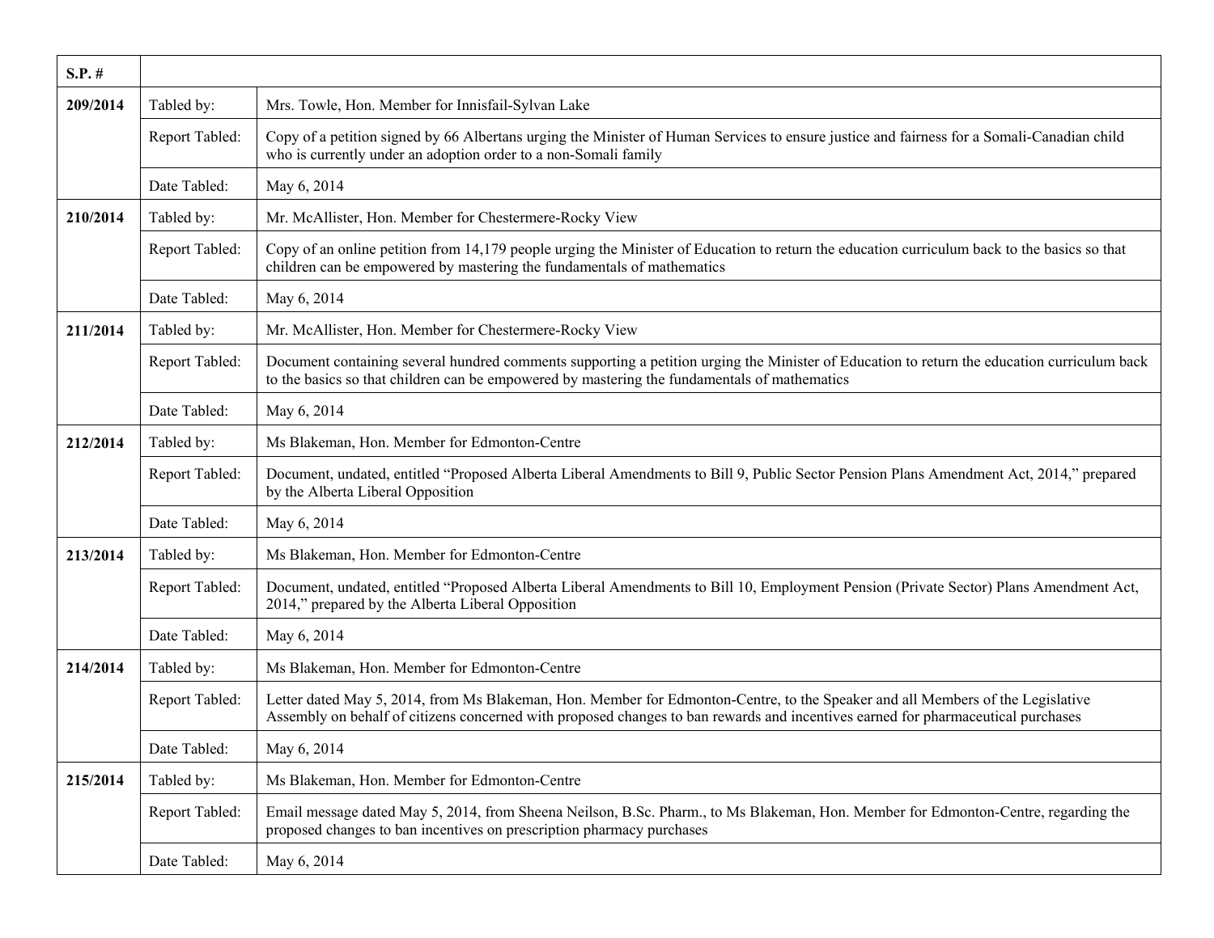| S.P. # | | |
|---|---|---|
| 209/2014 | Tabled by: | Mrs. Towle, Hon. Member for Innisfail-Sylvan Lake |
| | Report Tabled: | Copy of a petition signed by 66 Albertans urging the Minister of Human Services to ensure justice and fairness for a Somali-Canadian child who is currently under an adoption order to a non-Somali family |
| | Date Tabled: | May 6, 2014 |
| 210/2014 | Tabled by: | Mr. McAllister, Hon. Member for Chestermere-Rocky View |
| | Report Tabled: | Copy of an online petition from 14,179 people urging the Minister of Education to return the education curriculum back to the basics so that children can be empowered by mastering the fundamentals of mathematics |
| | Date Tabled: | May 6, 2014 |
| 211/2014 | Tabled by: | Mr. McAllister, Hon. Member for Chestermere-Rocky View |
| | Report Tabled: | Document containing several hundred comments supporting a petition urging the Minister of Education to return the education curriculum back to the basics so that children can be empowered by mastering the fundamentals of mathematics |
| | Date Tabled: | May 6, 2014 |
| 212/2014 | Tabled by: | Ms Blakeman, Hon. Member for Edmonton-Centre |
| | Report Tabled: | Document, undated, entitled "Proposed Alberta Liberal Amendments to Bill 9, Public Sector Pension Plans Amendment Act, 2014," prepared by the Alberta Liberal Opposition |
| | Date Tabled: | May 6, 2014 |
| 213/2014 | Tabled by: | Ms Blakeman, Hon. Member for Edmonton-Centre |
| | Report Tabled: | Document, undated, entitled "Proposed Alberta Liberal Amendments to Bill 10, Employment Pension (Private Sector) Plans Amendment Act, 2014," prepared by the Alberta Liberal Opposition |
| | Date Tabled: | May 6, 2014 |
| 214/2014 | Tabled by: | Ms Blakeman, Hon. Member for Edmonton-Centre |
| | Report Tabled: | Letter dated May 5, 2014, from Ms Blakeman, Hon. Member for Edmonton-Centre, to the Speaker and all Members of the Legislative Assembly on behalf of citizens concerned with proposed changes to ban rewards and incentives earned for pharmaceutical purchases |
| | Date Tabled: | May 6, 2014 |
| 215/2014 | Tabled by: | Ms Blakeman, Hon. Member for Edmonton-Centre |
| | Report Tabled: | Email message dated May 5, 2014, from Sheena Neilson, B.Sc. Pharm., to Ms Blakeman, Hon. Member for Edmonton-Centre, regarding the proposed changes to ban incentives on prescription pharmacy purchases |
| | Date Tabled: | May 6, 2014 |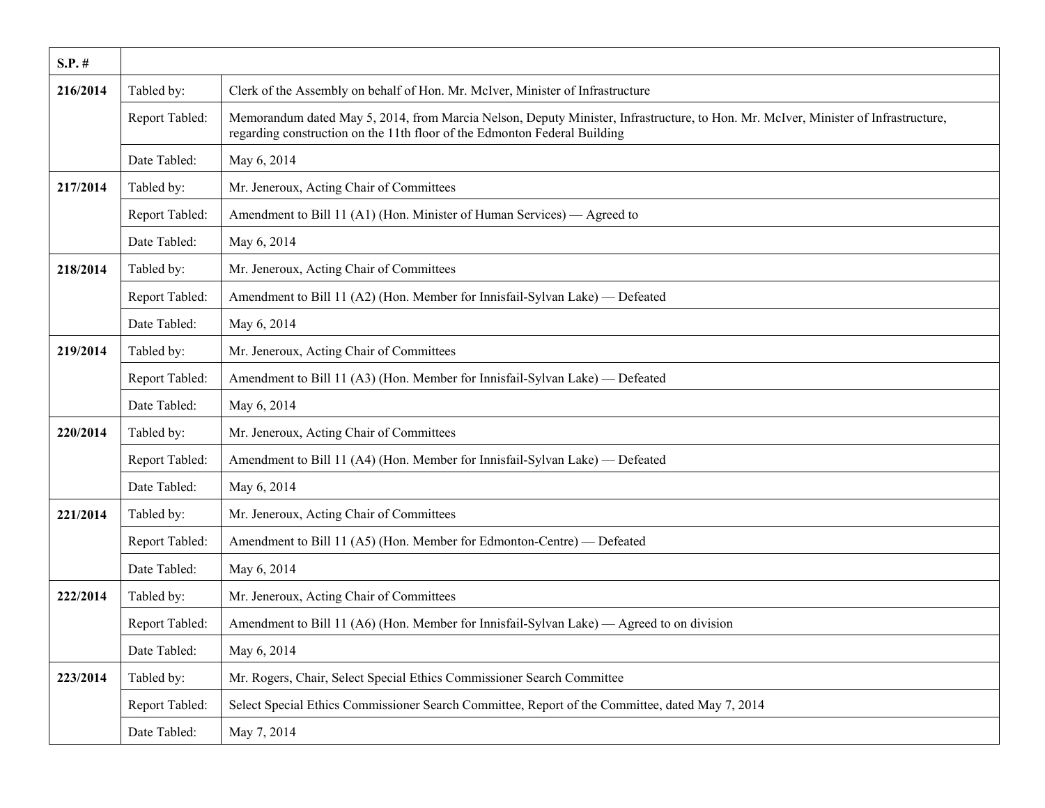| S.P. # | | |
|---|---|---|
| 216/2014 | Tabled by: | Clerk of the Assembly on behalf of Hon. Mr. McIver, Minister of Infrastructure |
| | Report Tabled: | Memorandum dated May 5, 2014, from Marcia Nelson, Deputy Minister, Infrastructure, to Hon. Mr. McIver, Minister of Infrastructure, regarding construction on the 11th floor of the Edmonton Federal Building |
| | Date Tabled: | May 6, 2014 |
| 217/2014 | Tabled by: | Mr. Jeneroux, Acting Chair of Committees |
| | Report Tabled: | Amendment to Bill 11 (A1) (Hon. Minister of Human Services) — Agreed to |
| | Date Tabled: | May 6, 2014 |
| 218/2014 | Tabled by: | Mr. Jeneroux, Acting Chair of Committees |
| | Report Tabled: | Amendment to Bill 11 (A2) (Hon. Member for Innisfail-Sylvan Lake) — Defeated |
| | Date Tabled: | May 6, 2014 |
| 219/2014 | Tabled by: | Mr. Jeneroux, Acting Chair of Committees |
| | Report Tabled: | Amendment to Bill 11 (A3) (Hon. Member for Innisfail-Sylvan Lake) — Defeated |
| | Date Tabled: | May 6, 2014 |
| 220/2014 | Tabled by: | Mr. Jeneroux, Acting Chair of Committees |
| | Report Tabled: | Amendment to Bill 11 (A4) (Hon. Member for Innisfail-Sylvan Lake) — Defeated |
| | Date Tabled: | May 6, 2014 |
| 221/2014 | Tabled by: | Mr. Jeneroux, Acting Chair of Committees |
| | Report Tabled: | Amendment to Bill 11 (A5) (Hon. Member for Edmonton-Centre) — Defeated |
| | Date Tabled: | May 6, 2014 |
| 222/2014 | Tabled by: | Mr. Jeneroux, Acting Chair of Committees |
| | Report Tabled: | Amendment to Bill 11 (A6) (Hon. Member for Innisfail-Sylvan Lake) — Agreed to on division |
| | Date Tabled: | May 6, 2014 |
| 223/2014 | Tabled by: | Mr. Rogers, Chair, Select Special Ethics Commissioner Search Committee |
| | Report Tabled: | Select Special Ethics Commissioner Search Committee, Report of the Committee, dated May 7, 2014 |
| | Date Tabled: | May 7, 2014 |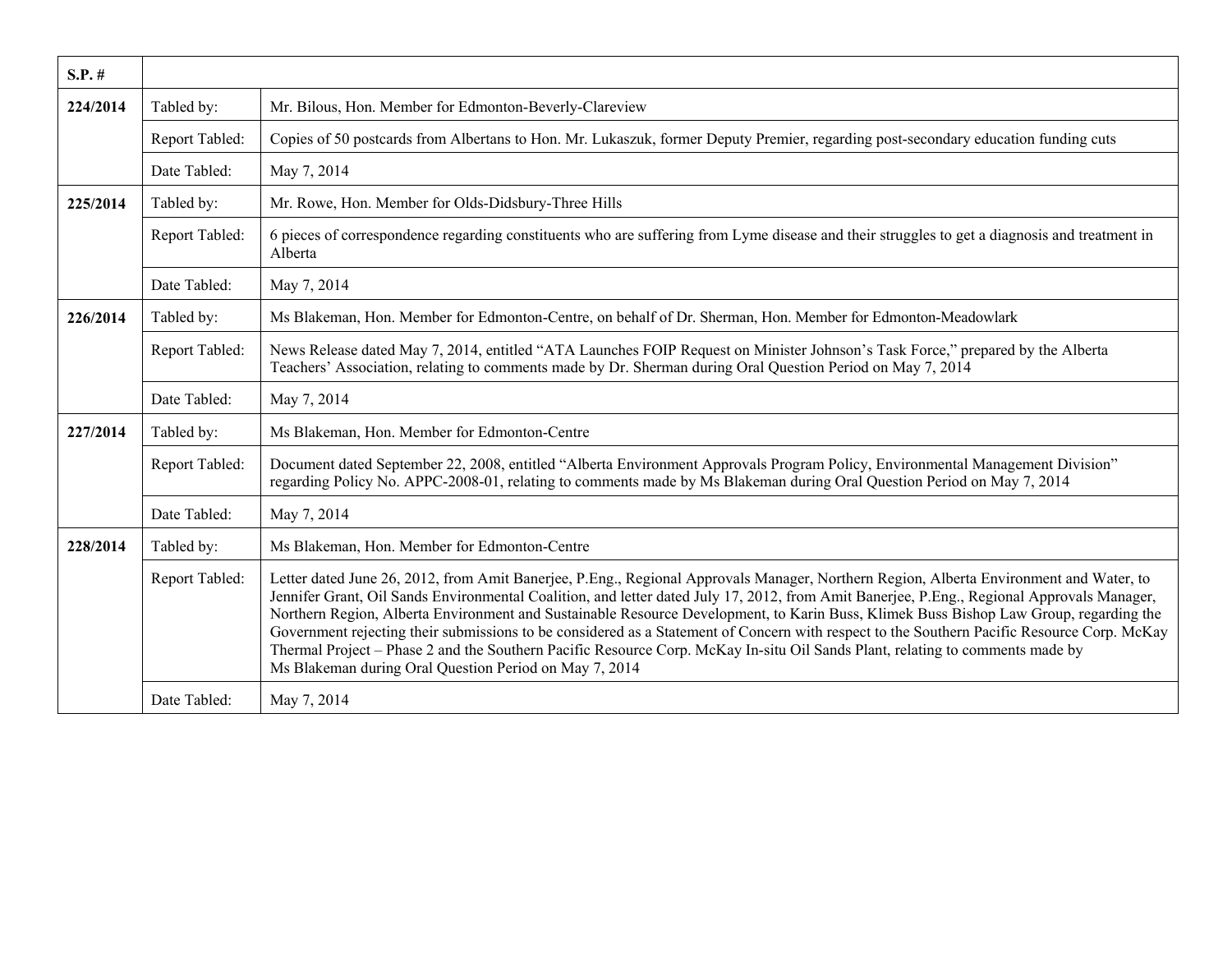| S.P. # | | |
|---|---|---|
| 224/2014 | Tabled by: | Mr. Bilous, Hon. Member for Edmonton-Beverly-Clareview |
| | Report Tabled: | Copies of 50 postcards from Albertans to Hon. Mr. Lukaszuk, former Deputy Premier, regarding post-secondary education funding cuts |
| | Date Tabled: | May 7, 2014 |
| 225/2014 | Tabled by: | Mr. Rowe, Hon. Member for Olds-Didsbury-Three Hills |
| | Report Tabled: | 6 pieces of correspondence regarding constituents who are suffering from Lyme disease and their struggles to get a diagnosis and treatment in Alberta |
| | Date Tabled: | May 7, 2014 |
| 226/2014 | Tabled by: | Ms Blakeman, Hon. Member for Edmonton-Centre, on behalf of Dr. Sherman, Hon. Member for Edmonton-Meadowlark |
| | Report Tabled: | News Release dated May 7, 2014, entitled "ATA Launches FOIP Request on Minister Johnson's Task Force," prepared by the Alberta Teachers' Association, relating to comments made by Dr. Sherman during Oral Question Period on May 7, 2014 |
| | Date Tabled: | May 7, 2014 |
| 227/2014 | Tabled by: | Ms Blakeman, Hon. Member for Edmonton-Centre |
| | Report Tabled: | Document dated September 22, 2008, entitled "Alberta Environment Approvals Program Policy, Environmental Management Division" regarding Policy No. APPC-2008-01, relating to comments made by Ms Blakeman during Oral Question Period on May 7, 2014 |
| | Date Tabled: | May 7, 2014 |
| 228/2014 | Tabled by: | Ms Blakeman, Hon. Member for Edmonton-Centre |
| | Report Tabled: | Letter dated June 26, 2012, from Amit Banerjee, P.Eng., Regional Approvals Manager, Northern Region, Alberta Environment and Water, to Jennifer Grant, Oil Sands Environmental Coalition, and letter dated July 17, 2012, from Amit Banerjee, P.Eng., Regional Approvals Manager, Northern Region, Alberta Environment and Sustainable Resource Development, to Karin Buss, Klimek Buss Bishop Law Group, regarding the Government rejecting their submissions to be considered as a Statement of Concern with respect to the Southern Pacific Resource Corp. McKay Thermal Project – Phase 2 and the Southern Pacific Resource Corp. McKay In-situ Oil Sands Plant, relating to comments made by Ms Blakeman during Oral Question Period on May 7, 2014 |
| | Date Tabled: | May 7, 2014 |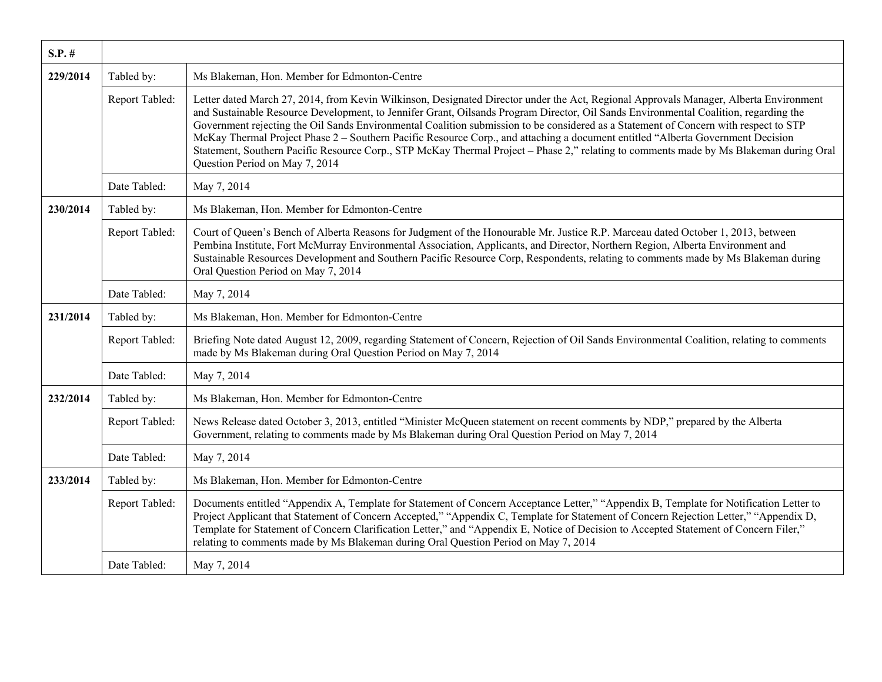| S.P. # | | |
|---|---|---|
| 229/2014 | Tabled by: | Ms Blakeman, Hon. Member for Edmonton-Centre |
| | Report Tabled: | Letter dated March 27, 2014, from Kevin Wilkinson, Designated Director under the Act, Regional Approvals Manager, Alberta Environment and Sustainable Resource Development, to Jennifer Grant, Oilsands Program Director, Oil Sands Environmental Coalition, regarding the Government rejecting the Oil Sands Environmental Coalition submission to be considered as a Statement of Concern with respect to STP McKay Thermal Project Phase 2 – Southern Pacific Resource Corp., and attaching a document entitled "Alberta Government Decision Statement, Southern Pacific Resource Corp., STP McKay Thermal Project – Phase 2," relating to comments made by Ms Blakeman during Oral Question Period on May 7, 2014 |
| | Date Tabled: | May 7, 2014 |
| 230/2014 | Tabled by: | Ms Blakeman, Hon. Member for Edmonton-Centre |
| | Report Tabled: | Court of Queen's Bench of Alberta Reasons for Judgment of the Honourable Mr. Justice R.P. Marceau dated October 1, 2013, between Pembina Institute, Fort McMurray Environmental Association, Applicants, and Director, Northern Region, Alberta Environment and Sustainable Resources Development and Southern Pacific Resource Corp, Respondents, relating to comments made by Ms Blakeman during Oral Question Period on May 7, 2014 |
| | Date Tabled: | May 7, 2014 |
| 231/2014 | Tabled by: | Ms Blakeman, Hon. Member for Edmonton-Centre |
| | Report Tabled: | Briefing Note dated August 12, 2009, regarding Statement of Concern, Rejection of Oil Sands Environmental Coalition, relating to comments made by Ms Blakeman during Oral Question Period on May 7, 2014 |
| | Date Tabled: | May 7, 2014 |
| 232/2014 | Tabled by: | Ms Blakeman, Hon. Member for Edmonton-Centre |
| | Report Tabled: | News Release dated October 3, 2013, entitled "Minister McQueen statement on recent comments by NDP," prepared by the Alberta Government, relating to comments made by Ms Blakeman during Oral Question Period on May 7, 2014 |
| | Date Tabled: | May 7, 2014 |
| 233/2014 | Tabled by: | Ms Blakeman, Hon. Member for Edmonton-Centre |
| | Report Tabled: | Documents entitled "Appendix A, Template for Statement of Concern Acceptance Letter," "Appendix B, Template for Notification Letter to Project Applicant that Statement of Concern Accepted," "Appendix C, Template for Statement of Concern Rejection Letter," "Appendix D, Template for Statement of Concern Clarification Letter," and "Appendix E, Notice of Decision to Accepted Statement of Concern Filer," relating to comments made by Ms Blakeman during Oral Question Period on May 7, 2014 |
| | Date Tabled: | May 7, 2014 |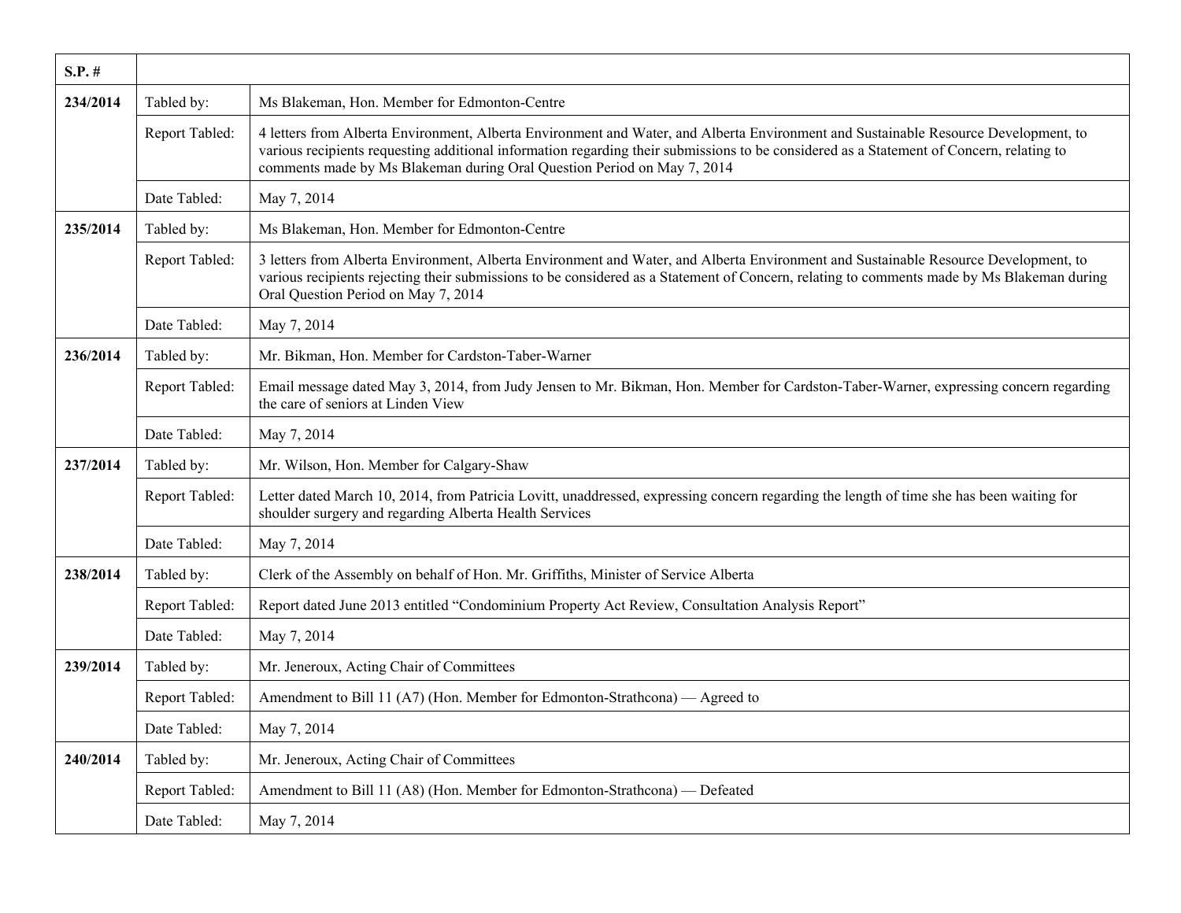| S.P. # | | |
|---|---|---|
| 234/2014 | Tabled by: | Ms Blakeman, Hon. Member for Edmonton-Centre |
| | Report Tabled: | 4 letters from Alberta Environment, Alberta Environment and Water, and Alberta Environment and Sustainable Resource Development, to various recipients requesting additional information regarding their submissions to be considered as a Statement of Concern, relating to comments made by Ms Blakeman during Oral Question Period on May 7, 2014 |
| | Date Tabled: | May 7, 2014 |
| 235/2014 | Tabled by: | Ms Blakeman, Hon. Member for Edmonton-Centre |
| | Report Tabled: | 3 letters from Alberta Environment, Alberta Environment and Water, and Alberta Environment and Sustainable Resource Development, to various recipients rejecting their submissions to be considered as a Statement of Concern, relating to comments made by Ms Blakeman during Oral Question Period on May 7, 2014 |
| | Date Tabled: | May 7, 2014 |
| 236/2014 | Tabled by: | Mr. Bikman, Hon. Member for Cardston-Taber-Warner |
| | Report Tabled: | Email message dated May 3, 2014, from Judy Jensen to Mr. Bikman, Hon. Member for Cardston-Taber-Warner, expressing concern regarding the care of seniors at Linden View |
| | Date Tabled: | May 7, 2014 |
| 237/2014 | Tabled by: | Mr. Wilson, Hon. Member for Calgary-Shaw |
| | Report Tabled: | Letter dated March 10, 2014, from Patricia Lovitt, unaddressed, expressing concern regarding the length of time she has been waiting for shoulder surgery and regarding Alberta Health Services |
| | Date Tabled: | May 7, 2014 |
| 238/2014 | Tabled by: | Clerk of the Assembly on behalf of Hon. Mr. Griffiths, Minister of Service Alberta |
| | Report Tabled: | Report dated June 2013 entitled "Condominium Property Act Review, Consultation Analysis Report" |
| | Date Tabled: | May 7, 2014 |
| 239/2014 | Tabled by: | Mr. Jeneroux, Acting Chair of Committees |
| | Report Tabled: | Amendment to Bill 11 (A7) (Hon. Member for Edmonton-Strathcona) — Agreed to |
| | Date Tabled: | May 7, 2014 |
| 240/2014 | Tabled by: | Mr. Jeneroux, Acting Chair of Committees |
| | Report Tabled: | Amendment to Bill 11 (A8) (Hon. Member for Edmonton-Strathcona) — Defeated |
| | Date Tabled: | May 7, 2014 |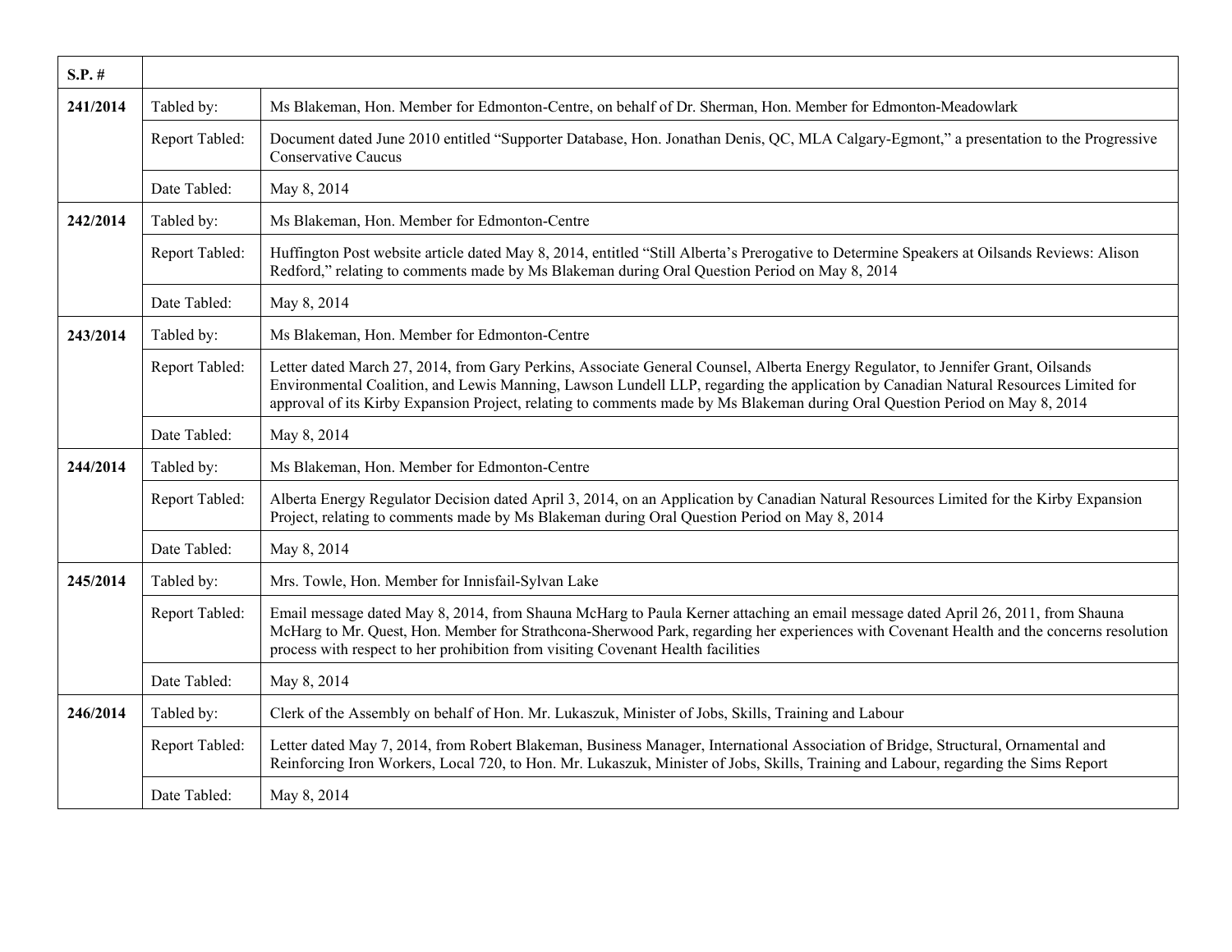| S.P. # | | |
|---|---|---|
| 241/2014 | Tabled by: | Ms Blakeman, Hon. Member for Edmonton-Centre, on behalf of Dr. Sherman, Hon. Member for Edmonton-Meadowlark |
| | Report Tabled: | Document dated June 2010 entitled "Supporter Database, Hon. Jonathan Denis, QC, MLA Calgary-Egmont," a presentation to the Progressive Conservative Caucus |
| | Date Tabled: | May 8, 2014 |
| 242/2014 | Tabled by: | Ms Blakeman, Hon. Member for Edmonton-Centre |
| | Report Tabled: | Huffington Post website article dated May 8, 2014, entitled "Still Alberta's Prerogative to Determine Speakers at Oilsands Reviews: Alison Redford," relating to comments made by Ms Blakeman during Oral Question Period on May 8, 2014 |
| | Date Tabled: | May 8, 2014 |
| 243/2014 | Tabled by: | Ms Blakeman, Hon. Member for Edmonton-Centre |
| | Report Tabled: | Letter dated March 27, 2014, from Gary Perkins, Associate General Counsel, Alberta Energy Regulator, to Jennifer Grant, Oilsands Environmental Coalition, and Lewis Manning, Lawson Lundell LLP, regarding the application by Canadian Natural Resources Limited for approval of its Kirby Expansion Project, relating to comments made by Ms Blakeman during Oral Question Period on May 8, 2014 |
| | Date Tabled: | May 8, 2014 |
| 244/2014 | Tabled by: | Ms Blakeman, Hon. Member for Edmonton-Centre |
| | Report Tabled: | Alberta Energy Regulator Decision dated April 3, 2014, on an Application by Canadian Natural Resources Limited for the Kirby Expansion Project, relating to comments made by Ms Blakeman during Oral Question Period on May 8, 2014 |
| | Date Tabled: | May 8, 2014 |
| 245/2014 | Tabled by: | Mrs. Towle, Hon. Member for Innisfail-Sylvan Lake |
| | Report Tabled: | Email message dated May 8, 2014, from Shauna McHarg to Paula Kerner attaching an email message dated April 26, 2011, from Shauna McHarg to Mr. Quest, Hon. Member for Strathcona-Sherwood Park, regarding her experiences with Covenant Health and the concerns resolution process with respect to her prohibition from visiting Covenant Health facilities |
| | Date Tabled: | May 8, 2014 |
| 246/2014 | Tabled by: | Clerk of the Assembly on behalf of Hon. Mr. Lukaszuk, Minister of Jobs, Skills, Training and Labour |
| | Report Tabled: | Letter dated May 7, 2014, from Robert Blakeman, Business Manager, International Association of Bridge, Structural, Ornamental and Reinforcing Iron Workers, Local 720, to Hon. Mr. Lukaszuk, Minister of Jobs, Skills, Training and Labour, regarding the Sims Report |
| | Date Tabled: | May 8, 2014 |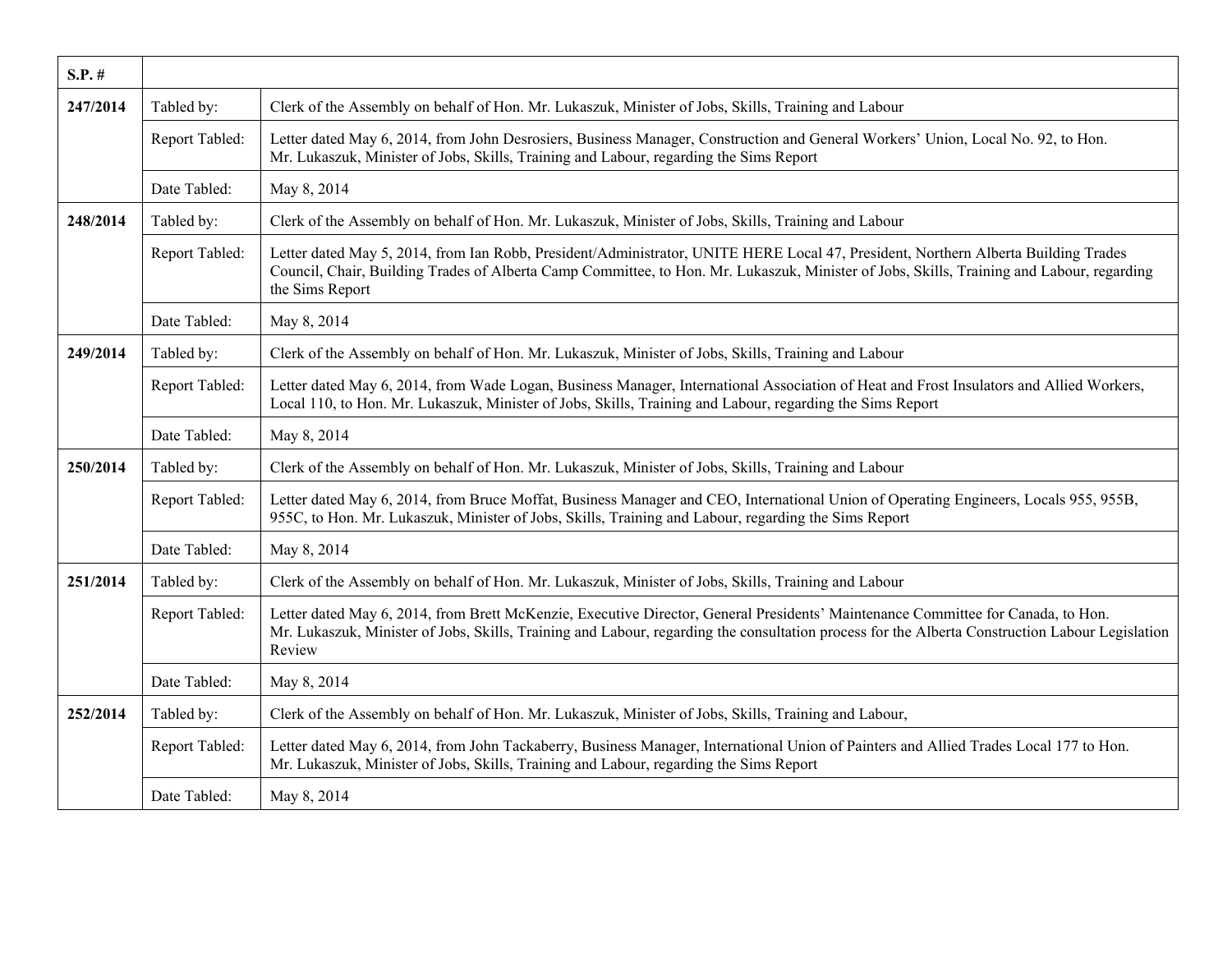| S.P. # | | |
|---|---|---|
| **247/2014** | Tabled by: | Clerk of the Assembly on behalf of Hon. Mr. Lukaszuk, Minister of Jobs, Skills, Training and Labour |
| | Report Tabled: | Letter dated May 6, 2014, from John Desrosiers, Business Manager, Construction and General Workers' Union, Local No. 92, to Hon. Mr. Lukaszuk, Minister of Jobs, Skills, Training and Labour, regarding the Sims Report |
| | Date Tabled: | May 8, 2014 |
| **248/2014** | Tabled by: | Clerk of the Assembly on behalf of Hon. Mr. Lukaszuk, Minister of Jobs, Skills, Training and Labour |
| | Report Tabled: | Letter dated May 5, 2014, from Ian Robb, President/Administrator, UNITE HERE Local 47, President, Northern Alberta Building Trades Council, Chair, Building Trades of Alberta Camp Committee, to Hon. Mr. Lukaszuk, Minister of Jobs, Skills, Training and Labour, regarding the Sims Report |
| | Date Tabled: | May 8, 2014 |
| **249/2014** | Tabled by: | Clerk of the Assembly on behalf of Hon. Mr. Lukaszuk, Minister of Jobs, Skills, Training and Labour |
| | Report Tabled: | Letter dated May 6, 2014, from Wade Logan, Business Manager, International Association of Heat and Frost Insulators and Allied Workers, Local 110, to Hon. Mr. Lukaszuk, Minister of Jobs, Skills, Training and Labour, regarding the Sims Report |
| | Date Tabled: | May 8, 2014 |
| **250/2014** | Tabled by: | Clerk of the Assembly on behalf of Hon. Mr. Lukaszuk, Minister of Jobs, Skills, Training and Labour |
| | Report Tabled: | Letter dated May 6, 2014, from Bruce Moffat, Business Manager and CEO, International Union of Operating Engineers, Locals 955, 955B, 955C, to Hon. Mr. Lukaszuk, Minister of Jobs, Skills, Training and Labour, regarding the Sims Report |
| | Date Tabled: | May 8, 2014 |
| **251/2014** | Tabled by: | Clerk of the Assembly on behalf of Hon. Mr. Lukaszuk, Minister of Jobs, Skills, Training and Labour |
| | Report Tabled: | Letter dated May 6, 2014, from Brett McKenzie, Executive Director, General Presidents' Maintenance Committee for Canada, to Hon. Mr. Lukaszuk, Minister of Jobs, Skills, Training and Labour, regarding the consultation process for the Alberta Construction Labour Legislation Review |
| | Date Tabled: | May 8, 2014 |
| **252/2014** | Tabled by: | Clerk of the Assembly on behalf of Hon. Mr. Lukaszuk, Minister of Jobs, Skills, Training and Labour, |
| | Report Tabled: | Letter dated May 6, 2014, from John Tackaberry, Business Manager, International Union of Painters and Allied Trades Local 177 to Hon. Mr. Lukaszuk, Minister of Jobs, Skills, Training and Labour, regarding the Sims Report |
| | Date Tabled: | May 8, 2014 |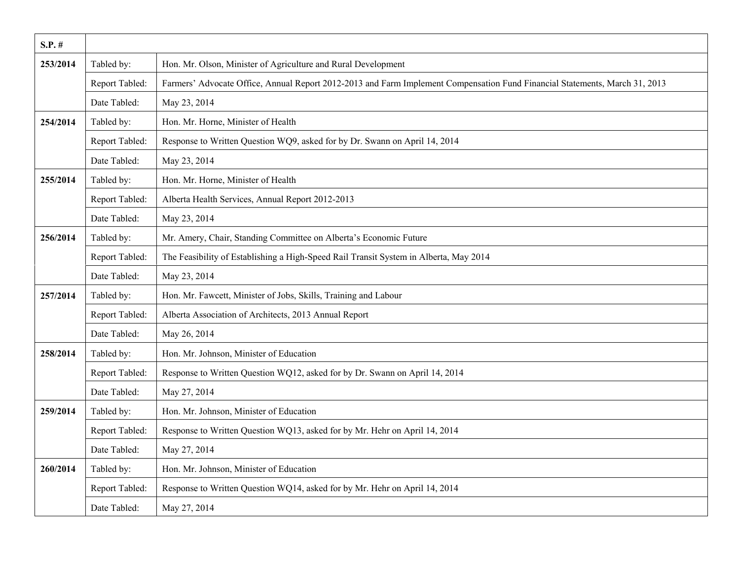| S.P. # | | |
|---|---|---|
| 253/2014 | Tabled by: | Hon. Mr. Olson, Minister of Agriculture and Rural Development |
| | Report Tabled: | Farmers' Advocate Office, Annual Report 2012-2013 and Farm Implement Compensation Fund Financial Statements, March 31, 2013 |
| | Date Tabled: | May 23, 2014 |
| 254/2014 | Tabled by: | Hon. Mr. Horne, Minister of Health |
| | Report Tabled: | Response to Written Question WQ9, asked for by Dr. Swann on April 14, 2014 |
| | Date Tabled: | May 23, 2014 |
| 255/2014 | Tabled by: | Hon. Mr. Horne, Minister of Health |
| | Report Tabled: | Alberta Health Services, Annual Report 2012-2013 |
| | Date Tabled: | May 23, 2014 |
| 256/2014 | Tabled by: | Mr. Amery, Chair, Standing Committee on Alberta's Economic Future |
| | Report Tabled: | The Feasibility of Establishing a High-Speed Rail Transit System in Alberta, May 2014 |
| | Date Tabled: | May 23, 2014 |
| 257/2014 | Tabled by: | Hon. Mr. Fawcett, Minister of Jobs, Skills, Training and Labour |
| | Report Tabled: | Alberta Association of Architects, 2013 Annual Report |
| | Date Tabled: | May 26, 2014 |
| 258/2014 | Tabled by: | Hon. Mr. Johnson, Minister of Education |
| | Report Tabled: | Response to Written Question WQ12, asked for by Dr. Swann on April 14, 2014 |
| | Date Tabled: | May 27, 2014 |
| 259/2014 | Tabled by: | Hon. Mr. Johnson, Minister of Education |
| | Report Tabled: | Response to Written Question WQ13, asked for by Mr. Hehr on April 14, 2014 |
| | Date Tabled: | May 27, 2014 |
| 260/2014 | Tabled by: | Hon. Mr. Johnson, Minister of Education |
| | Report Tabled: | Response to Written Question WQ14, asked for by Mr. Hehr on April 14, 2014 |
| | Date Tabled: | May 27, 2014 |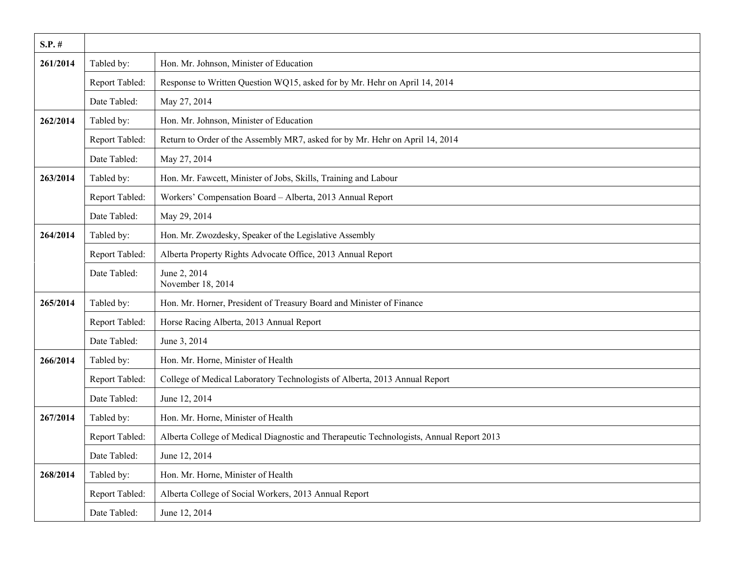| S.P. # | | |
|---|---|---|
| 261/2014 | Tabled by: | Hon. Mr. Johnson, Minister of Education |
| | Report Tabled: | Response to Written Question WQ15, asked for by Mr. Hehr on April 14, 2014 |
| | Date Tabled: | May 27, 2014 |
| 262/2014 | Tabled by: | Hon. Mr. Johnson, Minister of Education |
| | Report Tabled: | Return to Order of the Assembly MR7, asked for by Mr. Hehr on April 14, 2014 |
| | Date Tabled: | May 27, 2014 |
| 263/2014 | Tabled by: | Hon. Mr. Fawcett, Minister of Jobs, Skills, Training and Labour |
| | Report Tabled: | Workers' Compensation Board – Alberta, 2013 Annual Report |
| | Date Tabled: | May 29, 2014 |
| 264/2014 | Tabled by: | Hon. Mr. Zwozdesky, Speaker of the Legislative Assembly |
| | Report Tabled: | Alberta Property Rights Advocate Office, 2013 Annual Report |
| | Date Tabled: | June 2, 2014<br>November 18, 2014 |
| 265/2014 | Tabled by: | Hon. Mr. Horner, President of Treasury Board and Minister of Finance |
| | Report Tabled: | Horse Racing Alberta, 2013 Annual Report |
| | Date Tabled: | June 3, 2014 |
| 266/2014 | Tabled by: | Hon. Mr. Horne, Minister of Health |
| | Report Tabled: | College of Medical Laboratory Technologists of Alberta, 2013 Annual Report |
| | Date Tabled: | June 12, 2014 |
| 267/2014 | Tabled by: | Hon. Mr. Horne, Minister of Health |
| | Report Tabled: | Alberta College of Medical Diagnostic and Therapeutic Technologists, Annual Report 2013 |
| | Date Tabled: | June 12, 2014 |
| 268/2014 | Tabled by: | Hon. Mr. Horne, Minister of Health |
| | Report Tabled: | Alberta College of Social Workers, 2013 Annual Report |
| | Date Tabled: | June 12, 2014 |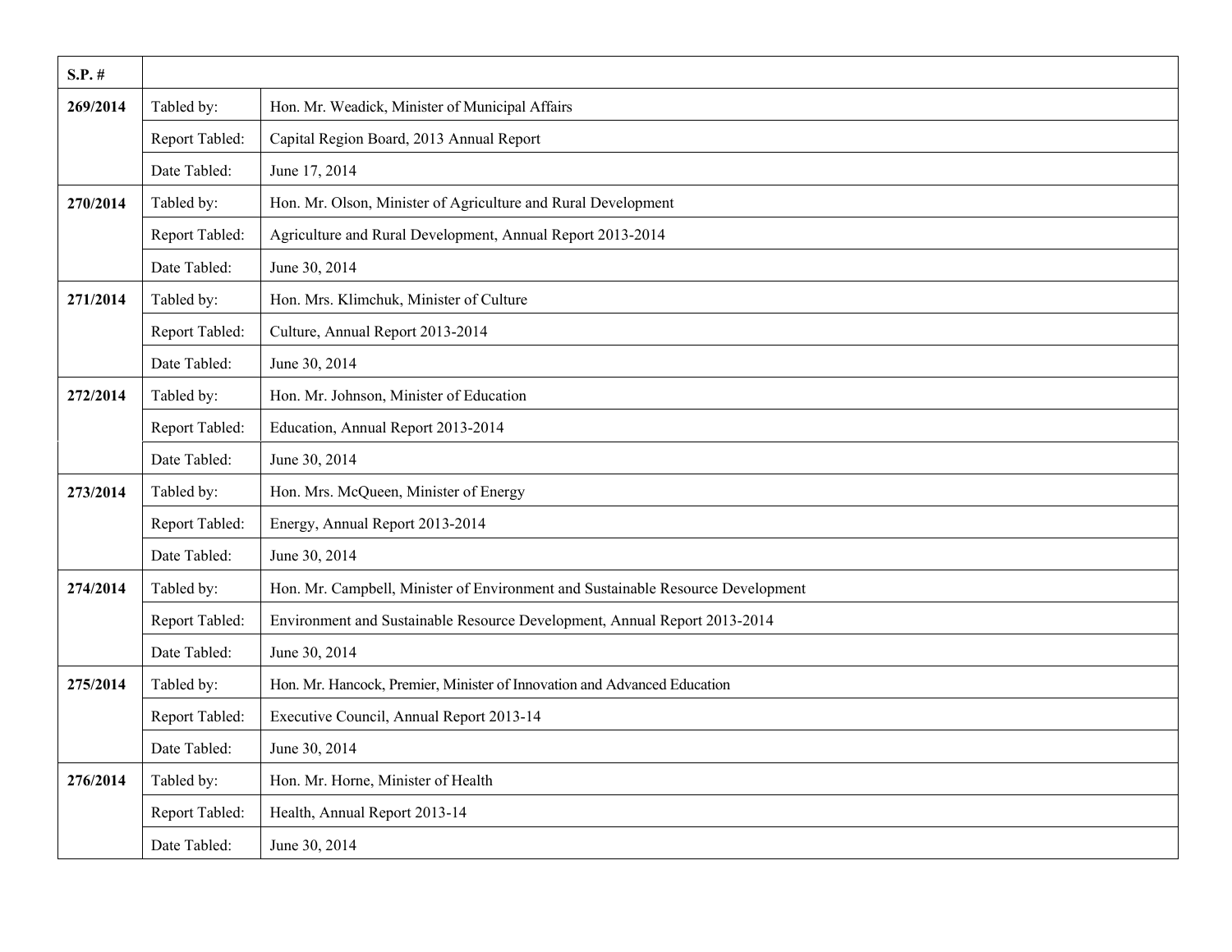| S.P. # | | |
|---|---|---|
| 269/2014 | Tabled by: | Hon. Mr. Weadick, Minister of Municipal Affairs |
| | Report Tabled: | Capital Region Board, 2013 Annual Report |
| | Date Tabled: | June 17, 2014 |
| 270/2014 | Tabled by: | Hon. Mr. Olson, Minister of Agriculture and Rural Development |
| | Report Tabled: | Agriculture and Rural Development, Annual Report 2013-2014 |
| | Date Tabled: | June 30, 2014 |
| 271/2014 | Tabled by: | Hon. Mrs. Klimchuk, Minister of Culture |
| | Report Tabled: | Culture, Annual Report 2013-2014 |
| | Date Tabled: | June 30, 2014 |
| 272/2014 | Tabled by: | Hon. Mr. Johnson, Minister of Education |
| | Report Tabled: | Education, Annual Report 2013-2014 |
| | Date Tabled: | June 30, 2014 |
| 273/2014 | Tabled by: | Hon. Mrs. McQueen, Minister of Energy |
| | Report Tabled: | Energy, Annual Report 2013-2014 |
| | Date Tabled: | June 30, 2014 |
| 274/2014 | Tabled by: | Hon. Mr. Campbell, Minister of Environment and Sustainable Resource Development |
| | Report Tabled: | Environment and Sustainable Resource Development, Annual Report 2013-2014 |
| | Date Tabled: | June 30, 2014 |
| 275/2014 | Tabled by: | Hon. Mr. Hancock, Premier, Minister of Innovation and Advanced Education |
| | Report Tabled: | Executive Council, Annual Report 2013-14 |
| | Date Tabled: | June 30, 2014 |
| 276/2014 | Tabled by: | Hon. Mr. Horne, Minister of Health |
| | Report Tabled: | Health, Annual Report 2013-14 |
| | Date Tabled: | June 30, 2014 |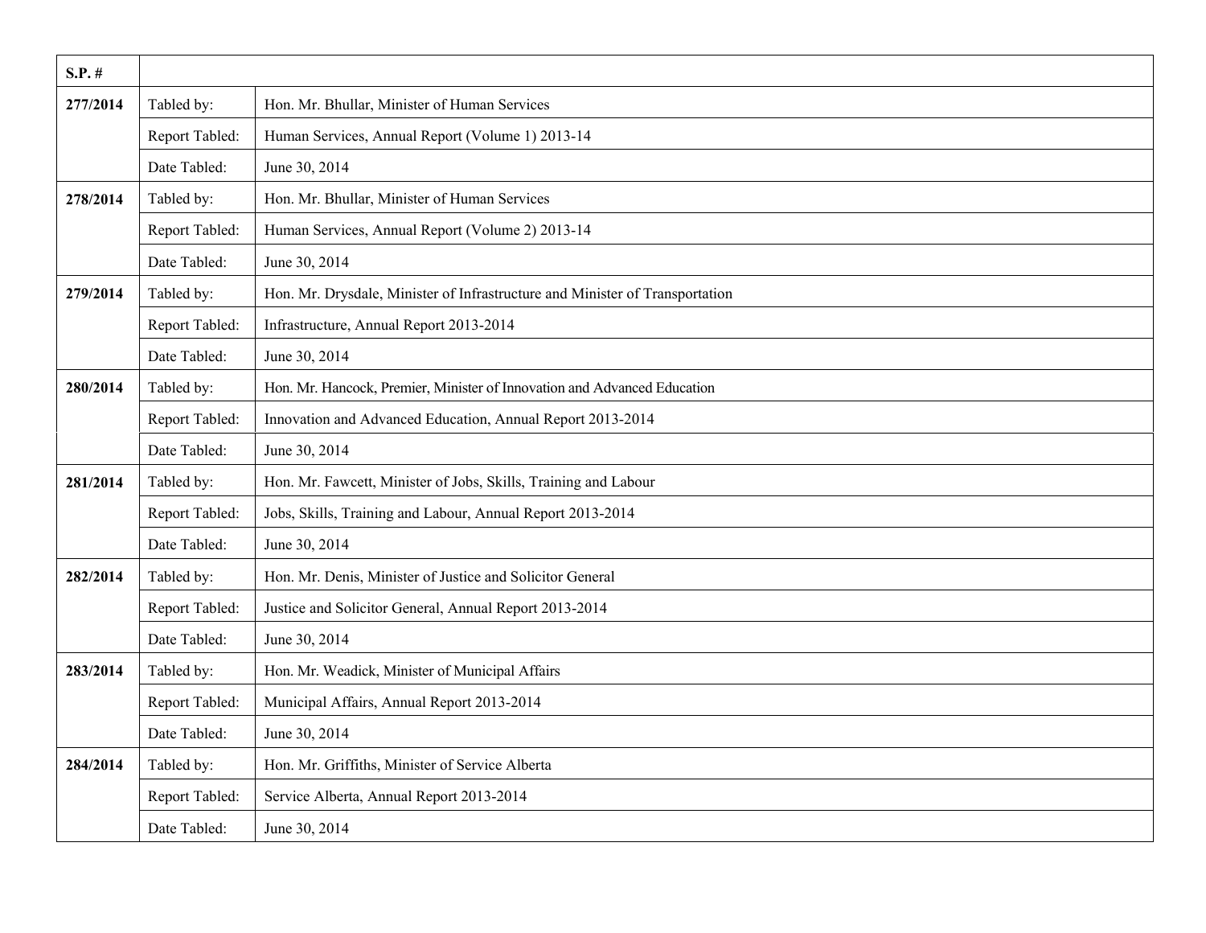| S.P. # | | |
|---|---|---|
| **277/2014** | Tabled by: | Hon. Mr. Bhullar, Minister of Human Services |
| | Report Tabled: | Human Services, Annual Report (Volume 1) 2013-14 |
| | Date Tabled: | June 30, 2014 |
| **278/2014** | Tabled by: | Hon. Mr. Bhullar, Minister of Human Services |
| | Report Tabled: | Human Services, Annual Report (Volume 2) 2013-14 |
| | Date Tabled: | June 30, 2014 |
| **279/2014** | Tabled by: | Hon. Mr. Drysdale, Minister of Infrastructure and Minister of Transportation |
| | Report Tabled: | Infrastructure, Annual Report 2013-2014 |
| | Date Tabled: | June 30, 2014 |
| **280/2014** | Tabled by: | Hon. Mr. Hancock, Premier, Minister of Innovation and Advanced Education |
| | Report Tabled: | Innovation and Advanced Education, Annual Report 2013-2014 |
| | Date Tabled: | June 30, 2014 |
| **281/2014** | Tabled by: | Hon. Mr. Fawcett, Minister of Jobs, Skills, Training and Labour |
| | Report Tabled: | Jobs, Skills, Training and Labour, Annual Report 2013-2014 |
| | Date Tabled: | June 30, 2014 |
| **282/2014** | Tabled by: | Hon. Mr. Denis, Minister of Justice and Solicitor General |
| | Report Tabled: | Justice and Solicitor General, Annual Report 2013-2014 |
| | Date Tabled: | June 30, 2014 |
| **283/2014** | Tabled by: | Hon. Mr. Weadick, Minister of Municipal Affairs |
| | Report Tabled: | Municipal Affairs, Annual Report 2013-2014 |
| | Date Tabled: | June 30, 2014 |
| **284/2014** | Tabled by: | Hon. Mr. Griffiths, Minister of Service Alberta |
| | Report Tabled: | Service Alberta, Annual Report 2013-2014 |
| | Date Tabled: | June 30, 2014 |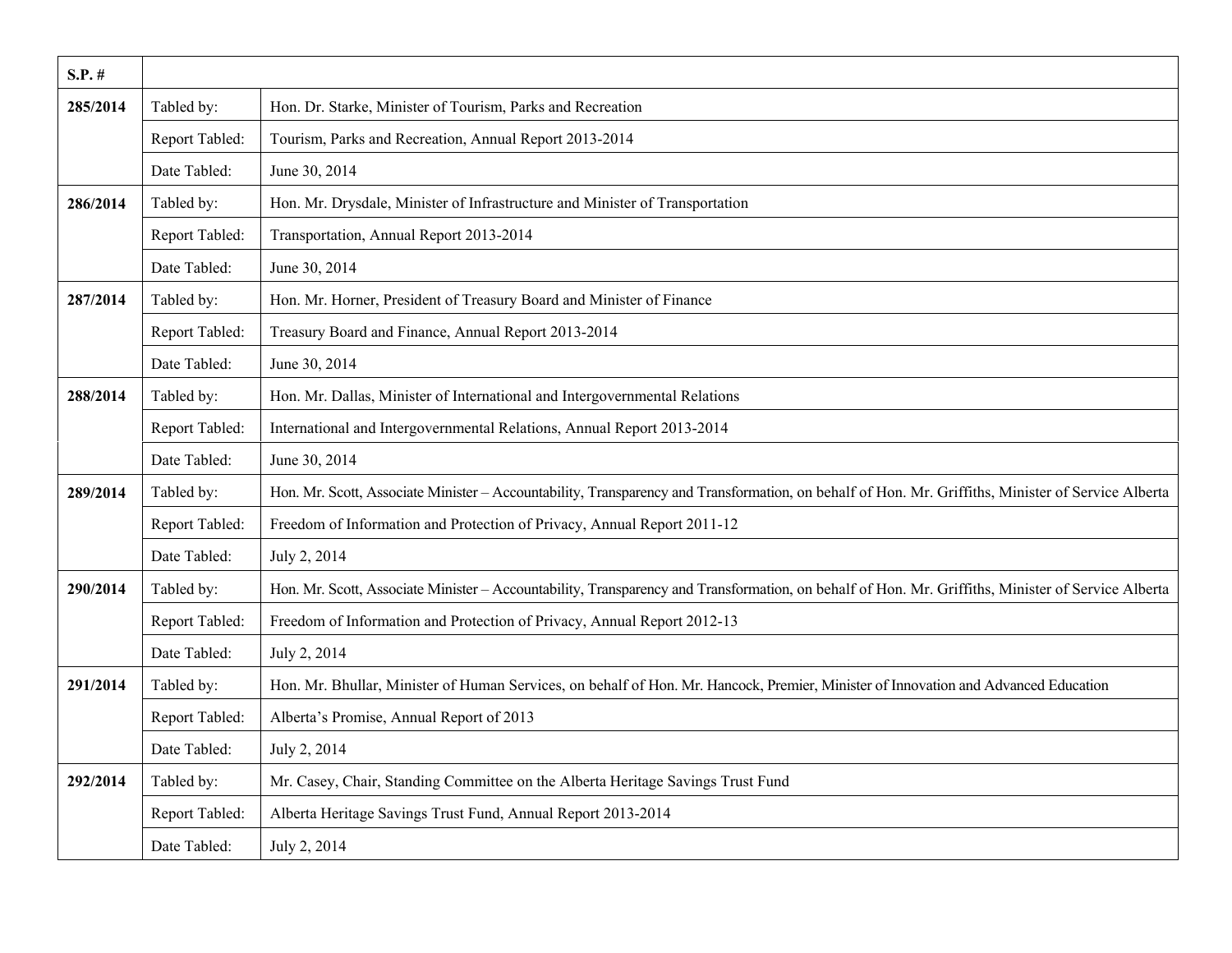| S.P. # | | |
|---|---|---|
| **285/2014** | Tabled by: | Hon. Dr. Starke, Minister of Tourism, Parks and Recreation |
| | Report Tabled: | Tourism, Parks and Recreation, Annual Report 2013-2014 |
| | Date Tabled: | June 30, 2014 |
| **286/2014** | Tabled by: | Hon. Mr. Drysdale, Minister of Infrastructure and Minister of Transportation |
| | Report Tabled: | Transportation, Annual Report 2013-2014 |
| | Date Tabled: | June 30, 2014 |
| **287/2014** | Tabled by: | Hon. Mr. Horner, President of Treasury Board and Minister of Finance |
| | Report Tabled: | Treasury Board and Finance, Annual Report 2013-2014 |
| | Date Tabled: | June 30, 2014 |
| **288/2014** | Tabled by: | Hon. Mr. Dallas, Minister of International and Intergovernmental Relations |
| | Report Tabled: | International and Intergovernmental Relations, Annual Report 2013-2014 |
| | Date Tabled: | June 30, 2014 |
| **289/2014** | Tabled by: | Hon. Mr. Scott, Associate Minister – Accountability, Transparency and Transformation, on behalf of Hon. Mr. Griffiths, Minister of Service Alberta |
| | Report Tabled: | Freedom of Information and Protection of Privacy, Annual Report 2011-12 |
| | Date Tabled: | July 2, 2014 |
| **290/2014** | Tabled by: | Hon. Mr. Scott, Associate Minister – Accountability, Transparency and Transformation, on behalf of Hon. Mr. Griffiths, Minister of Service Alberta |
| | Report Tabled: | Freedom of Information and Protection of Privacy, Annual Report 2012-13 |
| | Date Tabled: | July 2, 2014 |
| **291/2014** | Tabled by: | Hon. Mr. Bhullar, Minister of Human Services, on behalf of Hon. Mr. Hancock, Premier, Minister of Innovation and Advanced Education |
| | Report Tabled: | Alberta's Promise, Annual Report of 2013 |
| | Date Tabled: | July 2, 2014 |
| **292/2014** | Tabled by: | Mr. Casey, Chair, Standing Committee on the Alberta Heritage Savings Trust Fund |
| | Report Tabled: | Alberta Heritage Savings Trust Fund, Annual Report 2013-2014 |
| | Date Tabled: | July 2, 2014 |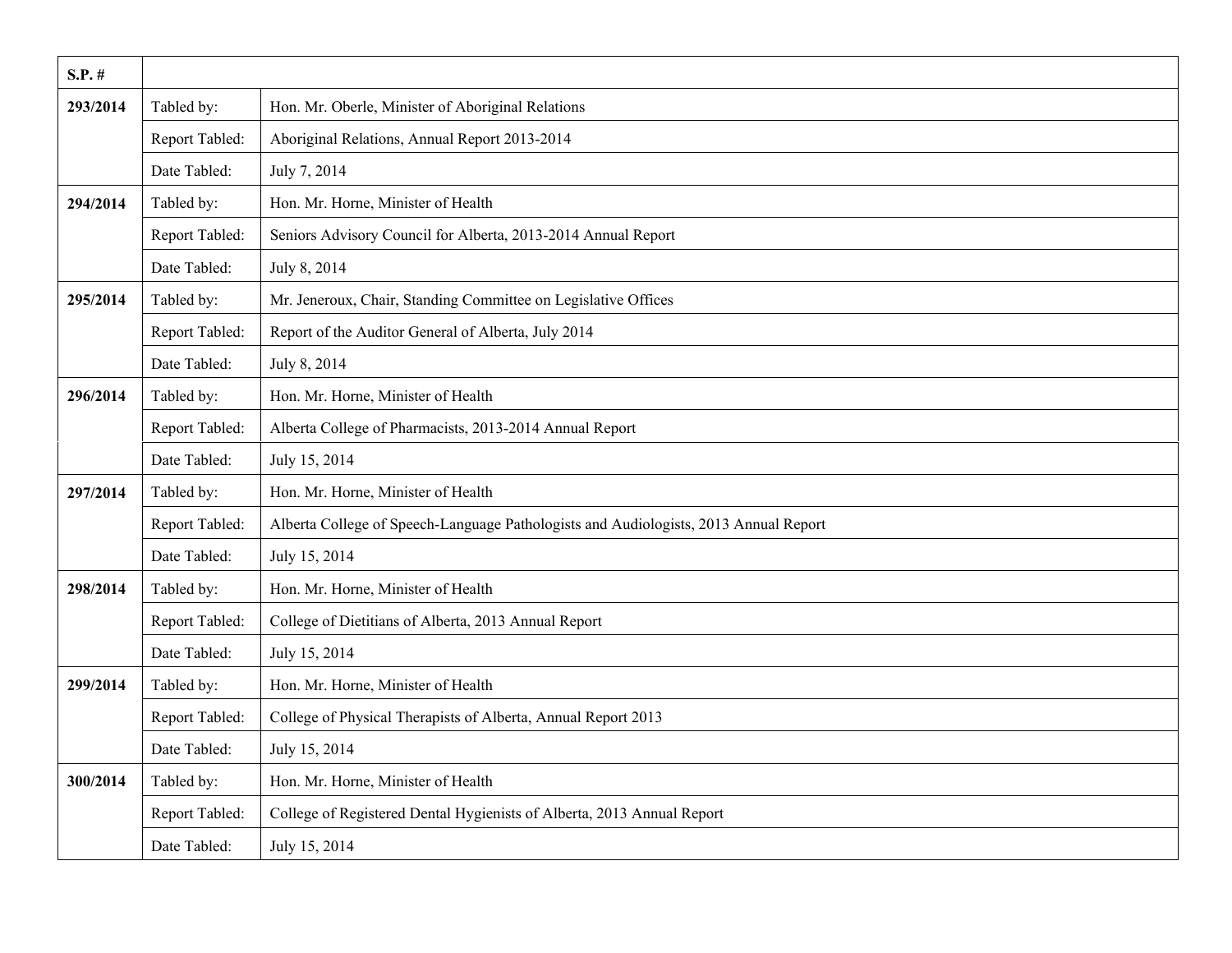| S.P. # | | |
|---|---|---|
| 293/2014 | Tabled by: | Hon. Mr. Oberle, Minister of Aboriginal Relations |
| | Report Tabled: | Aboriginal Relations, Annual Report 2013-2014 |
| | Date Tabled: | July 7, 2014 |
| 294/2014 | Tabled by: | Hon. Mr. Horne, Minister of Health |
| | Report Tabled: | Seniors Advisory Council for Alberta, 2013-2014 Annual Report |
| | Date Tabled: | July 8, 2014 |
| 295/2014 | Tabled by: | Mr. Jeneroux, Chair, Standing Committee on Legislative Offices |
| | Report Tabled: | Report of the Auditor General of Alberta, July 2014 |
| | Date Tabled: | July 8, 2014 |
| 296/2014 | Tabled by: | Hon. Mr. Horne, Minister of Health |
| | Report Tabled: | Alberta College of Pharmacists, 2013-2014 Annual Report |
| | Date Tabled: | July 15, 2014 |
| 297/2014 | Tabled by: | Hon. Mr. Horne, Minister of Health |
| | Report Tabled: | Alberta College of Speech-Language Pathologists and Audiologists, 2013 Annual Report |
| | Date Tabled: | July 15, 2014 |
| 298/2014 | Tabled by: | Hon. Mr. Horne, Minister of Health |
| | Report Tabled: | College of Dietitians of Alberta, 2013 Annual Report |
| | Date Tabled: | July 15, 2014 |
| 299/2014 | Tabled by: | Hon. Mr. Horne, Minister of Health |
| | Report Tabled: | College of Physical Therapists of Alberta, Annual Report 2013 |
| | Date Tabled: | July 15, 2014 |
| 300/2014 | Tabled by: | Hon. Mr. Horne, Minister of Health |
| | Report Tabled: | College of Registered Dental Hygienists of Alberta, 2013 Annual Report |
| | Date Tabled: | July 15, 2014 |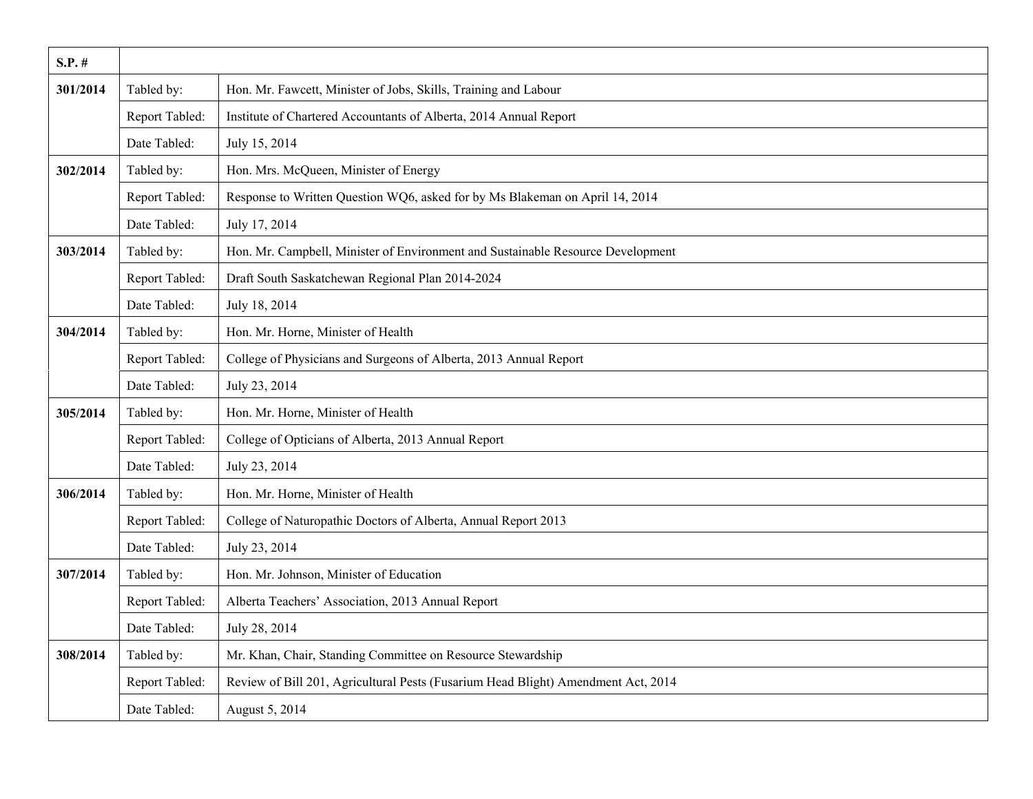| S.P. # | | |
|---|---|---|
| 301/2014 | Tabled by: | Hon. Mr. Fawcett, Minister of Jobs, Skills, Training and Labour |
| | Report Tabled: | Institute of Chartered Accountants of Alberta, 2014 Annual Report |
| | Date Tabled: | July 15, 2014 |
| 302/2014 | Tabled by: | Hon. Mrs. McQueen, Minister of Energy |
| | Report Tabled: | Response to Written Question WQ6, asked for by Ms Blakeman on April 14, 2014 |
| | Date Tabled: | July 17, 2014 |
| 303/2014 | Tabled by: | Hon. Mr. Campbell, Minister of Environment and Sustainable Resource Development |
| | Report Tabled: | Draft South Saskatchewan Regional Plan 2014-2024 |
| | Date Tabled: | July 18, 2014 |
| 304/2014 | Tabled by: | Hon. Mr. Horne, Minister of Health |
| | Report Tabled: | College of Physicians and Surgeons of Alberta, 2013 Annual Report |
| | Date Tabled: | July 23, 2014 |
| 305/2014 | Tabled by: | Hon. Mr. Horne, Minister of Health |
| | Report Tabled: | College of Opticians of Alberta, 2013 Annual Report |
| | Date Tabled: | July 23, 2014 |
| 306/2014 | Tabled by: | Hon. Mr. Horne, Minister of Health |
| | Report Tabled: | College of Naturopathic Doctors of Alberta, Annual Report 2013 |
| | Date Tabled: | July 23, 2014 |
| 307/2014 | Tabled by: | Hon. Mr. Johnson, Minister of Education |
| | Report Tabled: | Alberta Teachers' Association, 2013 Annual Report |
| | Date Tabled: | July 28, 2014 |
| 308/2014 | Tabled by: | Mr. Khan, Chair, Standing Committee on Resource Stewardship |
| | Report Tabled: | Review of Bill 201, Agricultural Pests (Fusarium Head Blight) Amendment Act, 2014 |
| | Date Tabled: | August 5, 2014 |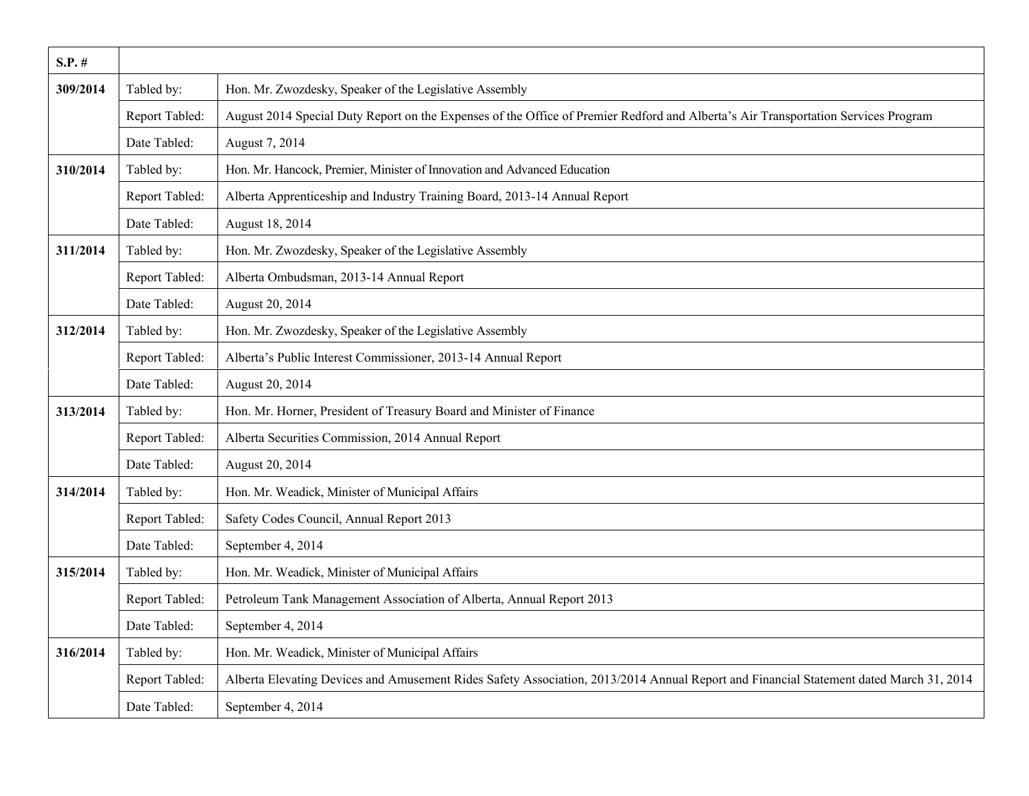| S.P. # | | |
|---|---|---|
| 309/2014 | Tabled by: | Hon. Mr. Zwozdesky, Speaker of the Legislative Assembly |
| | Report Tabled: | August 2014 Special Duty Report on the Expenses of the Office of Premier Redford and Alberta's Air Transportation Services Program |
| | Date Tabled: | August 7, 2014 |
| 310/2014 | Tabled by: | Hon. Mr. Hancock, Premier, Minister of Innovation and Advanced Education |
| | Report Tabled: | Alberta Apprenticeship and Industry Training Board, 2013-14 Annual Report |
| | Date Tabled: | August 18, 2014 |
| 311/2014 | Tabled by: | Hon. Mr. Zwozdesky, Speaker of the Legislative Assembly |
| | Report Tabled: | Alberta Ombudsman, 2013-14 Annual Report |
| | Date Tabled: | August 20, 2014 |
| 312/2014 | Tabled by: | Hon. Mr. Zwozdesky, Speaker of the Legislative Assembly |
| | Report Tabled: | Alberta's Public Interest Commissioner, 2013-14 Annual Report |
| | Date Tabled: | August 20, 2014 |
| 313/2014 | Tabled by: | Hon. Mr. Horner, President of Treasury Board and Minister of Finance |
| | Report Tabled: | Alberta Securities Commission, 2014 Annual Report |
| | Date Tabled: | August 20, 2014 |
| 314/2014 | Tabled by: | Hon. Mr. Weadick, Minister of Municipal Affairs |
| | Report Tabled: | Safety Codes Council, Annual Report 2013 |
| | Date Tabled: | September 4, 2014 |
| 315/2014 | Tabled by: | Hon. Mr. Weadick, Minister of Municipal Affairs |
| | Report Tabled: | Petroleum Tank Management Association of Alberta, Annual Report 2013 |
| | Date Tabled: | September 4, 2014 |
| 316/2014 | Tabled by: | Hon. Mr. Weadick, Minister of Municipal Affairs |
| | Report Tabled: | Alberta Elevating Devices and Amusement Rides Safety Association, 2013/2014 Annual Report and Financial Statement dated March 31, 2014 |
| | Date Tabled: | September 4, 2014 |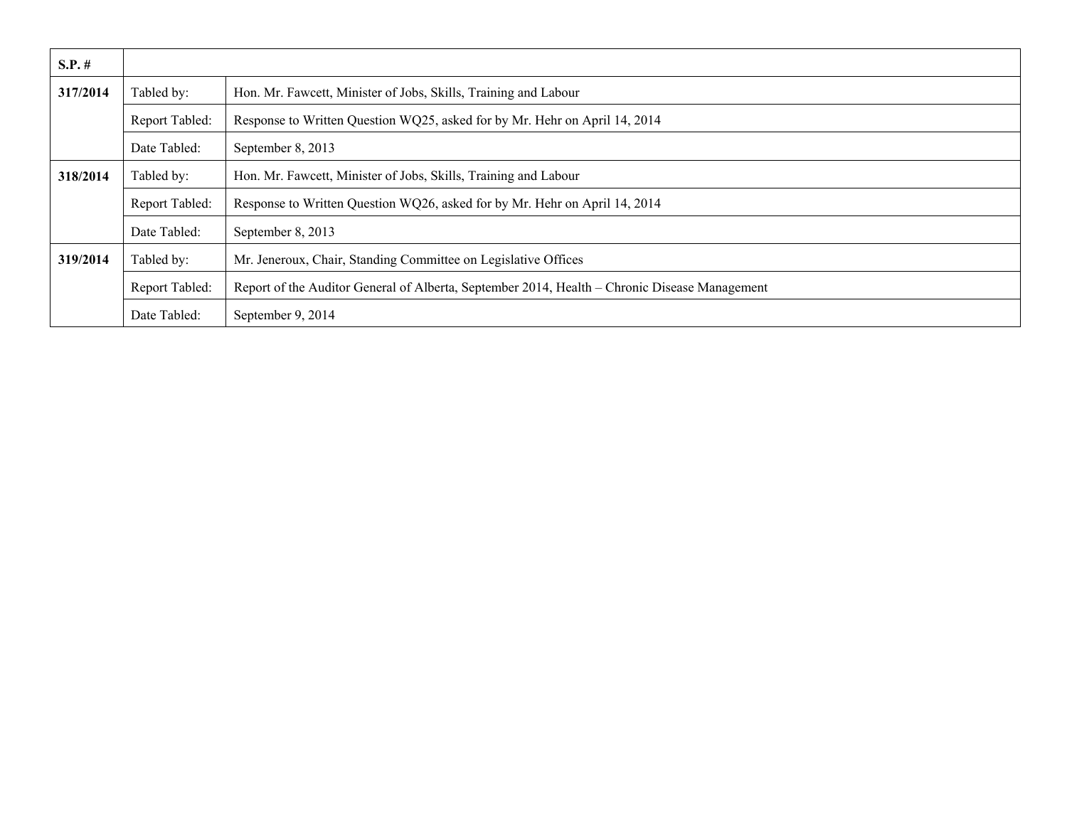| S.P. # | | |
|---|---|---|
| 317/2014 | Tabled by: | Hon. Mr. Fawcett, Minister of Jobs, Skills, Training and Labour |
| | Report Tabled: | Response to Written Question WQ25, asked for by Mr. Hehr on April 14, 2014 |
| | Date Tabled: | September 8, 2013 |
| 318/2014 | Tabled by: | Hon. Mr. Fawcett, Minister of Jobs, Skills, Training and Labour |
| | Report Tabled: | Response to Written Question WQ26, asked for by Mr. Hehr on April 14, 2014 |
| | Date Tabled: | September 8, 2013 |
| 319/2014 | Tabled by: | Mr. Jeneroux, Chair, Standing Committee on Legislative Offices |
| | Report Tabled: | Report of the Auditor General of Alberta, September 2014, Health – Chronic Disease Management |
| | Date Tabled: | September 9, 2014 |